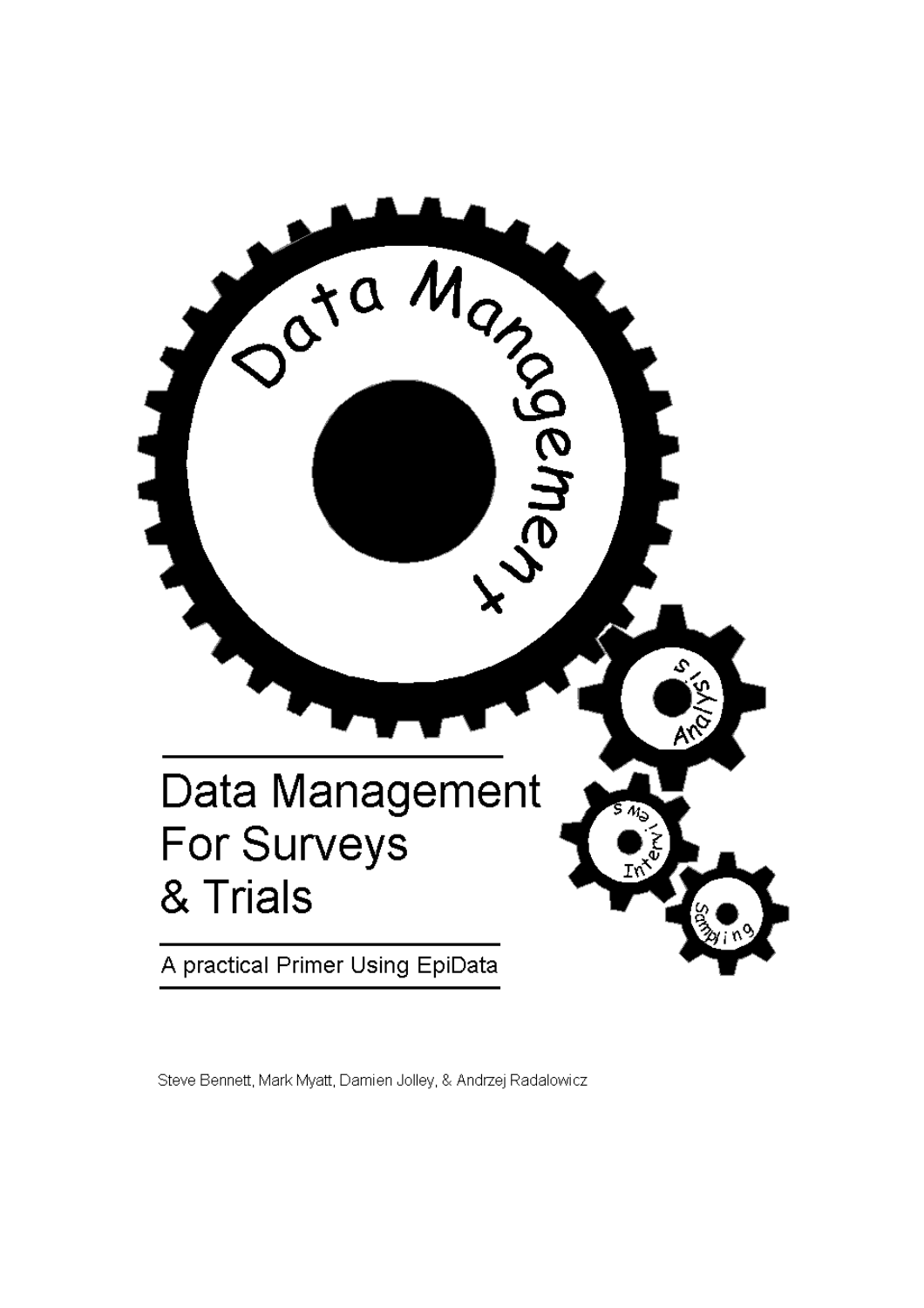# Data Management For Surveys & Trials

## A practical Primer Using EpiData

Steve Bennett, Mark Myatt, Damien Jolley, & Andrzej Radalowicz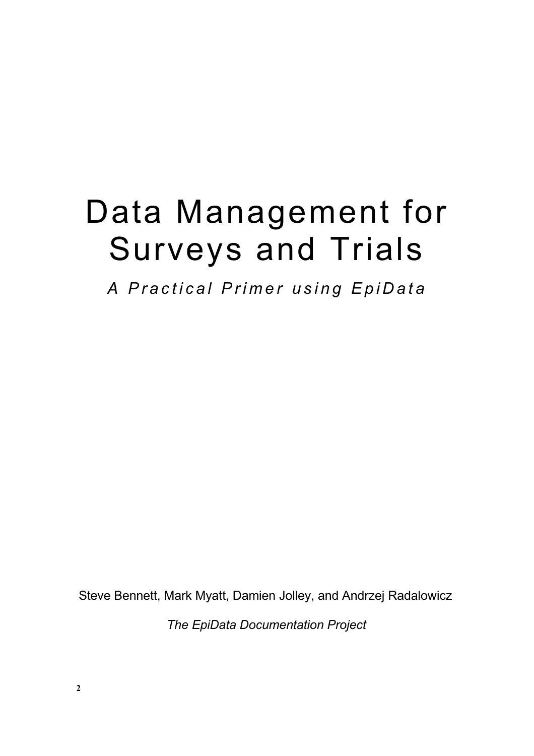# Data Management for Surveys and Trials

*A Practical Primer using EpiData*

Steve Bennett, Mark Myatt, Damien Jolley, and Andrzej Radalowicz

*The EpiData Documentation Project*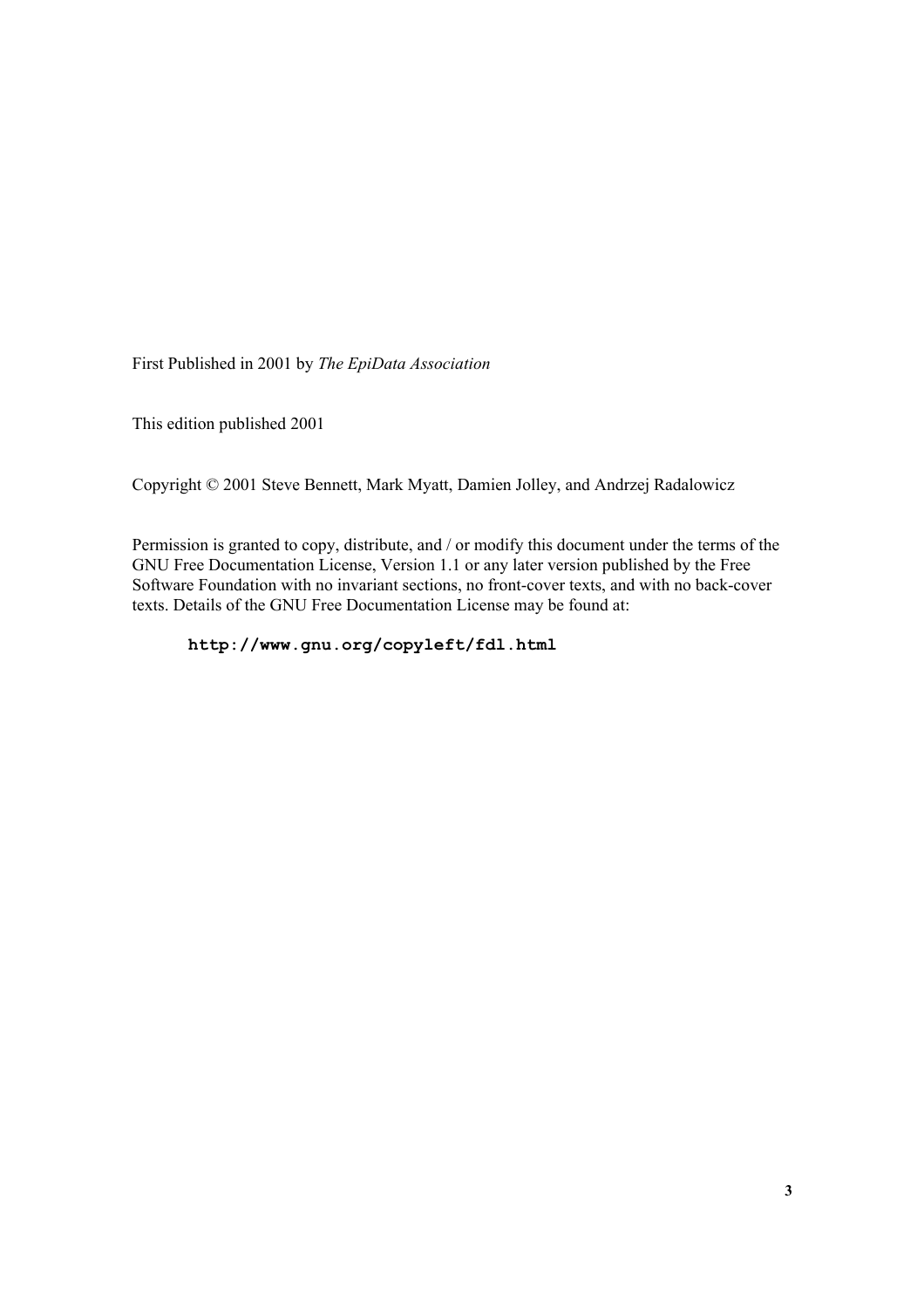First Published in 2001 by *The EpiData Association*

This edition published 2001

Copyright © 2001 Steve Bennett, Mark Myatt, Damien Jolley, and Andrzej Radalowicz

Permission is granted to copy, distribute, and / or modify this document under the terms of the GNU Free Documentation License, Version 1.1 or any later version published by the Free Software Foundation with no invariant sections, no front-cover texts, and with no back-cover texts. Details of the GNU Free Documentation License may be found at:

**`http://www.gnu.org/copyleft/fdl.html`**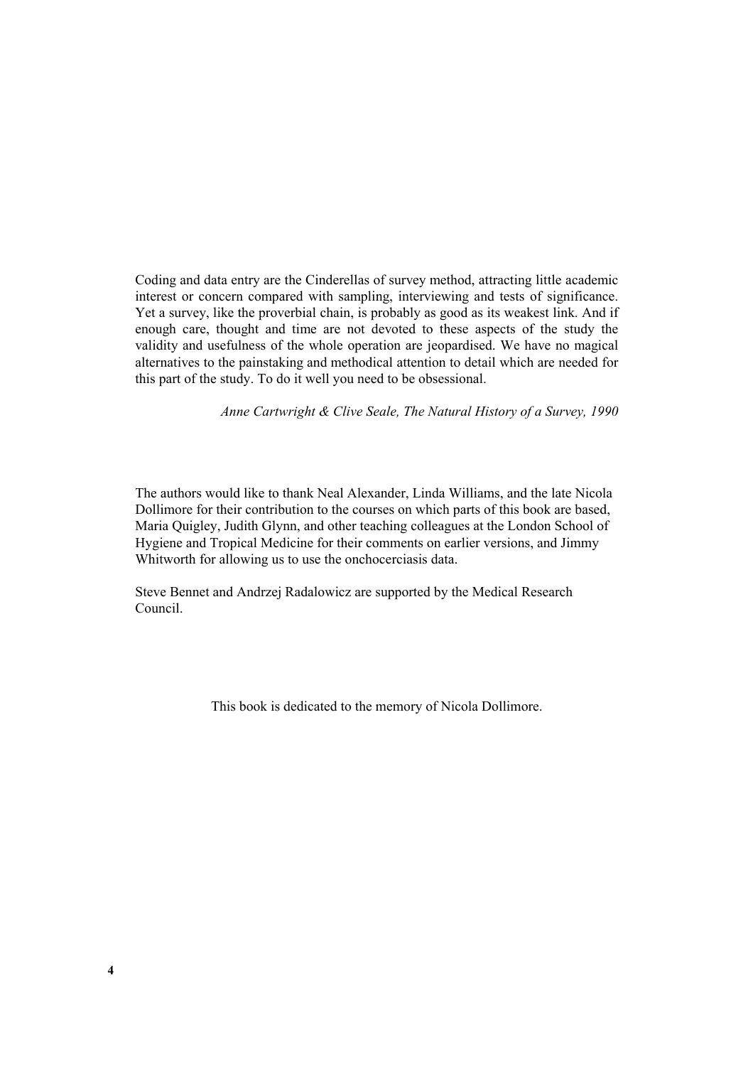Coding and data entry are the Cinderellas of survey method, attracting little academic interest or concern compared with sampling, interviewing and tests of significance. Yet a survey, like the proverbial chain, is probably as good as its weakest link. And if enough care, thought and time are not devoted to these aspects of the study the validity and usefulness of the whole operation are jeopardised. We have no magical alternatives to the painstaking and methodical attention to detail which are needed for this part of the study. To do it well you need to be obsessional.

*Anne Cartwright & Clive Seale, The Natural History of a Survey, 1990*

The authors would like to thank Neal Alexander, Linda Williams, and the late Nicola Dollimore for their contribution to the courses on which parts of this book are based, Maria Quigley, Judith Glynn, and other teaching colleagues at the London School of Hygiene and Tropical Medicine for their comments on earlier versions, and Jimmy Whitworth for allowing us to use the onchocerciasis data.

Steve Bennet and Andrzej Radalowicz are supported by the Medical Research Council.

This book is dedicated to the memory of Nicola Dollimore.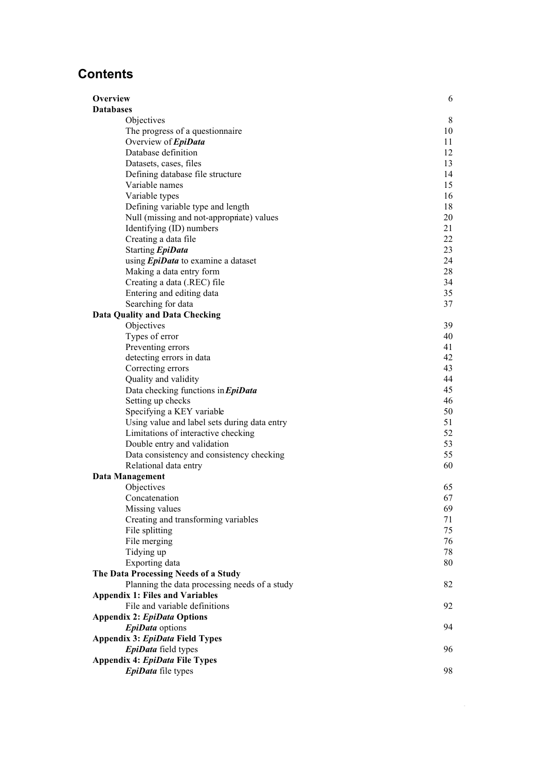# Contents

| | |
|---|---|
| **Overview** | 6 |
| **Databases** | |
| Objectives | 8 |
| The progress of a questionnaire | 10 |
| Overview of ***EpiData*** | 11 |
| Database definition | 12 |
| Datasets, cases, files | 13 |
| Defining database file structure | 14 |
| Variable names | 15 |
| Variable types | 16 |
| Defining variable type and length | 18 |
| Null (missing and not-appropriate) values | 20 |
| Identifying (ID) numbers | 21 |
| Creating a data file | 22 |
| Starting ***EpiData*** | 23 |
| using ***EpiData*** to examine a dataset | 24 |
| Making a data entry form | 28 |
| Creating a data (.REC) file | 34 |
| Entering and editing data | 35 |
| Searching for data | 37 |
| **Data Quality and Data Checking** | |
| Objectives | 39 |
| Types of error | 40 |
| Preventing errors | 41 |
| detecting errors in data | 42 |
| Correcting errors | 43 |
| Quality and validity | 44 |
| Data checking functions in ***EpiData*** | 45 |
| Setting up checks | 46 |
| Specifying a KEY variable | 50 |
| Using value and label sets during data entry | 51 |
| Limitations of interactive checking | 52 |
| Double entry and validation | 53 |
| Data consistency and consistency checking | 55 |
| Relational data entry | 60 |
| **Data Management** | |
| Objectives | 65 |
| Concatenation | 67 |
| Missing values | 69 |
| Creating and transforming variables | 71 |
| File splitting | 75 |
| File merging | 76 |
| Tidying up | 78 |
| Exporting data | 80 |
| **The Data Processing Needs of a Study** | |
| Planning the data processing needs of a study | 82 |
| **Appendix 1: Files and Variables** | |
| File and variable definitions | 92 |
| **Appendix 2: *EpiData* Options** | |
| ***EpiData*** options | 94 |
| **Appendix 3: *EpiData* Field Types** | |
| ***EpiData*** field types | 96 |
| **Appendix 4: *EpiData* File Types** | |
| ***EpiData*** file types | 98 |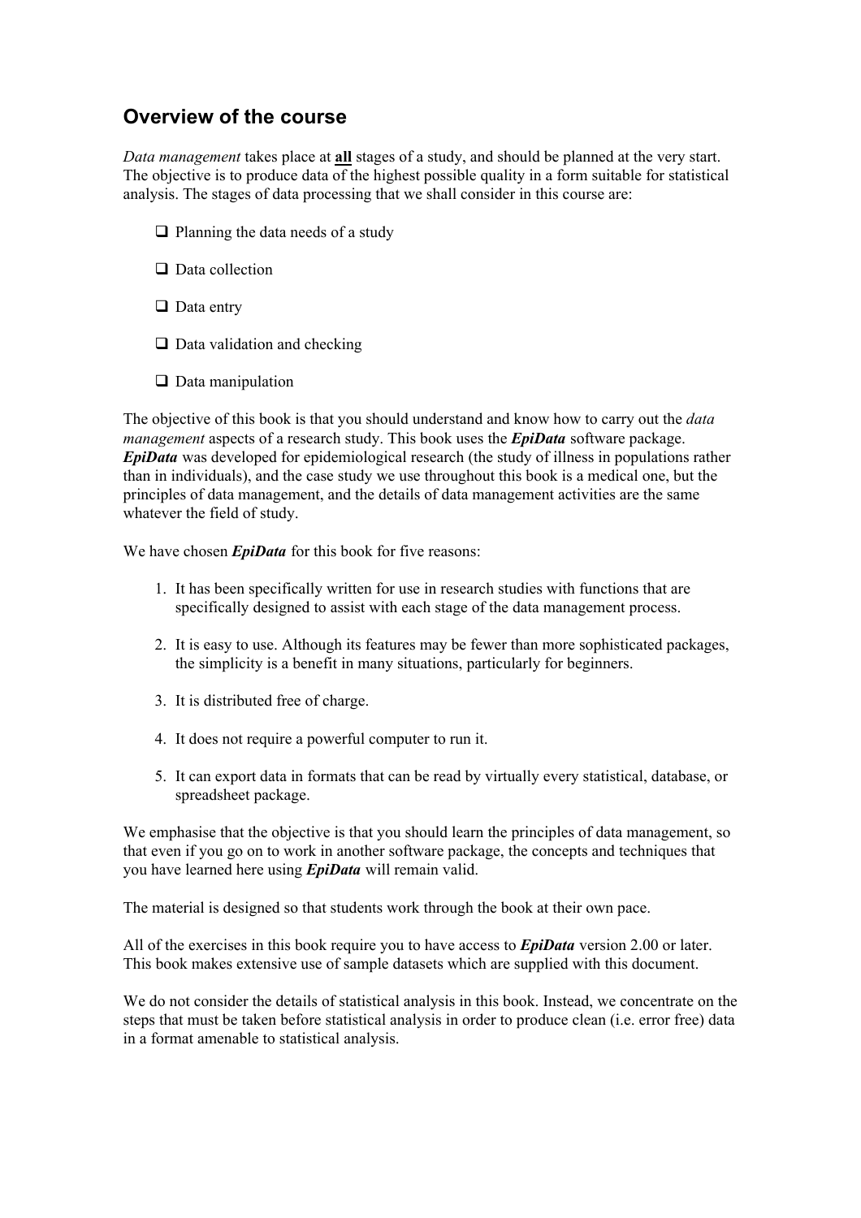## Overview of the course

*Data management* takes place at **all** stages of a study, and should be planned at the very start. The objective is to produce data of the highest possible quality in a form suitable for statistical analysis. The stages of data processing that we shall consider in this course are:

- Planning the data needs of a study
- Data collection
- Data entry
- Data validation and checking
- Data manipulation

The objective of this book is that you should understand and know how to carry out the *data management* aspects of a research study. This book uses the ***EpiData*** software package. ***EpiData*** was developed for epidemiological research (the study of illness in populations rather than in individuals), and the case study we use throughout this book is a medical one, but the principles of data management, and the details of data management activities are the same whatever the field of study.

We have chosen ***EpiData*** for this book for five reasons:

1. It has been specifically written for use in research studies with functions that are specifically designed to assist with each stage of the data management process.

2. It is easy to use. Although its features may be fewer than more sophisticated packages, the simplicity is a benefit in many situations, particularly for beginners.

3. It is distributed free of charge.

4. It does not require a powerful computer to run it.

5. It can export data in formats that can be read by virtually every statistical, database, or spreadsheet package.

We emphasise that the objective is that you should learn the principles of data management, so that even if you go on to work in another software package, the concepts and techniques that you have learned here using ***EpiData*** will remain valid.

The material is designed so that students work through the book at their own pace.

All of the exercises in this book require you to have access to ***EpiData*** version 2.00 or later. This book makes extensive use of sample datasets which are supplied with this document.

We do not consider the details of statistical analysis in this book. Instead, we concentrate on the steps that must be taken before statistical analysis in order to produce clean (i.e. error free) data in a format amenable to statistical analysis.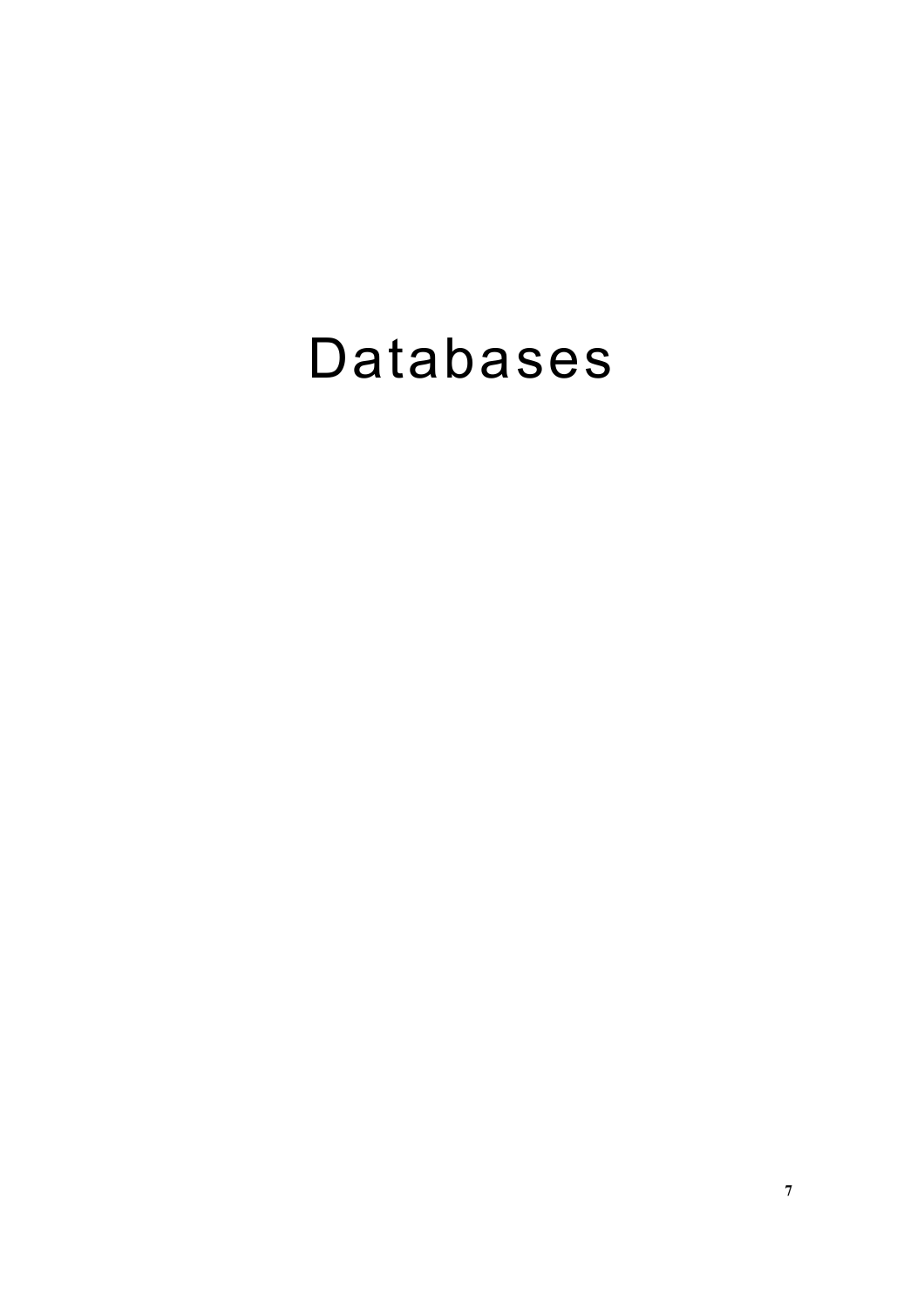# Databases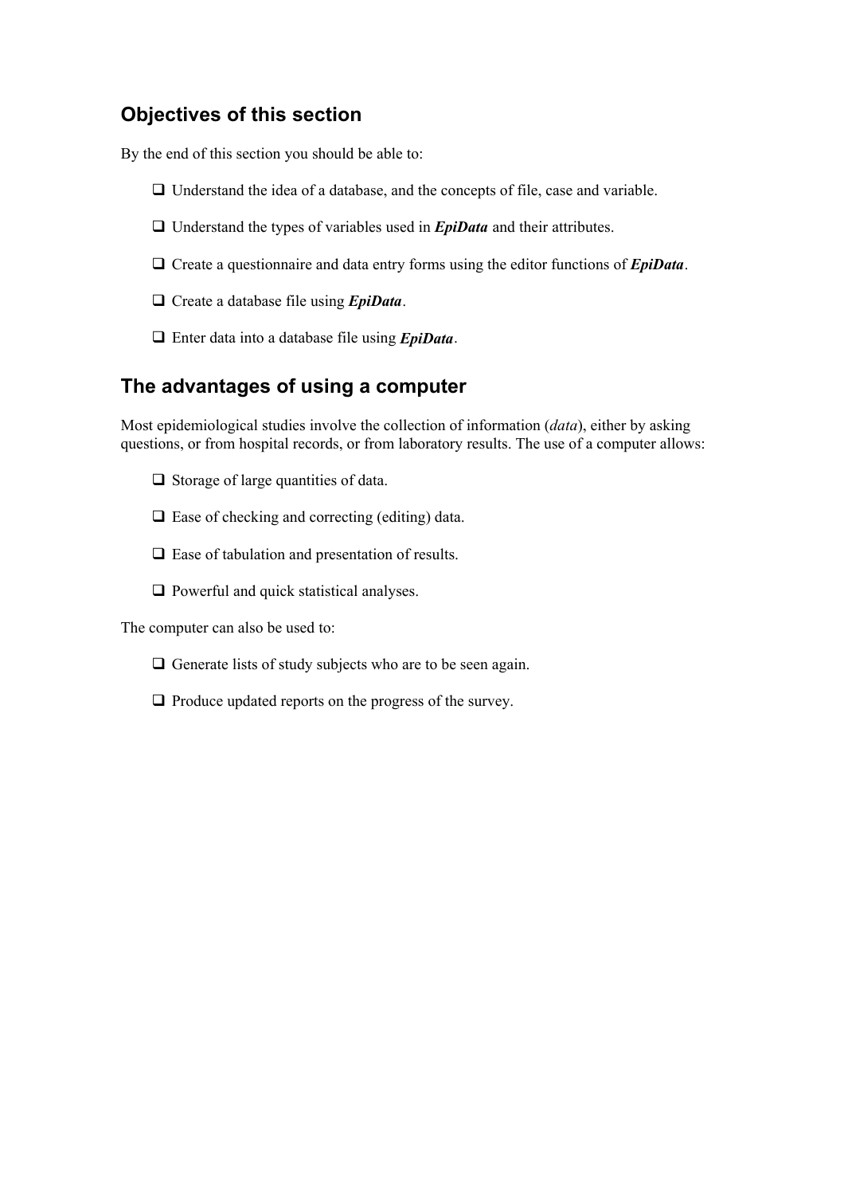## Objectives of this section

By the end of this section you should be able to:

- Understand the idea of a database, and the concepts of file, case and variable.
- Understand the types of variables used in ***EpiData*** and their attributes.
- Create a questionnaire and data entry forms using the editor functions of ***EpiData***.
- Create a database file using ***EpiData***.
- Enter data into a database file using ***EpiData***.

## The advantages of using a computer

Most epidemiological studies involve the collection of information (*data*), either by asking questions, or from hospital records, or from laboratory results. The use of a computer allows:

- Storage of large quantities of data.
- Ease of checking and correcting (editing) data.
- Ease of tabulation and presentation of results.
- Powerful and quick statistical analyses.

The computer can also be used to:

- Generate lists of study subjects who are to be seen again.
- Produce updated reports on the progress of the survey.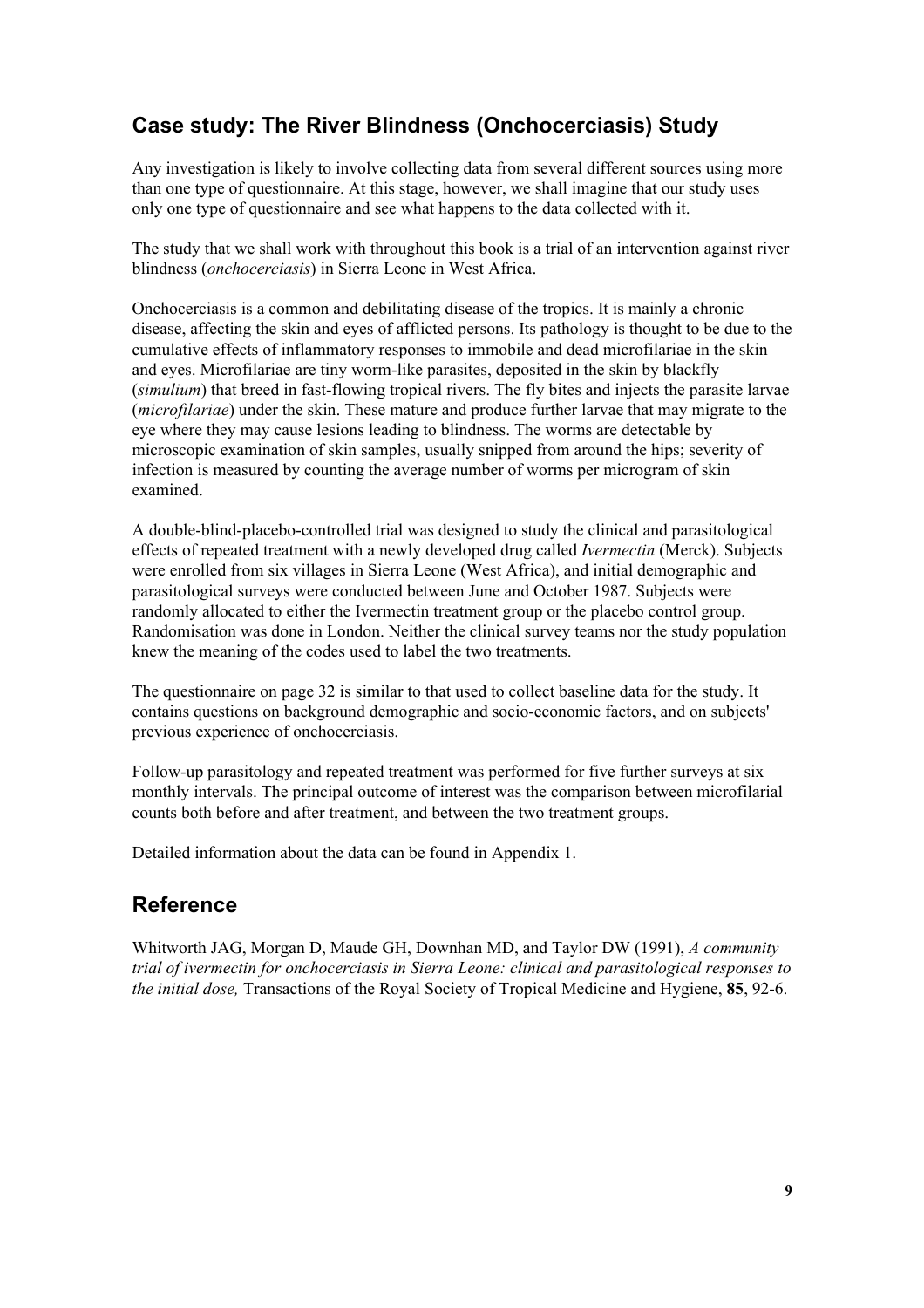## Case study: The River Blindness (Onchocerciasis) Study

Any investigation is likely to involve collecting data from several different sources using more than one type of questionnaire. At this stage, however, we shall imagine that our study uses only one type of questionnaire and see what happens to the data collected with it.

The study that we shall work with throughout this book is a trial of an intervention against river blindness (*onchocerciasis*) in Sierra Leone in West Africa.

Onchocerciasis is a common and debilitating disease of the tropics. It is mainly a chronic disease, affecting the skin and eyes of afflicted persons. Its pathology is thought to be due to the cumulative effects of inflammatory responses to immobile and dead microfilariae in the skin and eyes. Microfilariae are tiny worm-like parasites, deposited in the skin by blackfly (*simulium*) that breed in fast-flowing tropical rivers. The fly bites and injects the parasite larvae (*microfilariae*) under the skin. These mature and produce further larvae that may migrate to the eye where they may cause lesions leading to blindness. The worms are detectable by microscopic examination of skin samples, usually snipped from around the hips; severity of infection is measured by counting the average number of worms per microgram of skin examined.

A double-blind-placebo-controlled trial was designed to study the clinical and parasitological effects of repeated treatment with a newly developed drug called *Ivermectin* (Merck). Subjects were enrolled from six villages in Sierra Leone (West Africa), and initial demographic and parasitological surveys were conducted between June and October 1987. Subjects were randomly allocated to either the Ivermectin treatment group or the placebo control group. Randomisation was done in London. Neither the clinical survey teams nor the study population knew the meaning of the codes used to label the two treatments.

The questionnaire on page 32 is similar to that used to collect baseline data for the study. It contains questions on background demographic and socio-economic factors, and on subjects' previous experience of onchocerciasis.

Follow-up parasitology and repeated treatment was performed for five further surveys at six monthly intervals. The principal outcome of interest was the comparison between microfilarial counts both before and after treatment, and between the two treatment groups.

Detailed information about the data can be found in Appendix 1.

## Reference

Whitworth JAG, Morgan D, Maude GH, Downhan MD, and Taylor DW (1991), *A community trial of ivermectin for onchocerciasis in Sierra Leone: clinical and parasitological responses to the initial dose,* Transactions of the Royal Society of Tropical Medicine and Hygiene, **85**, 92-6.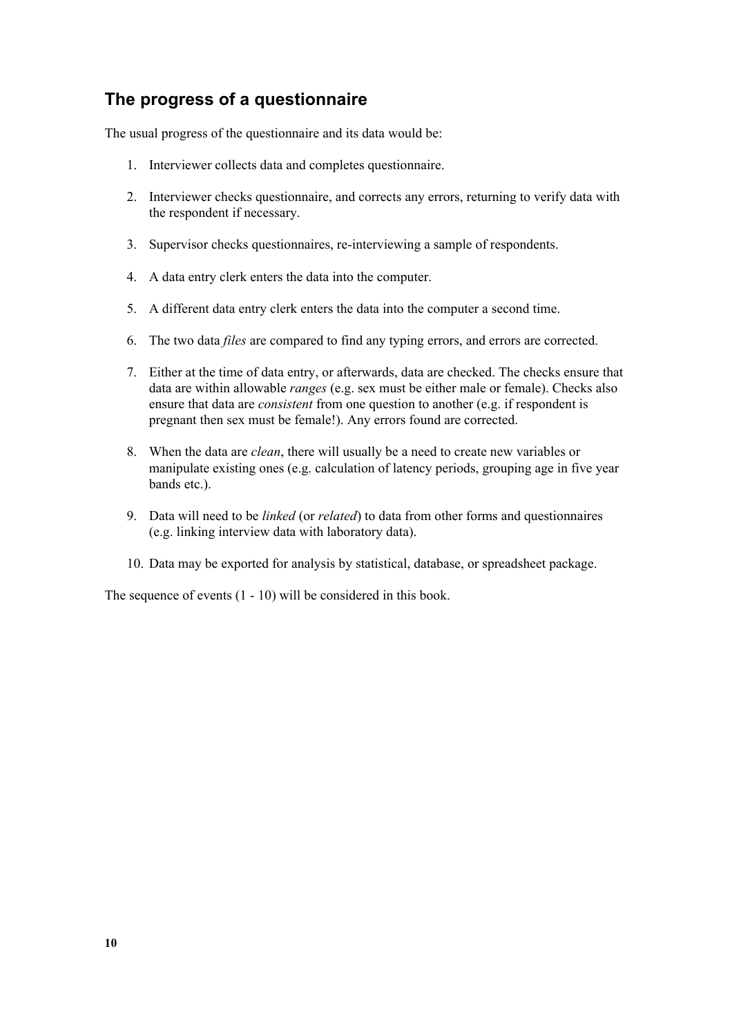## The progress of a questionnaire

The usual progress of the questionnaire and its data would be:

1. Interviewer collects data and completes questionnaire.

2. Interviewer checks questionnaire, and corrects any errors, returning to verify data with the respondent if necessary.

3. Supervisor checks questionnaires, re-interviewing a sample of respondents.

4. A data entry clerk enters the data into the computer.

5. A different data entry clerk enters the data into the computer a second time.

6. The two data *files* are compared to find any typing errors, and errors are corrected.

7. Either at the time of data entry, or afterwards, data are checked. The checks ensure that data are within allowable *ranges* (e.g. sex must be either male or female). Checks also ensure that data are *consistent* from one question to another (e.g. if respondent is pregnant then sex must be female!). Any errors found are corrected.

8. When the data are *clean*, there will usually be a need to create new variables or manipulate existing ones (e.g. calculation of latency periods, grouping age in five year bands etc.).

9. Data will need to be *linked* (or *related*) to data from other forms and questionnaires (e.g. linking interview data with laboratory data).

10. Data may be exported for analysis by statistical, database, or spreadsheet package.

The sequence of events (1 - 10) will be considered in this book.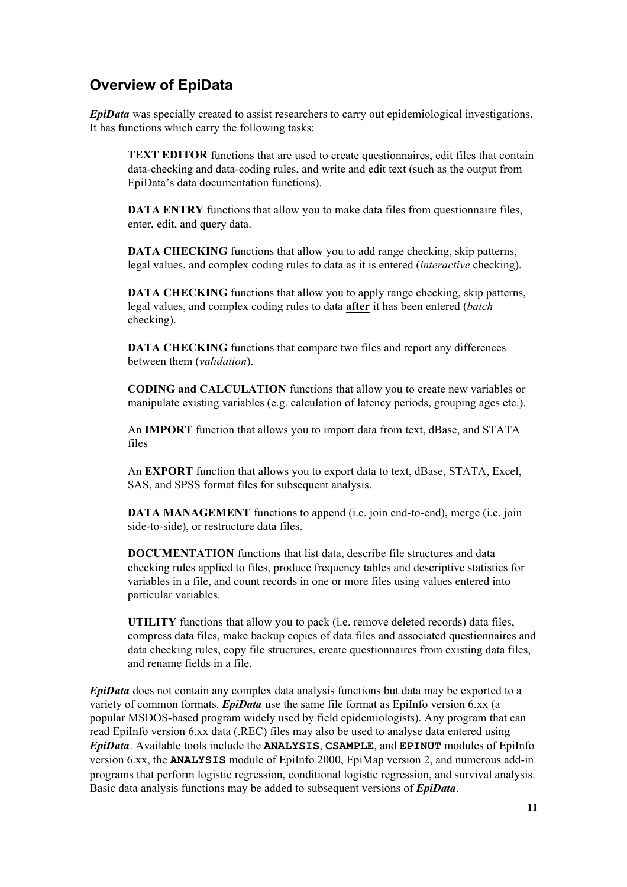## Overview of EpiData

***EpiData*** was specially created to assist researchers to carry out epidemiological investigations. It has functions which carry the following tasks:

> **TEXT EDITOR** functions that are used to create questionnaires, edit files that contain data-checking and data-coding rules, and write and edit text (such as the output from EpiData's data documentation functions).
>
> **DATA ENTRY** functions that allow you to make data files from questionnaire files, enter, edit, and query data.
>
> **DATA CHECKING** functions that allow you to add range checking, skip patterns, legal values, and complex coding rules to data as it is entered (*interactive* checking).
>
> **DATA CHECKING** functions that allow you to apply range checking, skip patterns, legal values, and complex coding rules to data **<u>after</u>** it has been entered (*batch* checking).
>
> **DATA CHECKING** functions that compare two files and report any differences between them (*validation*).
>
> **CODING and CALCULATION** functions that allow you to create new variables or manipulate existing variables (e.g. calculation of latency periods, grouping ages etc.).
>
> An **IMPORT** function that allows you to import data from text, dBase, and STATA files
>
> An **EXPORT** function that allows you to export data to text, dBase, STATA, Excel, SAS, and SPSS format files for subsequent analysis.
>
> **DATA MANAGEMENT** functions to append (i.e. join end-to-end), merge (i.e. join side-to-side), or restructure data files.
>
> **DOCUMENTATION** functions that list data, describe file structures and data checking rules applied to files, produce frequency tables and descriptive statistics for variables in a file, and count records in one or more files using values entered into particular variables.
>
> **UTILITY** functions that allow you to pack (i.e. remove deleted records) data files, compress data files, make backup copies of data files and associated questionnaires and data checking rules, copy file structures, create questionnaires from existing data files, and rename fields in a file.

***EpiData*** does not contain any complex data analysis functions but data may be exported to a variety of common formats. ***EpiData*** use the same file format as EpiInfo version 6.xx (a popular MSDOS-based program widely used by field epidemiologists). Any program that can read EpiInfo version 6.xx data (.REC) files may also be used to analyse data entered using ***EpiData***. Available tools include the **`ANALYSIS`**, **`CSAMPLE`**, and **`EPINUT`** modules of EpiInfo version 6.xx, the **`ANALYSIS`** module of EpiInfo 2000, EpiMap version 2, and numerous add-in programs that perform logistic regression, conditional logistic regression, and survival analysis. Basic data analysis functions may be added to subsequent versions of ***EpiData***.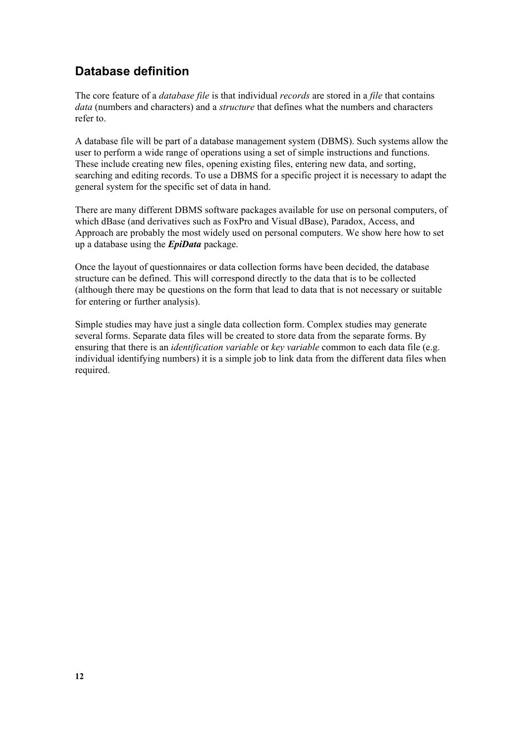## Database definition

The core feature of a *database file* is that individual *records* are stored in a *file* that contains *data* (numbers and characters) and a *structure* that defines what the numbers and characters refer to.

A database file will be part of a database management system (DBMS). Such systems allow the user to perform a wide range of operations using a set of simple instructions and functions. These include creating new files, opening existing files, entering new data, and sorting, searching and editing records. To use a DBMS for a specific project it is necessary to adapt the general system for the specific set of data in hand.

There are many different DBMS software packages available for use on personal computers, of which dBase (and derivatives such as FoxPro and Visual dBase), Paradox, Access, and Approach are probably the most widely used on personal computers. We show here how to set up a database using the ***EpiData*** package.

Once the layout of questionnaires or data collection forms have been decided, the database structure can be defined. This will correspond directly to the data that is to be collected (although there may be questions on the form that lead to data that is not necessary or suitable for entering or further analysis).

Simple studies may have just a single data collection form. Complex studies may generate several forms. Separate data files will be created to store data from the separate forms. By ensuring that there is an *identification variable* or *key variable* common to each data file (e.g. individual identifying numbers) it is a simple job to link data from the different data files when required.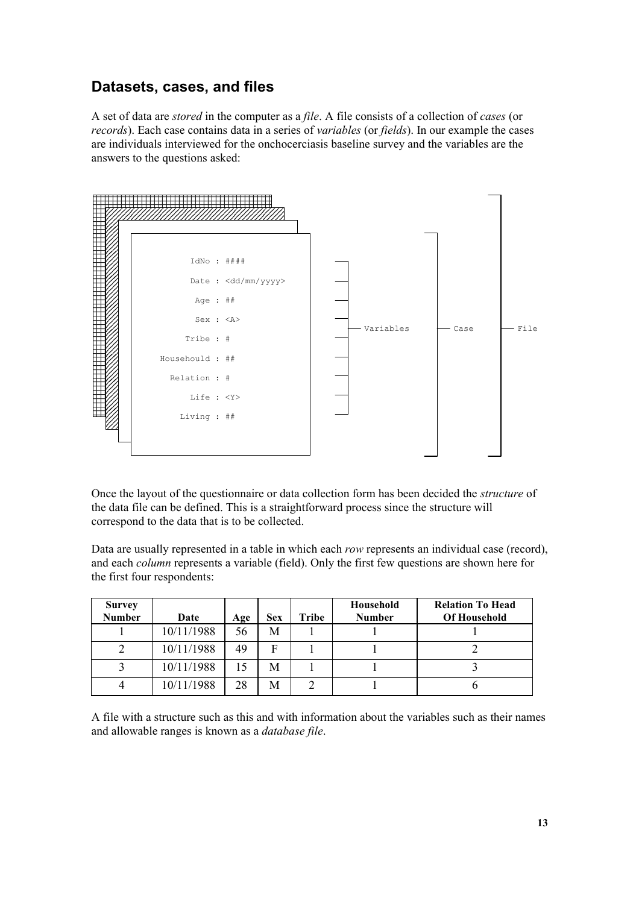## Datasets, cases, and files

A set of data are *stored* in the computer as a *file*. A file consists of a collection of *cases* (or *records*). Each case contains data in a series of *variables* (or *fields*). In our example the cases are individuals interviewed for the onchocerciasis baseline survey and the variables are the answers to the questions asked:

```
        IdNo : ####
        Date : <dd/mm/yyyy>
         Age : ##
         Sex : <A>
       Tribe : #
  Househould : ##
    Relation : #
        Life : <Y>
      Living : ##
```

Variables — Case — File

Once the layout of the questionnaire or data collection form has been decided the *structure* of the data file can be defined. This is a straightforward process since the structure will correspond to the data that is to be collected.

Data are usually represented in a table in which each *row* represents an individual case (record), and each *column* represents a variable (field). Only the first few questions are shown here for the first four respondents:

| Survey Number | Date | Age | Sex | Tribe | Household Number | Relation To Head Of Household |
|---|---|---|---|---|---|---|
| 1 | 10/11/1988 | 56 | M | 1 | 1 | 1 |
| 2 | 10/11/1988 | 49 | F | 1 | 1 | 2 |
| 3 | 10/11/1988 | 15 | M | 1 | 1 | 3 |
| 4 | 10/11/1988 | 28 | M | 2 | 1 | 6 |

A file with a structure such as this and with information about the variables such as their names and allowable ranges is known as a *database file*.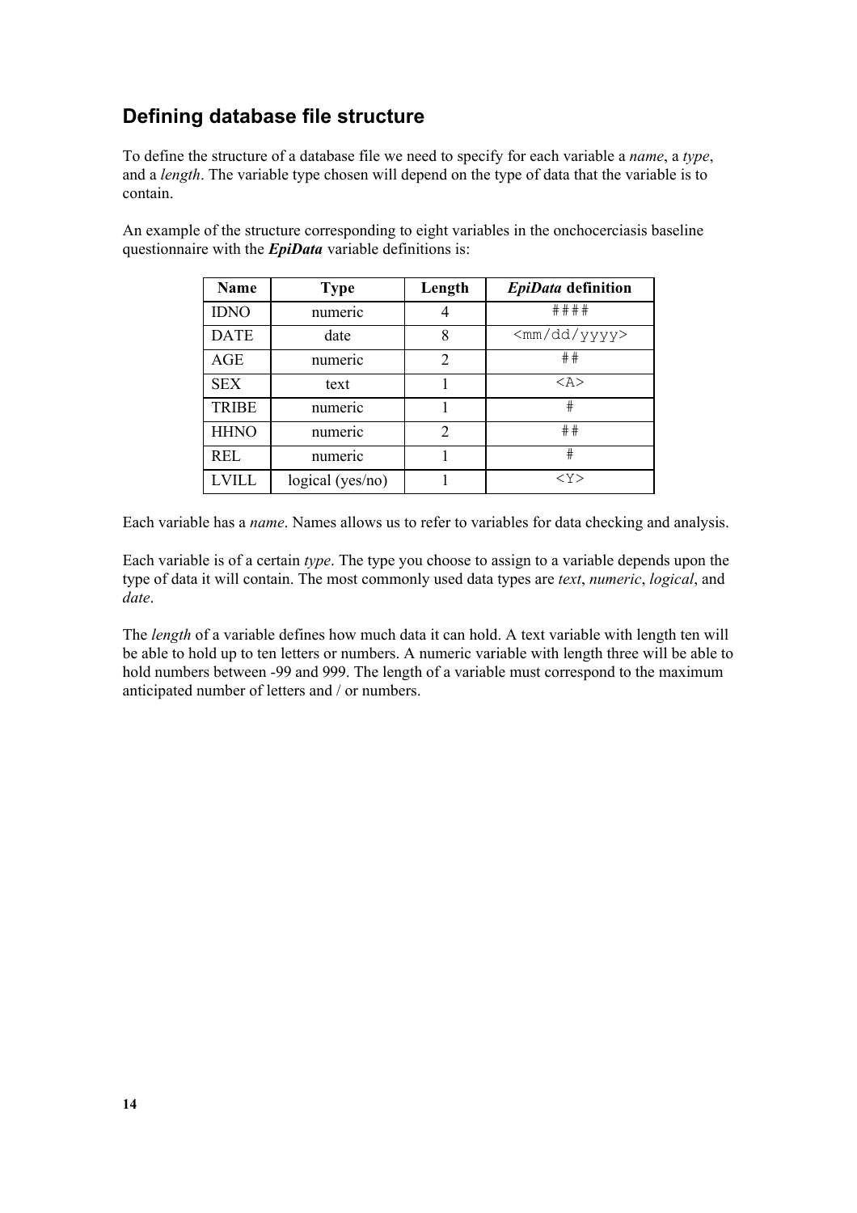## Defining database file structure

To define the structure of a database file we need to specify for each variable a *name*, a *type*, and a *length*. The variable type chosen will depend on the type of data that the variable is to contain.

An example of the structure corresponding to eight variables in the onchocerciasis baseline questionnaire with the ***EpiData*** variable definitions is:

| Name | Type | Length | *EpiData* definition |
|---|---|---|---|
| IDNO | numeric | 4 | `####` |
| DATE | date | 8 | `<mm/dd/yyyy>` |
| AGE | numeric | 2 | `##` |
| SEX | text | 1 | `<A>` |
| TRIBE | numeric | 1 | `#` |
| HHNO | numeric | 2 | `##` |
| REL | numeric | 1 | `#` |
| LVILL | logical (yes/no) | 1 | `<Y>` |

Each variable has a *name*. Names allows us to refer to variables for data checking and analysis.

Each variable is of a certain *type*. The type you choose to assign to a variable depends upon the type of data it will contain. The most commonly used data types are *text*, *numeric*, *logical*, and *date*.

The *length* of a variable defines how much data it can hold. A text variable with length ten will be able to hold up to ten letters or numbers. A numeric variable with length three will be able to hold numbers between -99 and 999. The length of a variable must correspond to the maximum anticipated number of letters and / or numbers.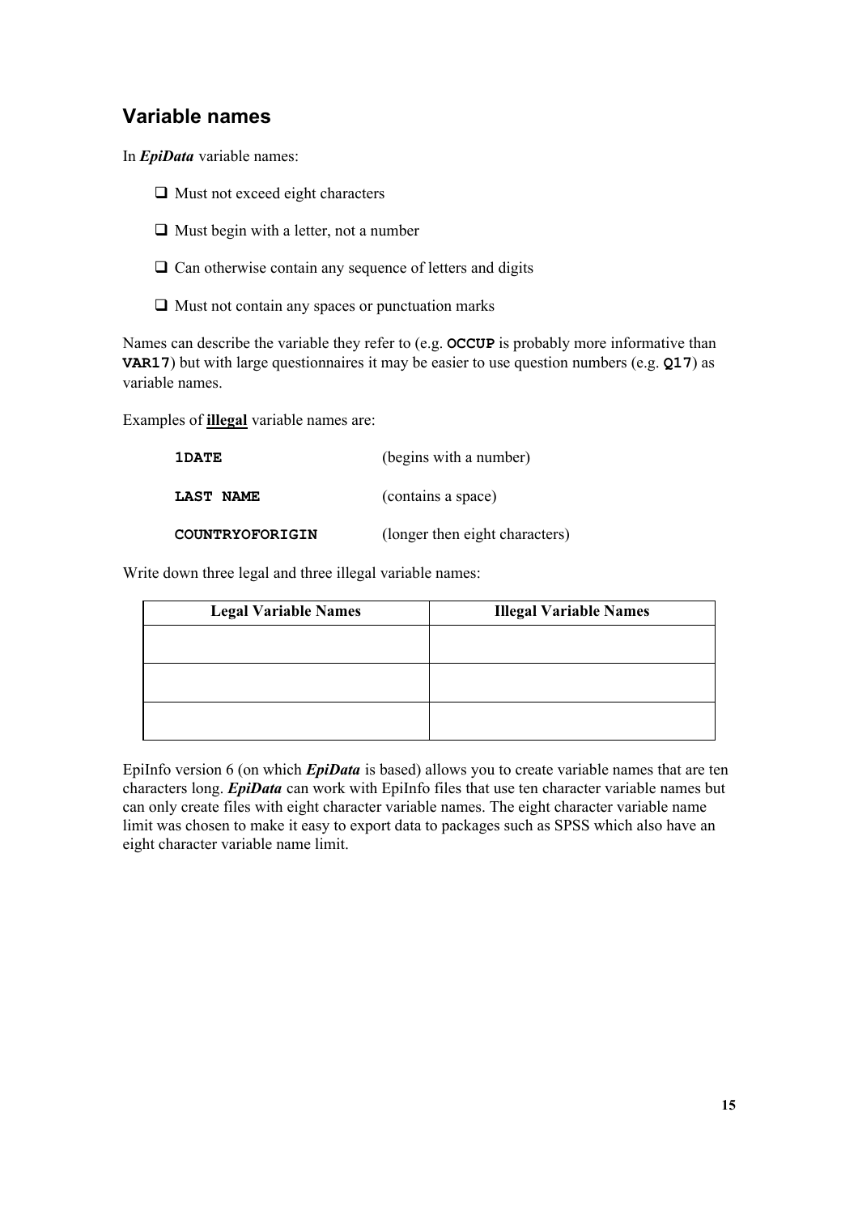## Variable names

In ***EpiData*** variable names:

- Must not exceed eight characters
- Must begin with a letter, not a number
- Can otherwise contain any sequence of letters and digits
- Must not contain any spaces or punctuation marks

Names can describe the variable they refer to (e.g. **`OCCUP`** is probably more informative than **`VAR17`**) but with large questionnaires it may be easier to use question numbers (e.g. **`Q17`**) as variable names.

Examples of **illegal** variable names are:

| | |
|---|---|
| **`1DATE`** | (begins with a number) |
| **`LAST NAME`** | (contains a space) |
| **`COUNTRYOFORIGIN`** | (longer then eight characters) |

Write down three legal and three illegal variable names:

| Legal Variable Names | Illegal Variable Names |
|---|---|
| | |
| | |
| | |

EpiInfo version 6 (on which ***EpiData*** is based) allows you to create variable names that are ten characters long. ***EpiData*** can work with EpiInfo files that use ten character variable names but can only create files with eight character variable names. The eight character variable name limit was chosen to make it easy to export data to packages such as SPSS which also have an eight character variable name limit.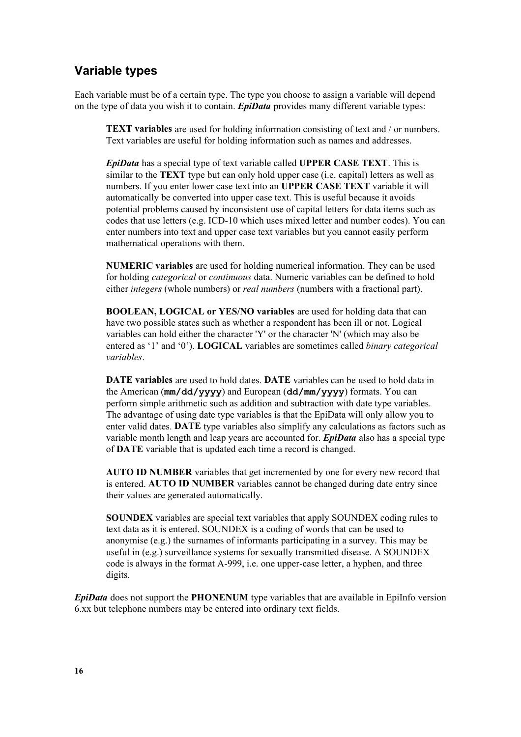## Variable types

Each variable must be of a certain type. The type you choose to assign a variable will depend on the type of data you wish it to contain. ***EpiData*** provides many different variable types:

> **TEXT variables** are used for holding information consisting of text and / or numbers. Text variables are useful for holding information such as names and addresses.
>
> ***EpiData*** has a special type of text variable called **UPPER CASE TEXT**. This is similar to the **TEXT** type but can only hold upper case (i.e. capital) letters as well as numbers. If you enter lower case text into an **UPPER CASE TEXT** variable it will automatically be converted into upper case text. This is useful because it avoids potential problems caused by inconsistent use of capital letters for data items such as codes that use letters (e.g. ICD-10 which uses mixed letter and number codes). You can enter numbers into text and upper case text variables but you cannot easily perform mathematical operations with them.
>
> **NUMERIC variables** are used for holding numerical information. They can be used for holding *categorical* or *continuous* data. Numeric variables can be defined to hold either *integers* (whole numbers) or *real numbers* (numbers with a fractional part).
>
> **BOOLEAN, LOGICAL or YES/NO variables** are used for holding data that can have two possible states such as whether a respondent has been ill or not. Logical variables can hold either the character 'Y' or the character 'N' (which may also be entered as '1' and '0'). **LOGICAL** variables are sometimes called *binary categorical variables*.
>
> **DATE variables** are used to hold dates. **DATE** variables can be used to hold data in the American (**`mm/dd/yyyy`**) and European (**`dd/mm/yyyy`**) formats. You can perform simple arithmetic such as addition and subtraction with date type variables. The advantage of using date type variables is that the EpiData will only allow you to enter valid dates. **DATE** type variables also simplify any calculations as factors such as variable month length and leap years are accounted for. ***EpiData*** also has a special type of **DATE** variable that is updated each time a record is changed.
>
> **AUTO ID NUMBER** variables that get incremented by one for every new record that is entered. **AUTO ID NUMBER** variables cannot be changed during date entry since their values are generated automatically.
>
> **SOUNDEX** variables are special text variables that apply SOUNDEX coding rules to text data as it is entered. SOUNDEX is a coding of words that can be used to anonymise (e.g.) the surnames of informants participating in a survey. This may be useful in (e.g.) surveillance systems for sexually transmitted disease. A SOUNDEX code is always in the format A-999, i.e. one upper-case letter, a hyphen, and three digits.

***EpiData*** does not support the **PHONENUM** type variables that are available in EpiInfo version 6.xx but telephone numbers may be entered into ordinary text fields.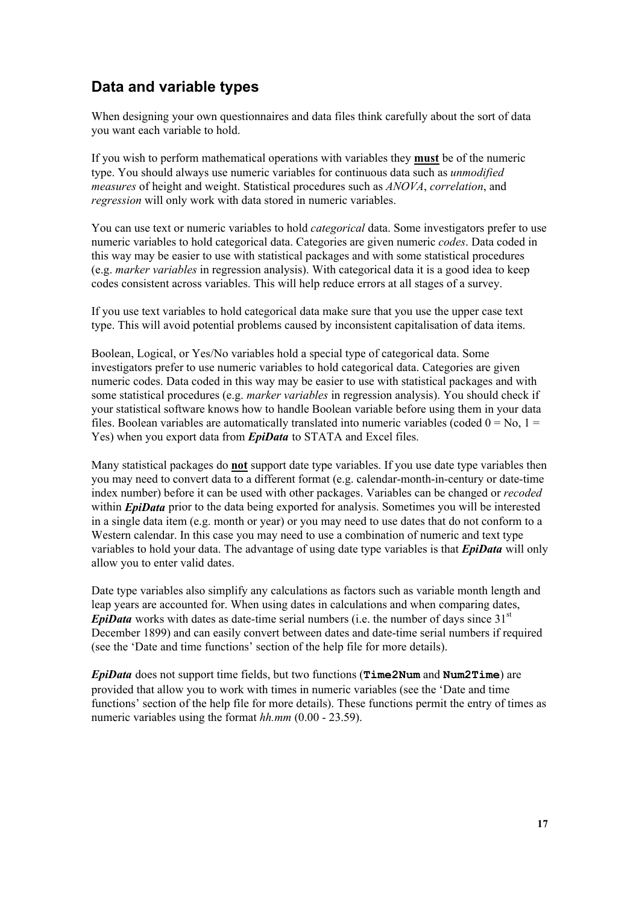## Data and variable types

When designing your own questionnaires and data files think carefully about the sort of data you want each variable to hold.

If you wish to perform mathematical operations with variables they <u>**must**</u> be of the numeric type. You should always use numeric variables for continuous data such as *unmodified measures* of height and weight. Statistical procedures such as *ANOVA*, *correlation*, and *regression* will only work with data stored in numeric variables.

You can use text or numeric variables to hold *categorical* data. Some investigators prefer to use numeric variables to hold categorical data. Categories are given numeric *codes*. Data coded in this way may be easier to use with statistical packages and with some statistical procedures (e.g. *marker variables* in regression analysis). With categorical data it is a good idea to keep codes consistent across variables. This will help reduce errors at all stages of a survey.

If you use text variables to hold categorical data make sure that you use the upper case text type. This will avoid potential problems caused by inconsistent capitalisation of data items.

Boolean, Logical, or Yes/No variables hold a special type of categorical data. Some investigators prefer to use numeric variables to hold categorical data. Categories are given numeric codes. Data coded in this way may be easier to use with statistical packages and with some statistical procedures (e.g. *marker variables* in regression analysis). You should check if your statistical software knows how to handle Boolean variable before using them in your data files. Boolean variables are automatically translated into numeric variables (coded 0 = No, 1 = Yes) when you export data from ***EpiData*** to STATA and Excel files.

Many statistical packages do <u>**not**</u> support date type variables. If you use date type variables then you may need to convert data to a different format (e.g. calendar-month-in-century or date-time index number) before it can be used with other packages. Variables can be changed or *recoded* within ***EpiData*** prior to the data being exported for analysis. Sometimes you will be interested in a single data item (e.g. month or year) or you may need to use dates that do not conform to a Western calendar. In this case you may need to use a combination of numeric and text type variables to hold your data. The advantage of using date type variables is that ***EpiData*** will only allow you to enter valid dates.

Date type variables also simplify any calculations as factors such as variable month length and leap years are accounted for. When using dates in calculations and when comparing dates, ***EpiData*** works with dates as date-time serial numbers (i.e. the number of days since 31st December 1899) and can easily convert between dates and date-time serial numbers if required (see the 'Date and time functions' section of the help file for more details).

***EpiData*** does not support time fields, but two functions (**`Time2Num`** and **`Num2Time`**) are provided that allow you to work with times in numeric variables (see the 'Date and time functions' section of the help file for more details). These functions permit the entry of times as numeric variables using the format *hh.mm* (0.00 - 23.59).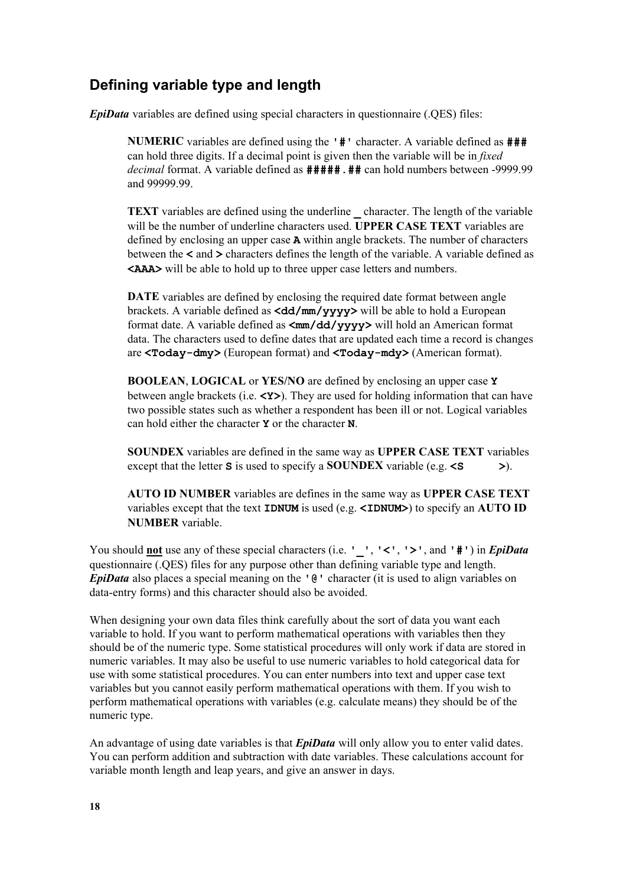## Defining variable type and length

***EpiData*** variables are defined using special characters in questionnaire (.QES) files:

> **NUMERIC** variables are defined using the `'#'` character. A variable defined as **`###`** can hold three digits. If a decimal point is given then the variable will be in *fixed decimal* format. A variable defined as **`#####.##`** can hold numbers between -9999.99 and 99999.99.
>
> **TEXT** variables are defined using the underline **_** character. The length of the variable will be the number of underline characters used. **UPPER CASE TEXT** variables are defined by enclosing an upper case **`A`** within angle brackets. The number of characters between the **<** and **>** characters defines the length of the variable. A variable defined as **`<AAA>`** will be able to hold up to three upper case letters and numbers.
>
> **DATE** variables are defined by enclosing the required date format between angle brackets. A variable defined as **`<dd/mm/yyyy>`** will be able to hold a European format date. A variable defined as **`<mm/dd/yyyy>`** will hold an American format data. The characters used to define dates that are updated each time a record is changes are **`<Today-dmy>`** (European format) and **`<Today-mdy>`** (American format).
>
> **BOOLEAN**, **LOGICAL** or **YES/NO** are defined by enclosing an upper case **`Y`** between angle brackets (i.e. **`<Y>`**). They are used for holding information that can have two possible states such as whether a respondent has been ill or not. Logical variables can hold either the character **`Y`** or the character **`N`**.
>
> **SOUNDEX** variables are defined in the same way as **UPPER CASE TEXT** variables except that the letter **`S`** is used to specify a **SOUNDEX** variable (e.g. **`<S          >`**).
>
> **AUTO ID NUMBER** variables are defines in the same way as **UPPER CASE TEXT** variables except that the text **`IDNUM`** is used (e.g. **`<IDNUM>`**) to specify an **AUTO ID NUMBER** variable.

You should **<u>not</u>** use any of these special characters (i.e. `'_'`, `'<'`, `'>'`, and `'#'`) in ***EpiData*** questionnaire (.QES) files for any purpose other than defining variable type and length. ***EpiData*** also places a special meaning on the `'@'` character (it is used to align variables on data-entry forms) and this character should also be avoided.

When designing your own data files think carefully about the sort of data you want each variable to hold. If you want to perform mathematical operations with variables then they should be of the numeric type. Some statistical procedures will only work if data are stored in numeric variables. It may also be useful to use numeric variables to hold categorical data for use with some statistical procedures. You can enter numbers into text and upper case text variables but you cannot easily perform mathematical operations with them. If you wish to perform mathematical operations with variables (e.g. calculate means) they should be of the numeric type.

An advantage of using date variables is that ***EpiData*** will only allow you to enter valid dates. You can perform addition and subtraction with date variables. These calculations account for variable month length and leap years, and give an answer in days.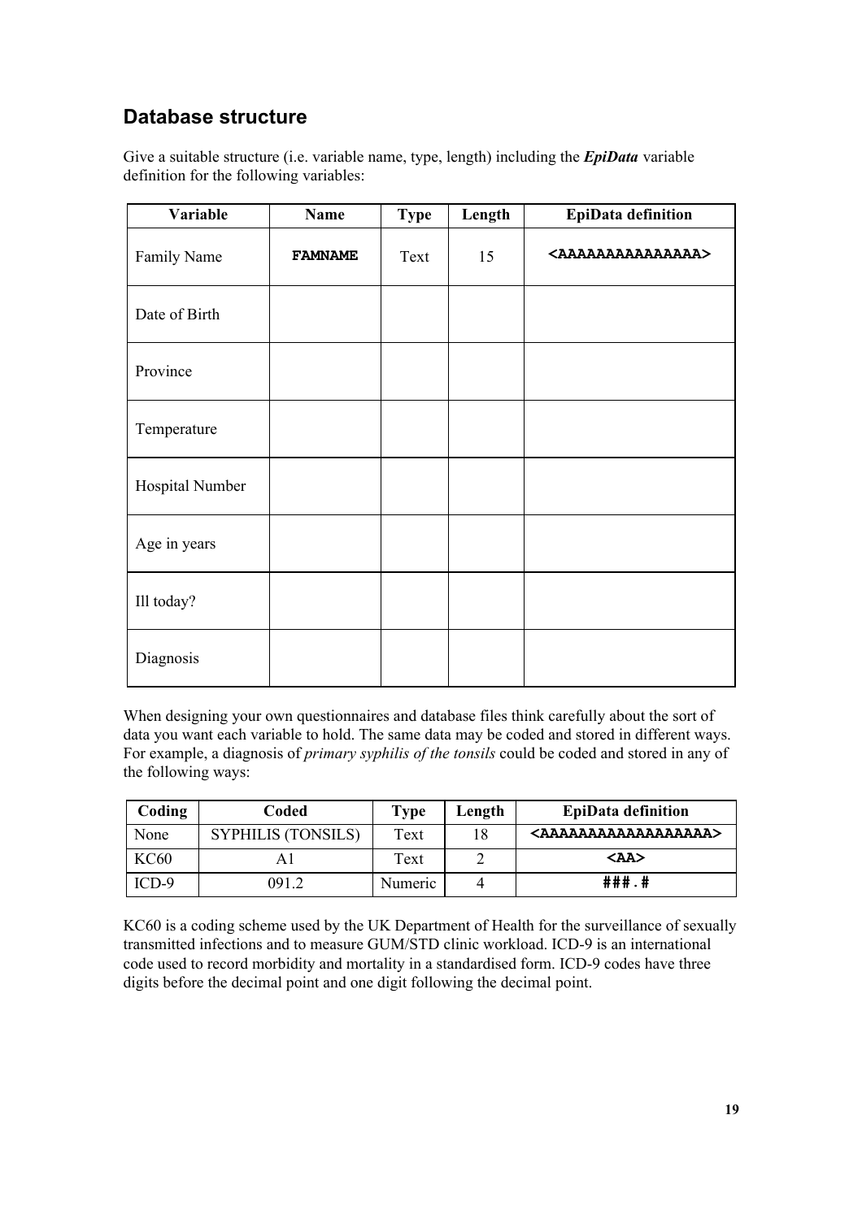## Database structure

Give a suitable structure (i.e. variable name, type, length) including the ***EpiData*** variable definition for the following variables:

| Variable | Name | Type | Length | EpiData definition |
|---|---|---|---|---|
| Family Name | **FAMNAME** | Text | 15 | **<AAAAAAAAAAAAAAA>** |
| Date of Birth | | | | |
| Province | | | | |
| Temperature | | | | |
| Hospital Number | | | | |
| Age in years | | | | |
| Ill today? | | | | |
| Diagnosis | | | | |

When designing your own questionnaires and database files think carefully about the sort of data you want each variable to hold. The same data may be coded and stored in different ways. For example, a diagnosis of *primary syphilis of the tonsils* could be coded and stored in any of the following ways:

| Coding | Coded | Type | Length | EpiData definition |
|---|---|---|---|---|
| None | SYPHILIS (TONSILS) | Text | 18 | **<AAAAAAAAAAAAAAAAAA>** |
| KC60 | A1 | Text | 2 | **<AA>** |
| ICD-9 | 091.2 | Numeric | 4 | **###.#** |

KC60 is a coding scheme used by the UK Department of Health for the surveillance of sexually transmitted infections and to measure GUM/STD clinic workload. ICD-9 is an international code used to record morbidity and mortality in a standardised form. ICD-9 codes have three digits before the decimal point and one digit following the decimal point.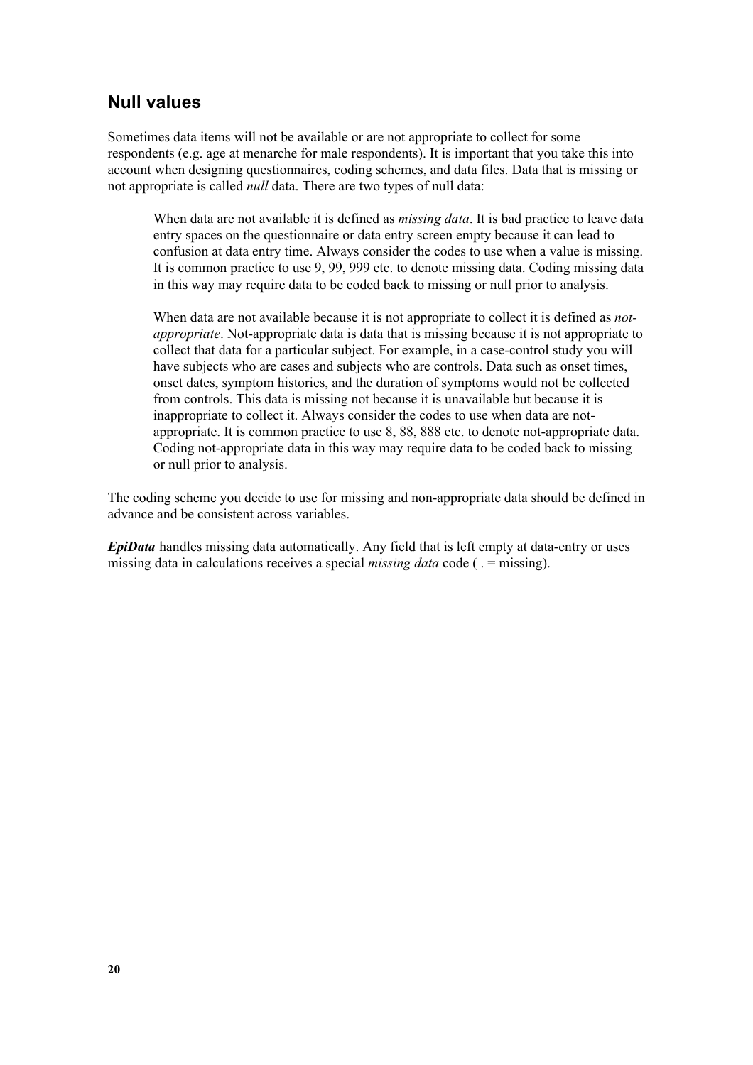## Null values

Sometimes data items will not be available or are not appropriate to collect for some respondents (e.g. age at menarche for male respondents). It is important that you take this into account when designing questionnaires, coding schemes, and data files. Data that is missing or not appropriate is called *null* data. There are two types of null data:

> When data are not available it is defined as *missing data*. It is bad practice to leave data entry spaces on the questionnaire or data entry screen empty because it can lead to confusion at data entry time. Always consider the codes to use when a value is missing. It is common practice to use 9, 99, 999 etc. to denote missing data. Coding missing data in this way may require data to be coded back to missing or null prior to analysis.
>
> When data are not available because it is not appropriate to collect it is defined as *not-appropriate*. Not-appropriate data is data that is missing because it is not appropriate to collect that data for a particular subject. For example, in a case-control study you will have subjects who are cases and subjects who are controls. Data such as onset times, onset dates, symptom histories, and the duration of symptoms would not be collected from controls. This data is missing not because it is unavailable but because it is inappropriate to collect it. Always consider the codes to use when data are not-appropriate. It is common practice to use 8, 88, 888 etc. to denote not-appropriate data. Coding not-appropriate data in this way may require data to be coded back to missing or null prior to analysis.

The coding scheme you decide to use for missing and non-appropriate data should be defined in advance and be consistent across variables.

***EpiData*** handles missing data automatically. Any field that is left empty at data-entry or uses missing data in calculations receives a special *missing data* code ( . = missing).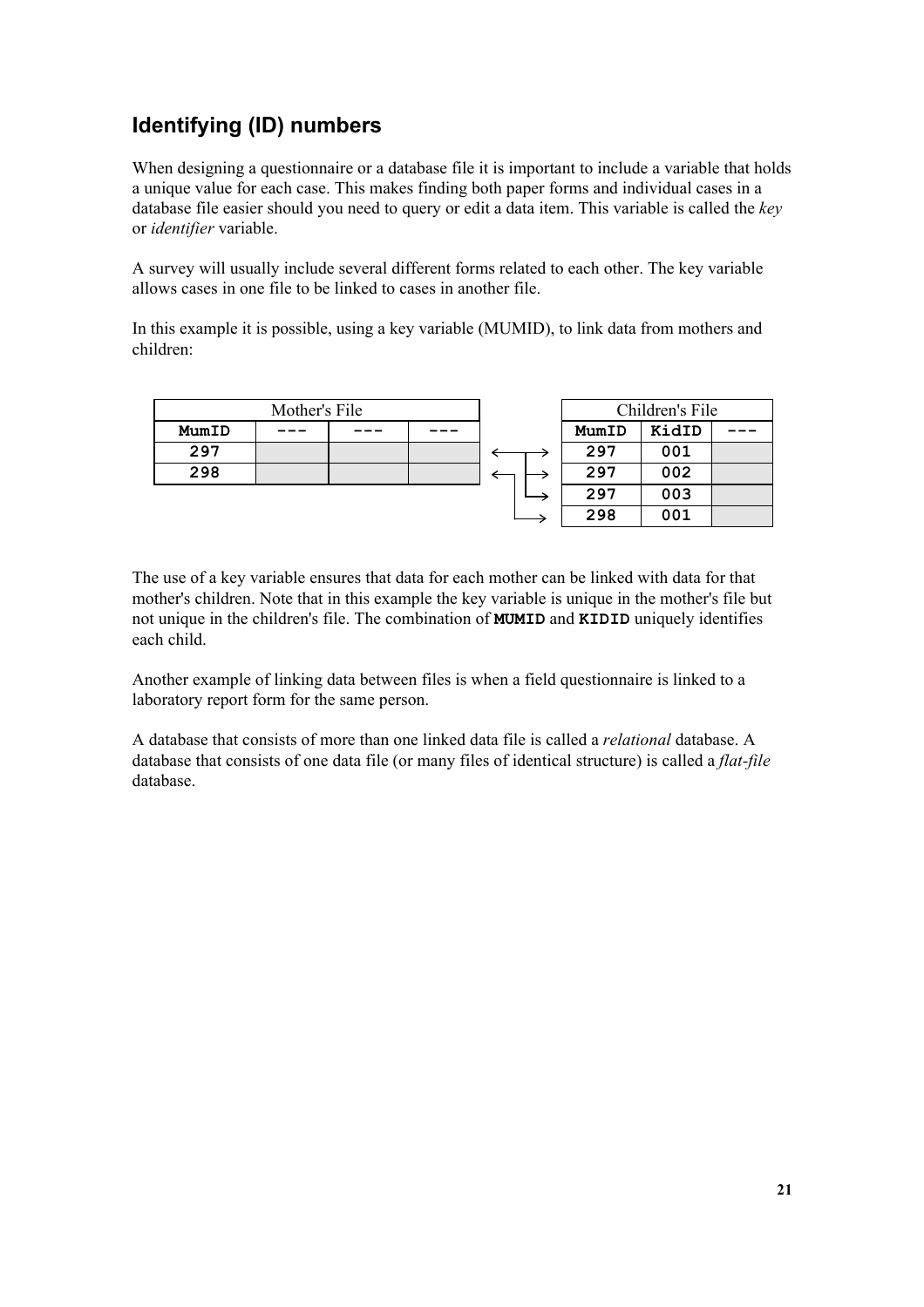## Identifying (ID) numbers

When designing a questionnaire or a database file it is important to include a variable that holds a unique value for each case. This makes finding both paper forms and individual cases in a database file easier should you need to query or edit a data item. This variable is called the *key* or *identifier* variable.

A survey will usually include several different forms related to each other. The key variable allows cases in one file to be linked to cases in another file.

In this example it is possible, using a key variable (MUMID), to link data from mothers and children:

| Mother's File | | | |
|---|---|---|---|
| **MumID** | **---** | **---** | **---** |
| **297** | | | |
| **298** | | | |

| Children's File | | |
|---|---|---|
| **MumID** | **KidID** | **---** |
| **297** | **001** | |
| **297** | **002** | |
| **297** | **003** | |
| **298** | **001** | |

The use of a key variable ensures that data for each mother can be linked with data for that mother's children. Note that in this example the key variable is unique in the mother's file but not unique in the children's file. The combination of **MUMID** and **KIDID** uniquely identifies each child.

Another example of linking data between files is when a field questionnaire is linked to a laboratory report form for the same person.

A database that consists of more than one linked data file is called a *relational* database. A database that consists of one data file (or many files of identical structure) is called a *flat-file* database.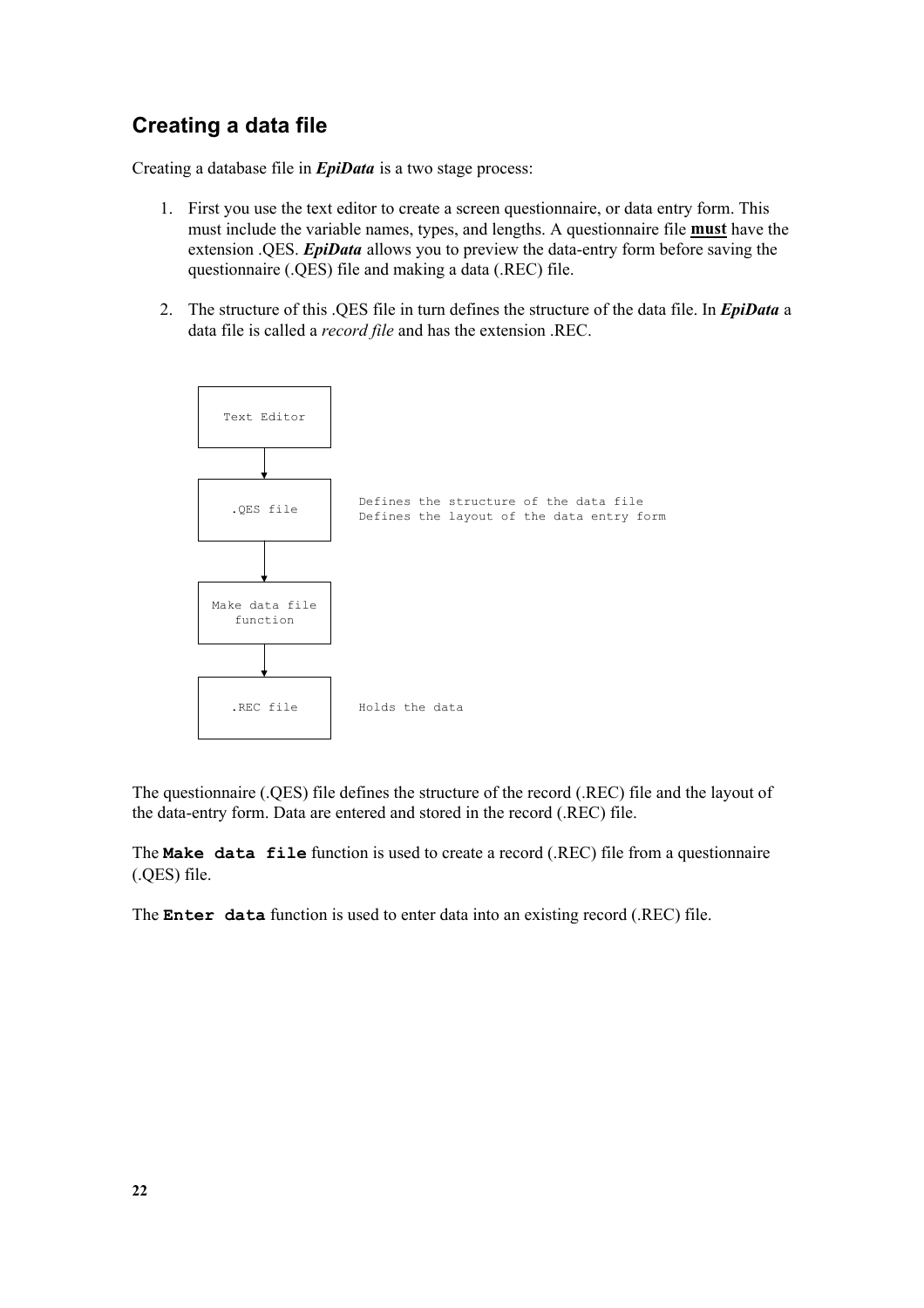## Creating a data file

Creating a database file in ***EpiData*** is a two stage process:

1. First you use the text editor to create a screen questionnaire, or data entry form. This must include the variable names, types, and lengths. A questionnaire file **must** have the extension .QES. ***EpiData*** allows you to preview the data-entry form before saving the questionnaire (.QES) file and making a data (.REC) file.

2. The structure of this .QES file in turn defines the structure of the data file. In ***EpiData*** a data file is called a *record file* and has the extension .REC.

```
Text Editor
     |
     v
.QES file              Defines the structure of the data file
                       Defines the layout of the data entry form
     |
     v
Make data file
function
     |
     v
.REC file              Holds the data
```

The questionnaire (.QES) file defines the structure of the record (.REC) file and the layout of the data-entry form. Data are entered and stored in the record (.REC) file.

The **`Make data file`** function is used to create a record (.REC) file from a questionnaire (.QES) file.

The **`Enter data`** function is used to enter data into an existing record (.REC) file.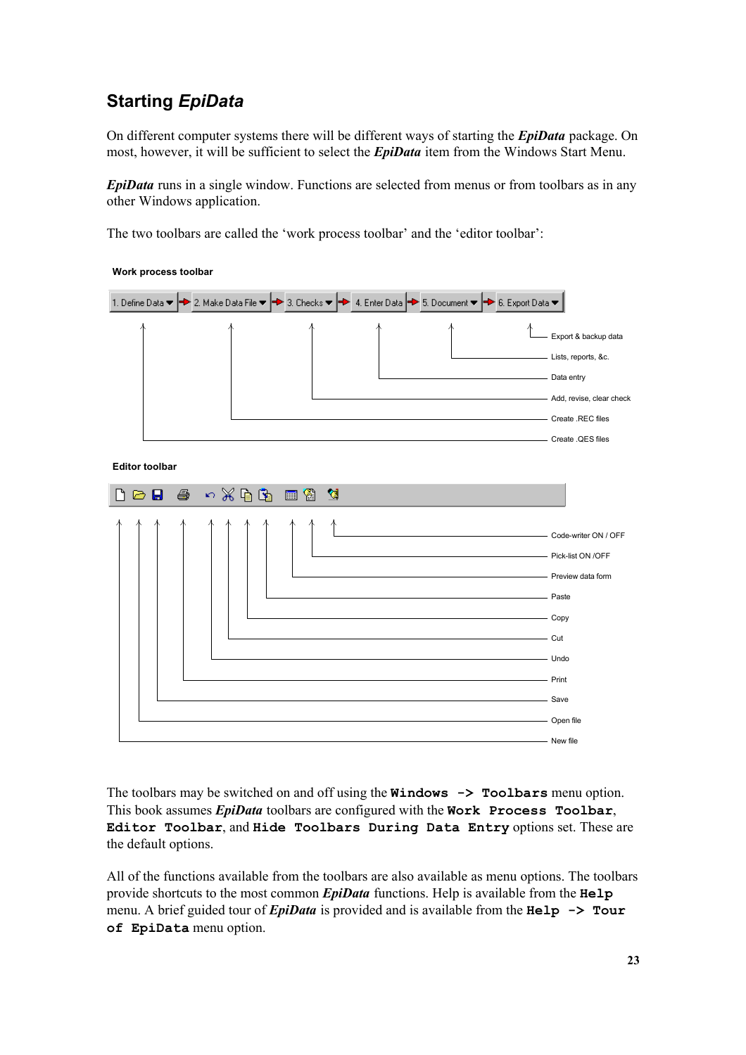## Starting *EpiData*

On different computer systems there will be different ways of starting the ***EpiData*** package. On most, however, it will be sufficient to select the ***EpiData*** item from the Windows Start Menu.

***EpiData*** runs in a single window. Functions are selected from menus or from toolbars as in any other Windows application.

The two toolbars are called the 'work process toolbar' and the 'editor toolbar':

**Work process toolbar**

1. Define Data ▼ → 2. Make Data File ▼ → 3. Checks ▼ → 4. Enter Data → 5. Document ▼ → 6. Export Data ▼

- Define Data: Create .QES files
- Make Data File: Create .REC files
- Checks: Add, revise, clear check
- Enter Data: Data entry
- Document: Lists, reports, &c.
- Export Data: Export & backup data

**Editor toolbar**

- New file
- Open file
- Save
- Print
- Undo
- Cut
- Copy
- Paste
- Preview data form
- Pick-list ON /OFF
- Code-writer ON / OFF

The toolbars may be switched on and off using the **`Windows -> Toolbars`** menu option. This book assumes ***EpiData*** toolbars are configured with the **`Work Process Toolbar`**, **`Editor Toolbar`**, and **`Hide Toolbars During Data Entry`** options set. These are the default options.

All of the functions available from the toolbars are also available as menu options. The toolbars provide shortcuts to the most common ***EpiData*** functions. Help is available from the **`Help`** menu. A brief guided tour of ***EpiData*** is provided and is available from the **`Help -> Tour of EpiData`** menu option.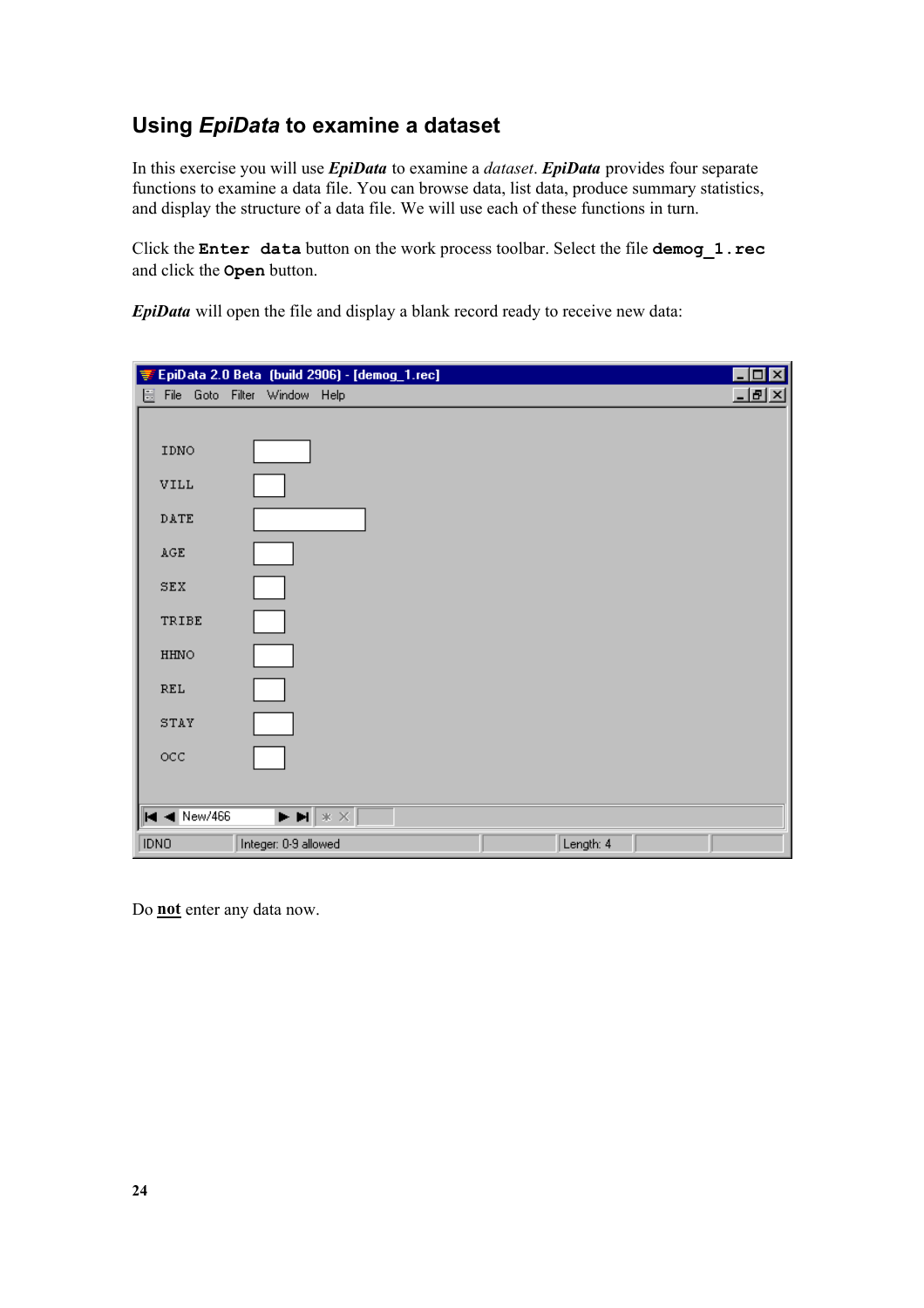## Using *EpiData* to examine a dataset

In this exercise you will use ***EpiData*** to examine a *dataset*. ***EpiData*** provides four separate functions to examine a data file. You can browse data, list data, produce summary statistics, and display the structure of a data file. We will use each of these functions in turn.

Click the **`Enter data`** button on the work process toolbar. Select the file **`demog_1.rec`** and click the **`Open`** button.

***EpiData*** will open the file and display a blank record ready to receive new data:

```
EpiData 2.0 Beta (build 2906) - [demog_1.rec]
File  Goto  Filter  Window  Help

IDNO
VILL
DATE
AGE
SEX
TRIBE
HHNO
REL
STAY
OCC

New/466
IDNO | Integer: 0-9 allowed | Length: 4
```

Do **not** enter any data now.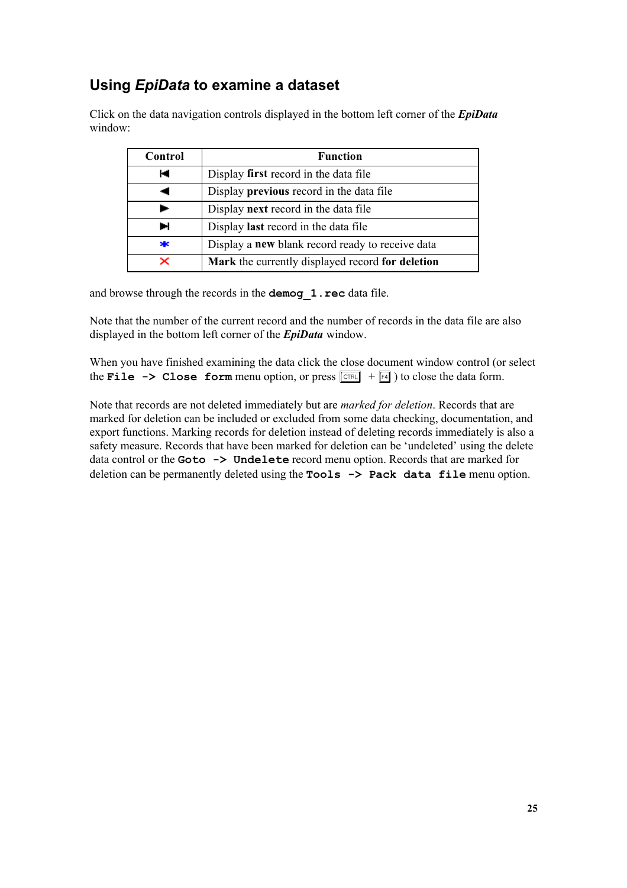## Using *EpiData* to examine a dataset

Click on the data navigation controls displayed in the bottom left corner of the ***EpiData*** window:

| Control | Function |
|---|---|
| ⏮ | Display **first** record in the data file |
| ◀ | Display **previous** record in the data file |
| ▶ | Display **next** record in the data file |
| ⏭ | Display **last** record in the data file |
| * | Display a **new** blank record ready to receive data |
| ✕ | **Mark** the currently displayed record **for deletion** |

and browse through the records in the **`demog_1.rec`** data file.

Note that the number of the current record and the number of records in the data file are also displayed in the bottom left corner of the ***EpiData*** window.

When you have finished examining the data click the close document window control (or select the **`File -> Close form`** menu option, or press CTRL + F4 ) to close the data form.

Note that records are not deleted immediately but are *marked for deletion*. Records that are marked for deletion can be included or excluded from some data checking, documentation, and export functions. Marking records for deletion instead of deleting records immediately is also a safety measure. Records that have been marked for deletion can be 'undeleted' using the delete data control or the **`Goto -> Undelete`** record menu option. Records that are marked for deletion can be permanently deleted using the **`Tools -> Pack data file`** menu option.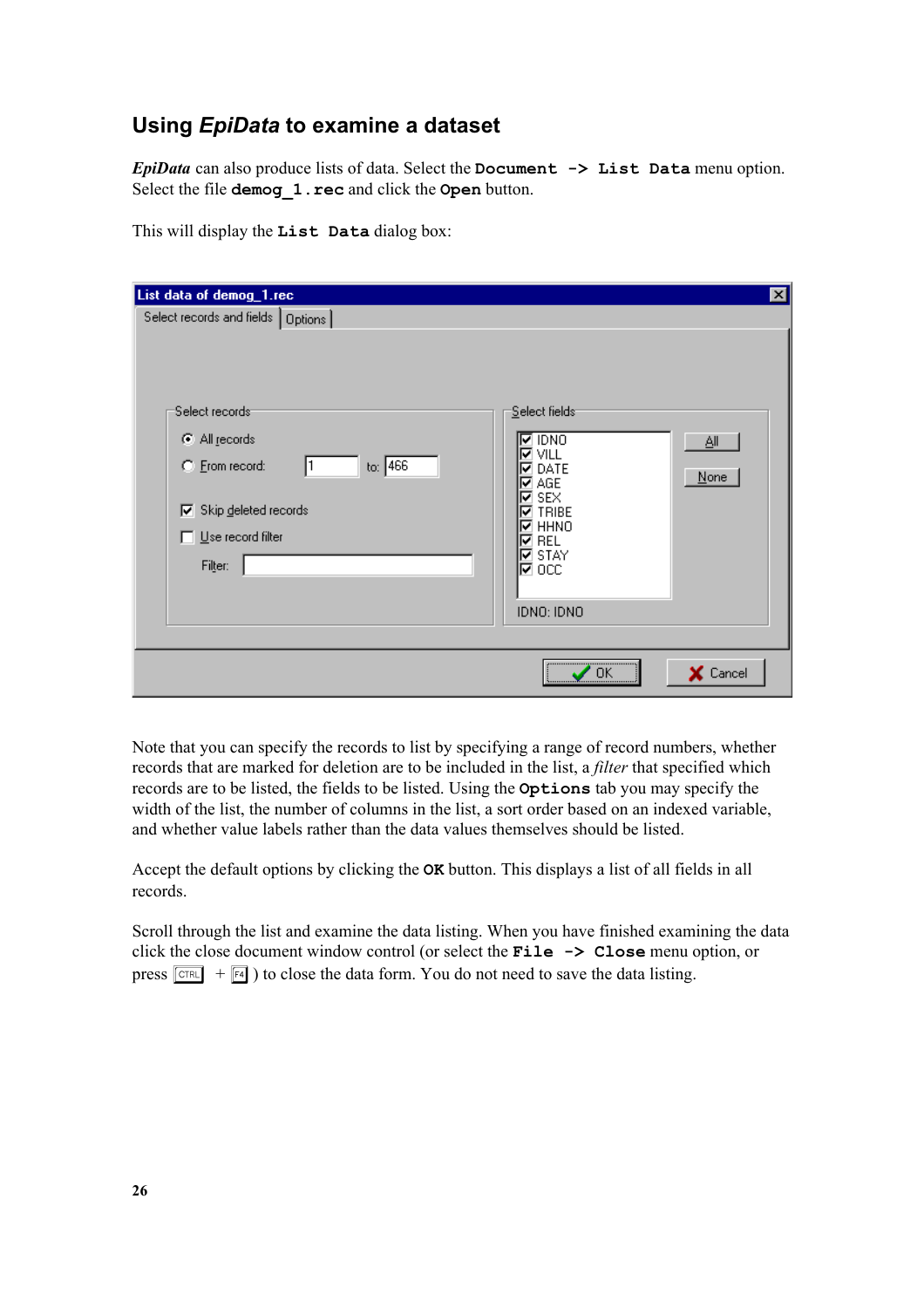## Using *EpiData* to examine a dataset

***EpiData*** can also produce lists of data. Select the **`Document -> List Data`** menu option. Select the file **`demog_1.rec`** and click the **`Open`** button.

This will display the **`List Data`** dialog box:

Note that you can specify the records to list by specifying a range of record numbers, whether records that are marked for deletion are to be included in the list, a *filter* that specified which records are to be listed, the fields to be listed. Using the **`Options`** tab you may specify the width of the list, the number of columns in the list, a sort order based on an indexed variable, and whether value labels rather than the data values themselves should be listed.

Accept the default options by clicking the **`OK`** button. This displays a list of all fields in all records.

Scroll through the list and examine the data listing. When you have finished examining the data click the close document window control (or select the **`File -> Close`** menu option, or press CTRL + F4 ) to close the data form. You do not need to save the data listing.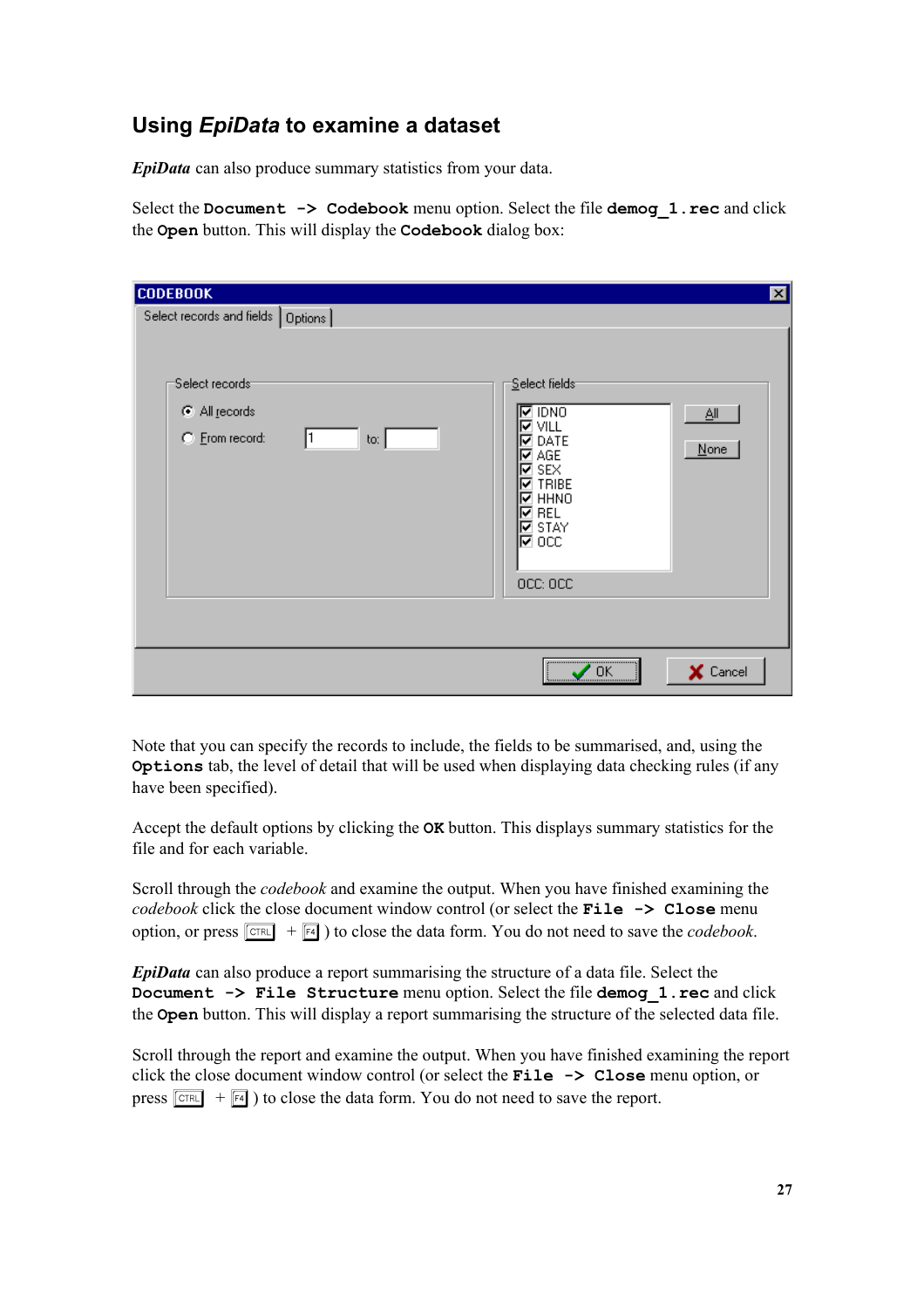## Using *EpiData* to examine a dataset

***EpiData*** can also produce summary statistics from your data.

Select the **`Document -> Codebook`** menu option. Select the file **`demog_1.rec`** and click the **`Open`** button. This will display the **`Codebook`** dialog box:

Note that you can specify the records to include, the fields to be summarised, and, using the **`Options`** tab, the level of detail that will be used when displaying data checking rules (if any have been specified).

Accept the default options by clicking the **`OK`** button. This displays summary statistics for the file and for each variable.

Scroll through the *codebook* and examine the output. When you have finished examining the *codebook* click the close document window control (or select the **`File -> Close`** menu option, or press CTRL + F4 ) to close the data form. You do not need to save the *codebook*.

***EpiData*** can also produce a report summarising the structure of a data file. Select the **`Document -> File Structure`** menu option. Select the file **`demog_1.rec`** and click the **`Open`** button. This will display a report summarising the structure of the selected data file.

Scroll through the report and examine the output. When you have finished examining the report click the close document window control (or select the **`File -> Close`** menu option, or press CTRL + F4 ) to close the data form. You do not need to save the report.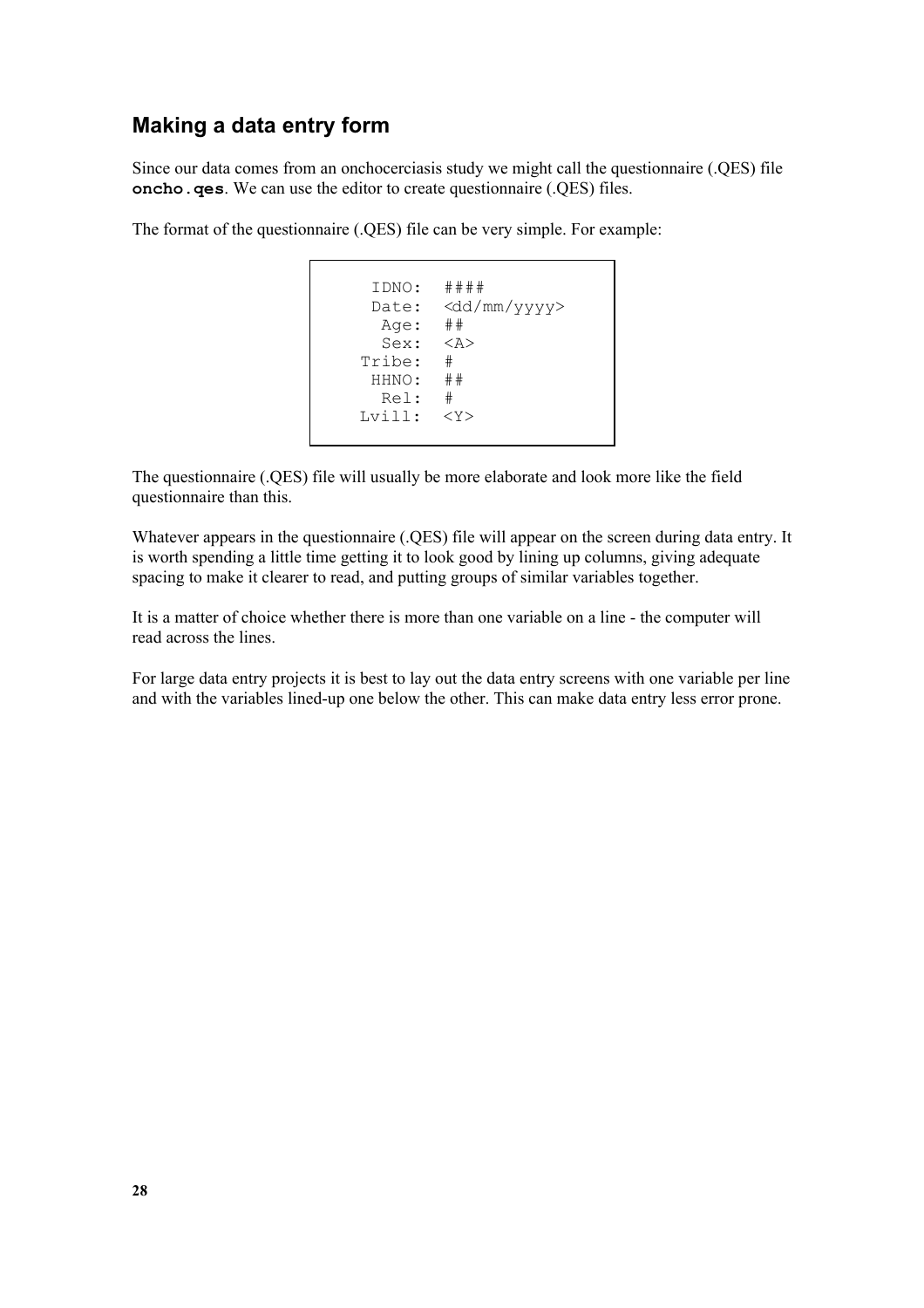## Making a data entry form

Since our data comes from an onchocerciasis study we might call the questionnaire (.QES) file **oncho.qes**. We can use the editor to create questionnaire (.QES) files.

The format of the questionnaire (.QES) file can be very simple. For example:

```
  IDNO:  ####
  Date:  <dd/mm/yyyy>
   Age:  ##
   Sex:  <A>
 Tribe:  #
  HHNO:  ##
   Rel:  #
 Lvill:  <Y>
```

The questionnaire (.QES) file will usually be more elaborate and look more like the field questionnaire than this.

Whatever appears in the questionnaire (.QES) file will appear on the screen during data entry. It is worth spending a little time getting it to look good by lining up columns, giving adequate spacing to make it clearer to read, and putting groups of similar variables together.

It is a matter of choice whether there is more than one variable on a line - the computer will read across the lines.

For large data entry projects it is best to lay out the data entry screens with one variable per line and with the variables lined-up one below the other. This can make data entry less error prone.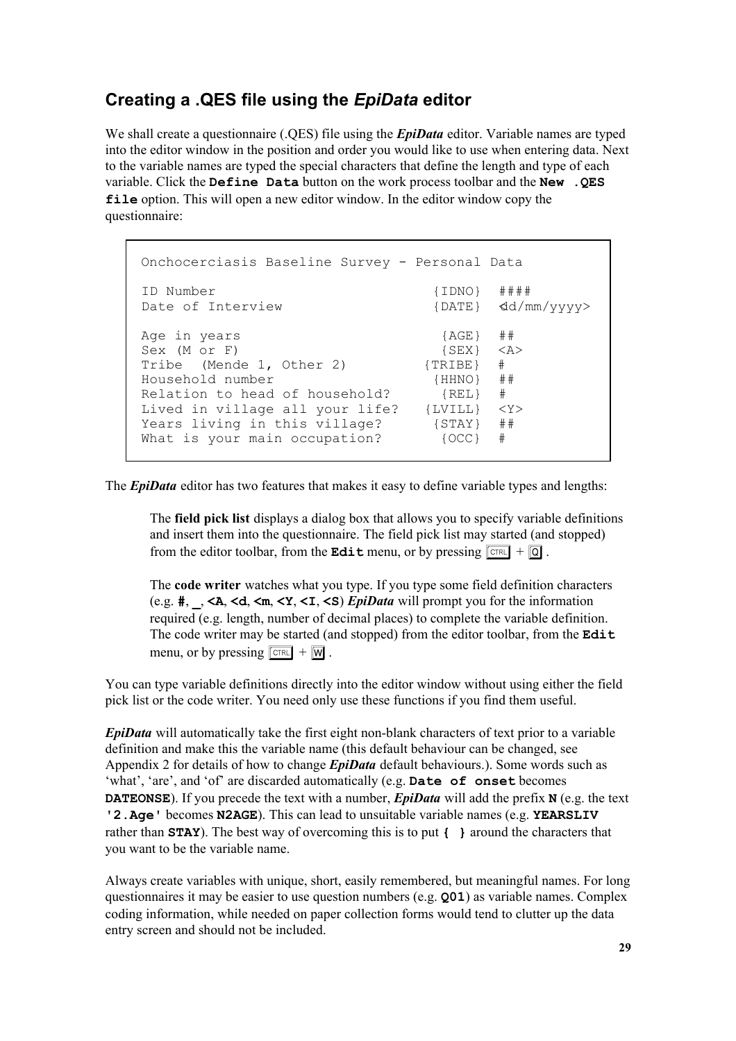## Creating a .QES file using the *EpiData* editor

We shall create a questionnaire (.QES) file using the ***EpiData*** editor. Variable names are typed into the editor window in the position and order you would like to use when entering data. Next to the variable names are typed the special characters that define the length and type of each variable. Click the **`Define Data`** button on the work process toolbar and the **`New .QES file`** option. This will open a new editor window. In the editor window copy the questionnaire:

```
Onchocerciasis Baseline Survey - Personal Data

ID Number                          {IDNO}  ####
Date of Interview                  {DATE}  <dd/mm/yyyy>

Age in years                        {AGE}  ##
Sex (M or F)                        {SEX}  <A>
Tribe  (Mende 1, Other 2)         {TRIBE}  #
Household number                   {HHNO}  ##
Relation to head of household?      {REL}  #
Lived in village all your life?   {LVILL}  <Y>
Years living in this village?      {STAY}  ##
What is your main occupation?       {OCC}  #
```

The ***EpiData*** editor has two features that makes it easy to define variable types and lengths:

> The **field pick list** displays a dialog box that allows you to specify variable definitions and insert them into the questionnaire. The field pick list may started (and stopped) from the editor toolbar, from the **`Edit`** menu, or by pressing CTRL + Q .
>
> The **code writer** watches what you type. If you type some field definition characters (e.g. **`#`**, **`_`**, **`<A`**, **`<d`**, **`<m`**, **`<Y`**, **`<I`**, **`<S`**) ***EpiData*** will prompt you for the information required (e.g. length, number of decimal places) to complete the variable definition. The code writer may be started (and stopped) from the editor toolbar, from the **`Edit`** menu, or by pressing CTRL + W .

You can type variable definitions directly into the editor window without using either the field pick list or the code writer. You need only use these functions if you find them useful.

***EpiData*** will automatically take the first eight non-blank characters of text prior to a variable definition and make this the variable name (this default behaviour can be changed, see Appendix 2 for details of how to change ***EpiData*** default behaviours.). Some words such as 'what', 'are', and 'of' are discarded automatically (e.g. **`Date of onset`** becomes **`DATEONSE`**). If you precede the text with a number, ***EpiData*** will add the prefix **`N`** (e.g. the text **`'2.Age'`** becomes **`N2AGE`**). This can lead to unsuitable variable names (e.g. **`YEARSLIV`** rather than **`STAY`**). The best way of overcoming this is to put **`{ }`** around the characters that you want to be the variable name.

Always create variables with unique, short, easily remembered, but meaningful names. For long questionnaires it may be easier to use question numbers (e.g. **`Q01`**) as variable names. Complex coding information, while needed on paper collection forms would tend to clutter up the data entry screen and should not be included.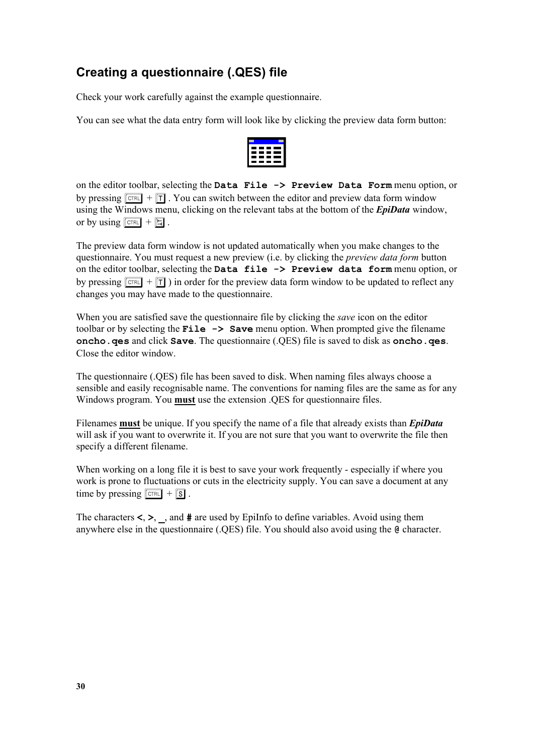## Creating a questionnaire (.QES) file

Check your work carefully against the example questionnaire.

You can see what the data entry form will look like by clicking the preview data form button:

on the editor toolbar, selecting the **`Data File -> Preview Data Form`** menu option, or by pressing CTRL + T . You can switch between the editor and preview data form window using the Windows menu, clicking on the relevant tabs at the bottom of the ***EpiData*** window, or by using CTRL + TAB .

The preview data form window is not updated automatically when you make changes to the questionnaire. You must request a new preview (i.e. by clicking the *preview data form* button on the editor toolbar, selecting the **`Data file -> Preview data form`** menu option, or by pressing CTRL + T ) in order for the preview data form window to be updated to reflect any changes you may have made to the questionnaire.

When you are satisfied save the questionnaire file by clicking the *save* icon on the editor toolbar or by selecting the **`File -> Save`** menu option. When prompted give the filename **`oncho.qes`** and click **`Save`**. The questionnaire (.QES) file is saved to disk as **`oncho.qes`**. Close the editor window.

The questionnaire (.QES) file has been saved to disk. When naming files always choose a sensible and easily recognisable name. The conventions for naming files are the same as for any Windows program. You **must** use the extension .QES for questionnaire files.

Filenames **must** be unique. If you specify the name of a file that already exists than ***EpiData*** will ask if you want to overwrite it. If you are not sure that you want to overwrite the file then specify a different filename.

When working on a long file it is best to save your work frequently - especially if where you work is prone to fluctuations or cuts in the electricity supply. You can save a document at any time by pressing CTRL + S .

The characters **<**, **>**, **_**, and **#** are used by EpiInfo to define variables. Avoid using them anywhere else in the questionnaire (.QES) file. You should also avoid using the **@** character.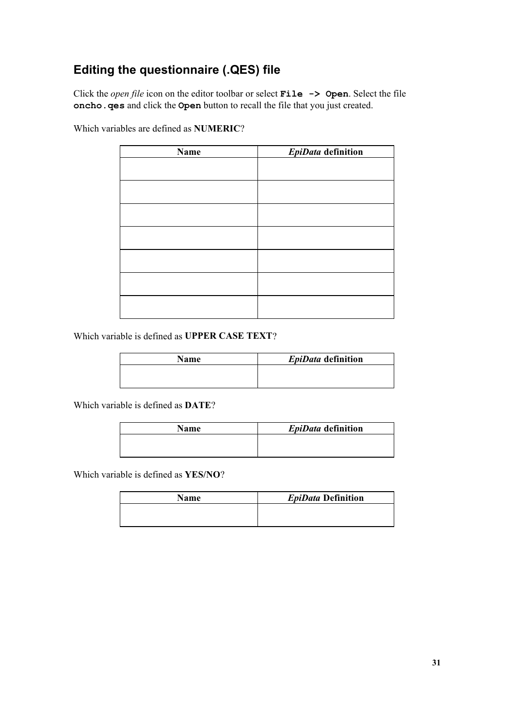## Editing the questionnaire (.QES) file

Click the *open file* icon on the editor toolbar or select **`File -> Open`**. Select the file **`oncho.qes`** and click the **`Open`** button to recall the file that you just created.

Which variables are defined as **NUMERIC**?

| Name | *EpiData* definition |
|---|---|
| | |
| | |
| | |
| | |
| | |
| | |
| | |

Which variable is defined as **UPPER CASE TEXT**?

| Name | *EpiData* definition |
|---|---|
| | |

Which variable is defined as **DATE**?

| Name | *EpiData* definition |
|---|---|
| | |

Which variable is defined as **YES/NO**?

| Name | *EpiData* Definition |
|---|---|
| | |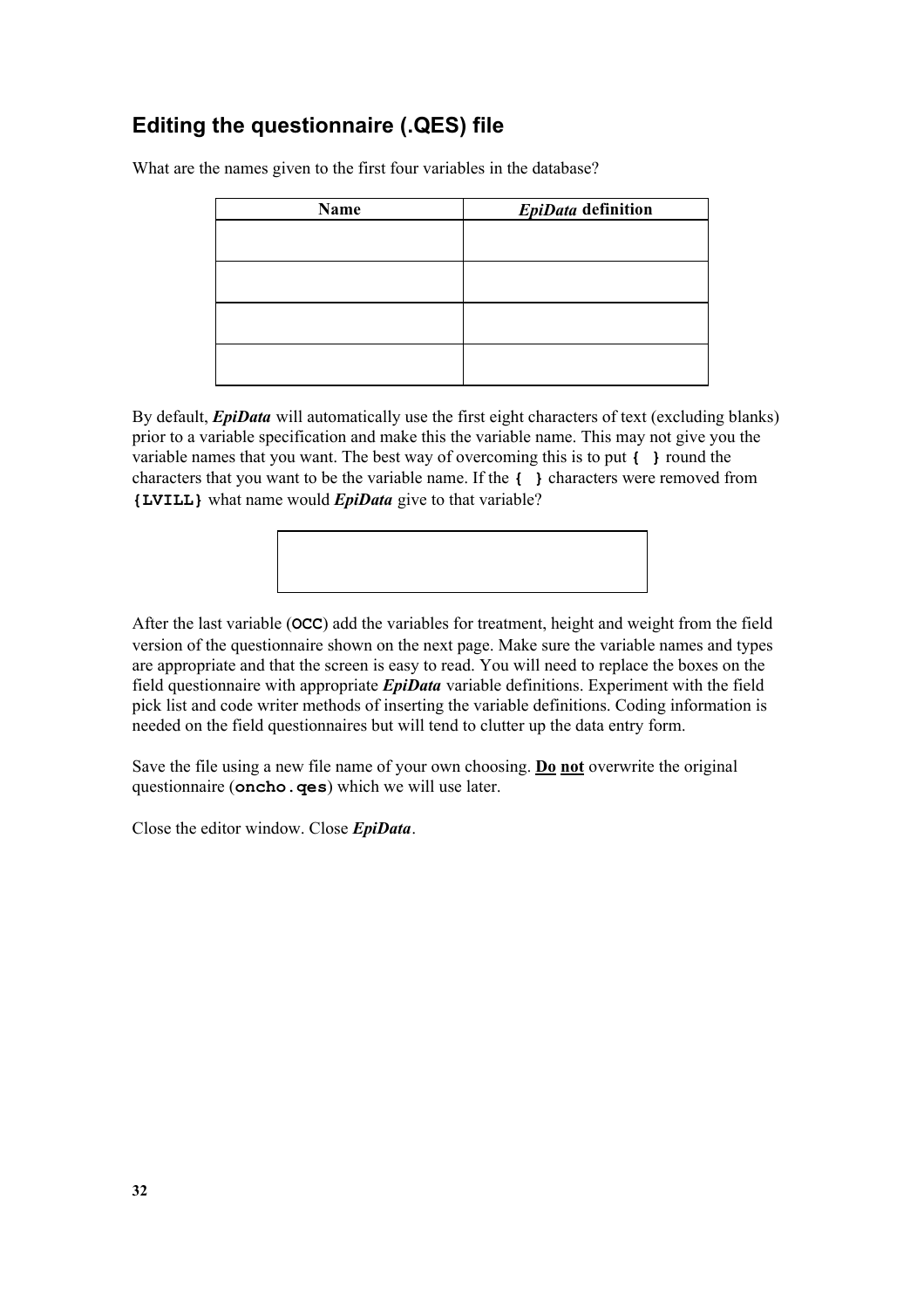## Editing the questionnaire (.QES) file

What are the names given to the first four variables in the database?

| Name | *EpiData* definition |
|---|---|
| | |
| | |
| | |
| | |

By default, ***EpiData*** will automatically use the first eight characters of text (excluding blanks) prior to a variable specification and make this the variable name. This may not give you the variable names that you want. The best way of overcoming this is to put **{ }** round the characters that you want to be the variable name. If the **{ }** characters were removed from **{LVILL}** what name would ***EpiData*** give to that variable?

| |
|---|
| |

After the last variable (**OCC**) add the variables for treatment, height and weight from the field version of the questionnaire shown on the next page. Make sure the variable names and types are appropriate and that the screen is easy to read. You will need to replace the boxes on the field questionnaire with appropriate ***EpiData*** variable definitions. Experiment with the field pick list and code writer methods of inserting the variable definitions. Coding information is needed on the field questionnaires but will tend to clutter up the data entry form.

Save the file using a new file name of your own choosing. **Do not** overwrite the original questionnaire (**oncho.qes**) which we will use later.

Close the editor window. Close ***EpiData***.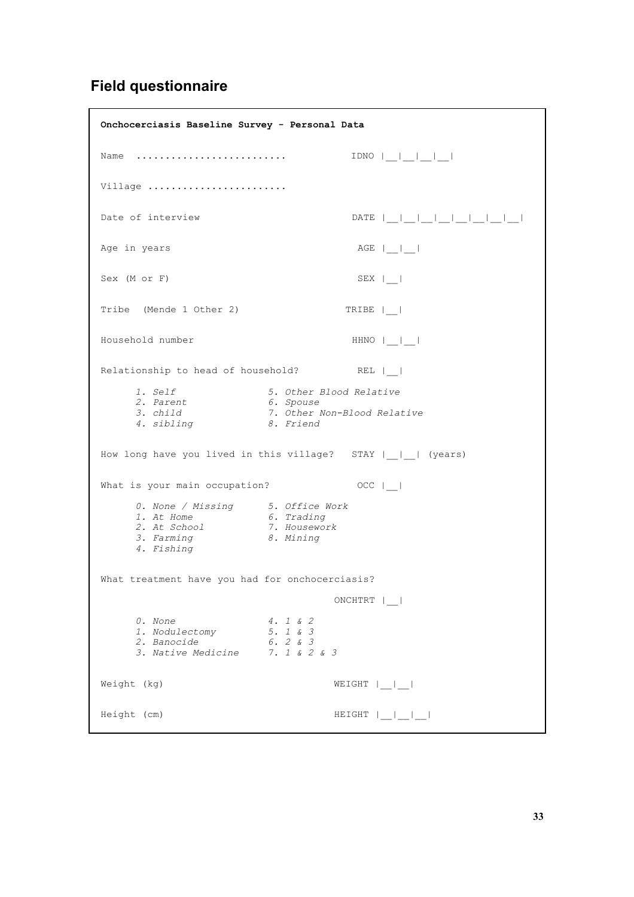## Field questionnaire

```
Onchocerciasis Baseline Survey - Personal Data

Name .........................            IDNO |__|__|__|__|

Village .......................

Date of interview                         DATE |__|__|__|__|__|__|__|__|

Age in years                               AGE |__|__|

Sex (M or F)                               SEX |__|

Tribe  (Mende 1 Other 2)                 TRIBE |__|

Household number                          HHNO |__|__|

Relationship to head of household?         REL |__|

      1. Self               5. Other Blood Relative
      2. Parent             6. Spouse
      3. child              7. Other Non-Blood Relative
      4. sibling            8. Friend

How long have you lived in this village?   STAY |__|__| (years)

What is your main occupation?              OCC |__|

      0. None / Missing     5. Office Work
      1. At Home            6. Trading
      2. At School          7. Housework
      3. Farming            8. Mining
      4. Fishing

What treatment have you had for onchocerciasis?

                                        ONCHTRT |__|

      0. None               4. 1 & 2
      1. Nodulectomy        5. 1 & 3
      2. Banocide           6. 2 & 3
      3. Native Medicine    7. 1 & 2 & 3

Weight (kg)                             WEIGHT |__|__|

Height (cm)                             HEIGHT |__|__|__|
```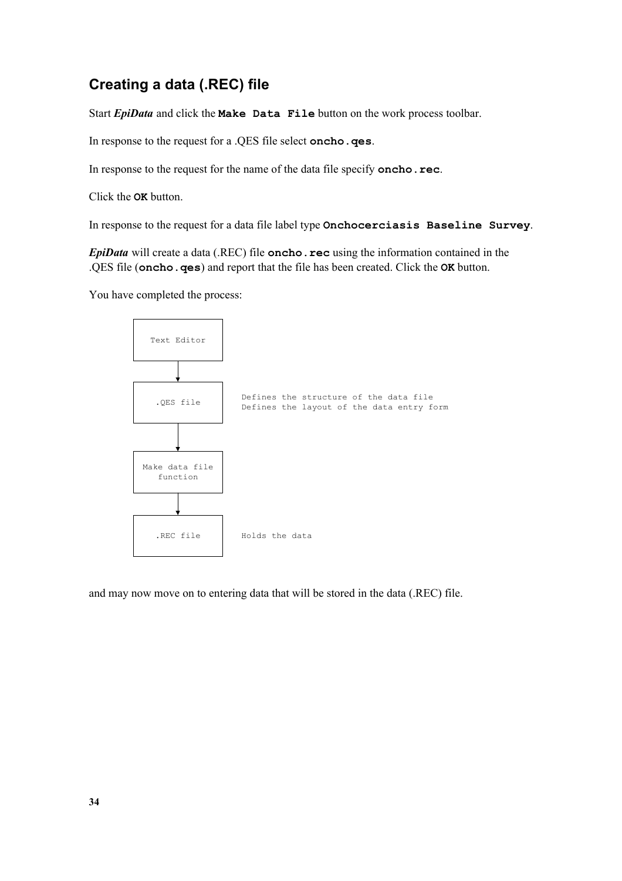## Creating a data (.REC) file

Start ***EpiData*** and click the **`Make Data File`** button on the work process toolbar.

In response to the request for a .QES file select **`oncho.qes`**.

In response to the request for the name of the data file specify **`oncho.rec`**.

Click the **`OK`** button.

In response to the request for a data file label type **`Onchocerciasis Baseline Survey`**.

***EpiData*** will create a data (.REC) file **`oncho.rec`** using the information contained in the .QES file (**`oncho.qes`**) and report that the file has been created. Click the **`OK`** button.

You have completed the process:

```
+--------------------+
|    Text Editor     |
+--------------------+
          |
          v
+--------------------+
|     .QES file      |    Defines the structure of the data file
+--------------------+    Defines the layout of the data entry form
          |
          v
+--------------------+
|   Make data file   |
|      function      |
+--------------------+
          |
          v
+--------------------+
|     .REC file      |    Holds the data
+--------------------+
```

and may now move on to entering data that will be stored in the data (.REC) file.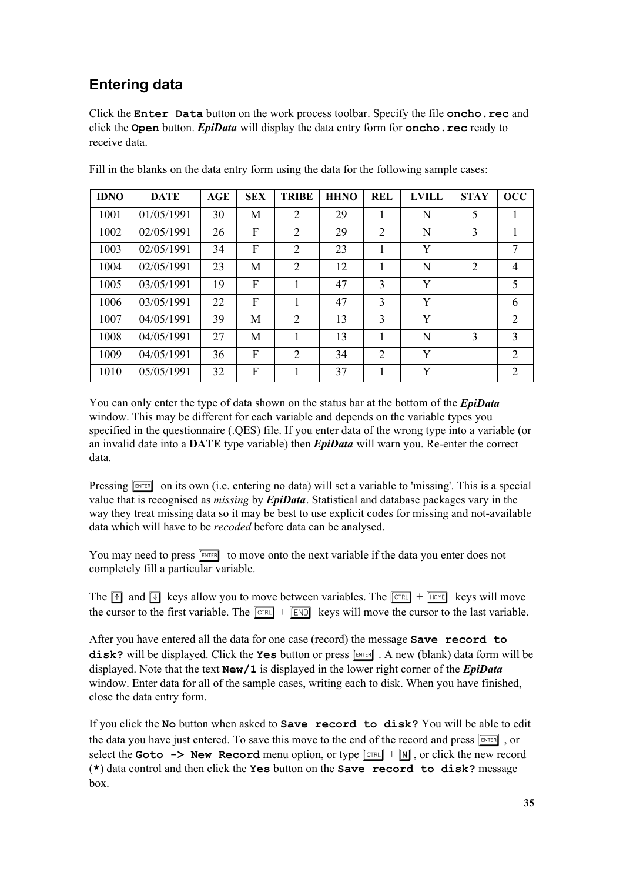## Entering data

Click the **`Enter Data`** button on the work process toolbar. Specify the file **`oncho.rec`** and click the **`Open`** button. ***EpiData*** will display the data entry form for **`oncho.rec`** ready to receive data.

Fill in the blanks on the data entry form using the data for the following sample cases:

| IDNO | DATE | AGE | SEX | TRIBE | HHNO | REL | LVILL | STAY | OCC |
|---|---|---|---|---|---|---|---|---|---|
| 1001 | 01/05/1991 | 30 | M | 2 | 29 | 1 | N | 5 | 1 |
| 1002 | 02/05/1991 | 26 | F | 2 | 29 | 2 | N | 3 | 1 |
| 1003 | 02/05/1991 | 34 | F | 2 | 23 | 1 | Y | | 7 |
| 1004 | 02/05/1991 | 23 | M | 2 | 12 | 1 | N | 2 | 4 |
| 1005 | 03/05/1991 | 19 | F | 1 | 47 | 3 | Y | | 5 |
| 1006 | 03/05/1991 | 22 | F | 1 | 47 | 3 | Y | | 6 |
| 1007 | 04/05/1991 | 39 | M | 2 | 13 | 3 | Y | | 2 |
| 1008 | 04/05/1991 | 27 | M | 1 | 13 | 1 | N | 3 | 3 |
| 1009 | 04/05/1991 | 36 | F | 2 | 34 | 2 | Y | | 2 |
| 1010 | 05/05/1991 | 32 | F | 1 | 37 | 1 | Y | | 2 |

You can only enter the type of data shown on the status bar at the bottom of the ***EpiData*** window. This may be different for each variable and depends on the variable types you specified in the questionnaire (.QES) file. If you enter data of the wrong type into a variable (or an invalid date into a **DATE** type variable) then ***EpiData*** will warn you. Re-enter the correct data.

Pressing ENTER on its own (i.e. entering no data) will set a variable to 'missing'. This is a special value that is recognised as *missing* by ***EpiData***. Statistical and database packages vary in the way they treat missing data so it may be best to use explicit codes for missing and not-available data which will have to be *recoded* before data can be analysed.

You may need to press ENTER to move onto the next variable if the data you enter does not completely fill a particular variable.

The ↑ and ↓ keys allow you to move between variables. The CTRL + HOME keys will move the cursor to the first variable. The CTRL + END keys will move the cursor to the last variable.

After you have entered all the data for one case (record) the message **`Save record to disk?`** will be displayed. Click the **`Yes`** button or press ENTER . A new (blank) data form will be displayed. Note that the text **`New/1`** is displayed in the lower right corner of the ***EpiData*** window. Enter data for all of the sample cases, writing each to disk. When you have finished, close the data entry form.

If you click the **`No`** button when asked to **`Save record to disk?`** You will be able to edit the data you have just entered. To save this move to the end of the record and press ENTER , or select the **`Goto -> New Record`** menu option, or type CTRL + N , or click the new record (**`*`**) data control and then click the **`Yes`** button on the **`Save record to disk?`** message box.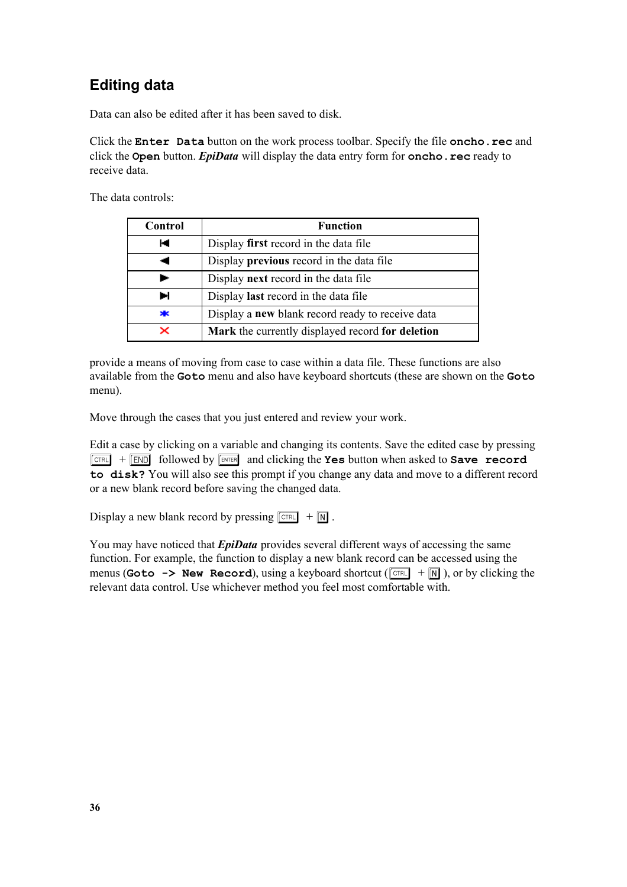## Editing data

Data can also be edited after it has been saved to disk.

Click the **`Enter Data`** button on the work process toolbar. Specify the file **`oncho.rec`** and click the **`Open`** button. ***EpiData*** will display the data entry form for **`oncho.rec`** ready to receive data.

The data controls:

| Control | Function |
|---|---|
| ⏮ | Display **first** record in the data file |
| ◀ | Display **previous** record in the data file |
| ▶ | Display **next** record in the data file |
| ⏭ | Display **last** record in the data file |
| ✱ | Display a **new** blank record ready to receive data |
| ✕ | **Mark** the currently displayed record **for deletion** |

provide a means of moving from case to case within a data file. These functions are also available from the **`Goto`** menu and also have keyboard shortcuts (these are shown on the **`Goto`** menu).

Move through the cases that you just entered and review your work.

Edit a case by clicking on a variable and changing its contents. Save the edited case by pressing CTRL + END followed by ENTER and clicking the **`Yes`** button when asked to **`Save record to disk?`** You will also see this prompt if you change any data and move to a different record or a new blank record before saving the changed data.

Display a new blank record by pressing CTRL + N .

You may have noticed that ***EpiData*** provides several different ways of accessing the same function. For example, the function to display a new blank record can be accessed using the menus (**`Goto -> New Record`**), using a keyboard shortcut (CTRL + N ), or by clicking the relevant data control. Use whichever method you feel most comfortable with.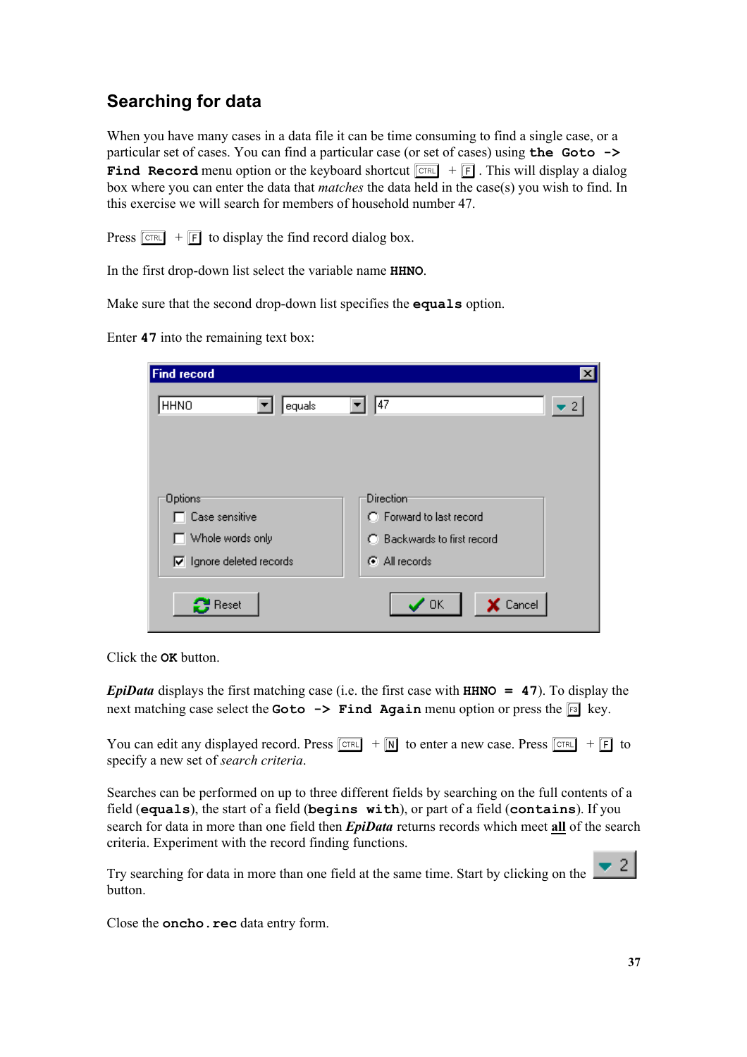## Searching for data

When you have many cases in a data file it can be time consuming to find a single case, or a particular set of cases. You can find a particular case (or set of cases) using **the Goto -> Find Record** menu option or the keyboard shortcut CTRL + F . This will display a dialog box where you can enter the data that *matches* the data held in the case(s) you wish to find. In this exercise we will search for members of household number 47.

Press CTRL + F to display the find record dialog box.

In the first drop-down list select the variable name **HHNO**.

Make sure that the second drop-down list specifies the **equals** option.

Enter **47** into the remaining text box:

Click the **OK** button.

***EpiData*** displays the first matching case (i.e. the first case with **HHNO = 47**). To display the next matching case select the **Goto -> Find Again** menu option or press the F3 key.

You can edit any displayed record. Press CTRL + N to enter a new case. Press CTRL + F to specify a new set of *search criteria*.

Searches can be performed on up to three different fields by searching on the full contents of a field (**equals**), the start of a field (**begins with**), or part of a field (**contains**). If you search for data in more than one field then ***EpiData*** returns records which meet **all** of the search criteria. Experiment with the record finding functions.

Try searching for data in more than one field at the same time. Start by clicking on the button.

Close the **oncho.rec** data entry form.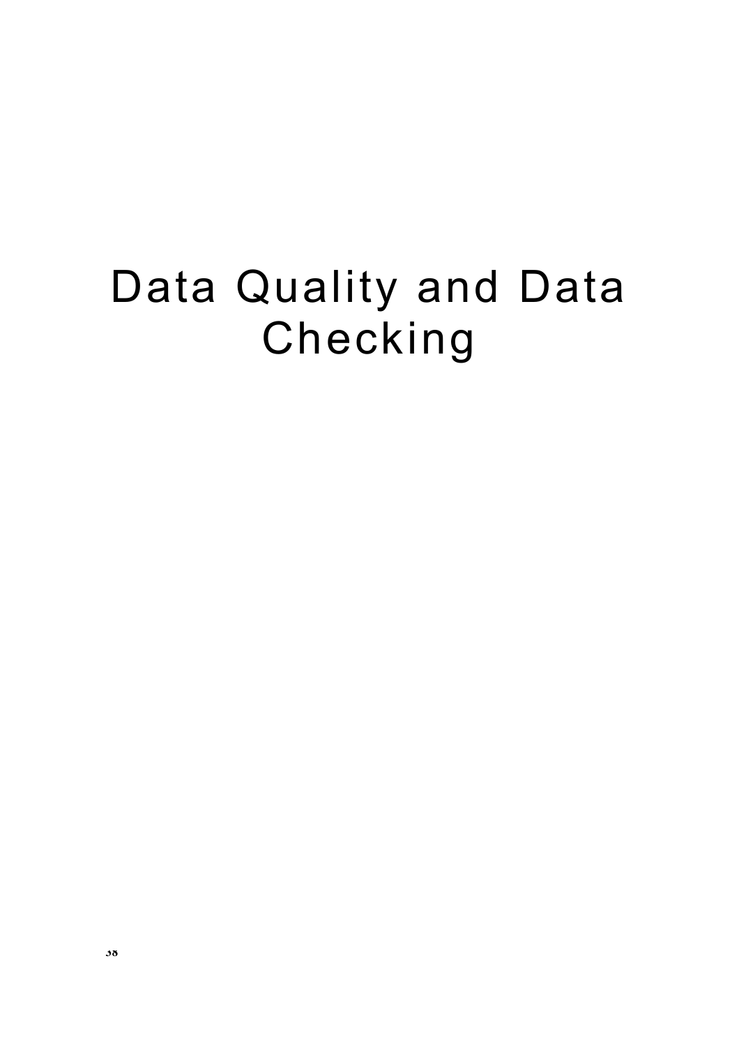# Data Quality and Data Checking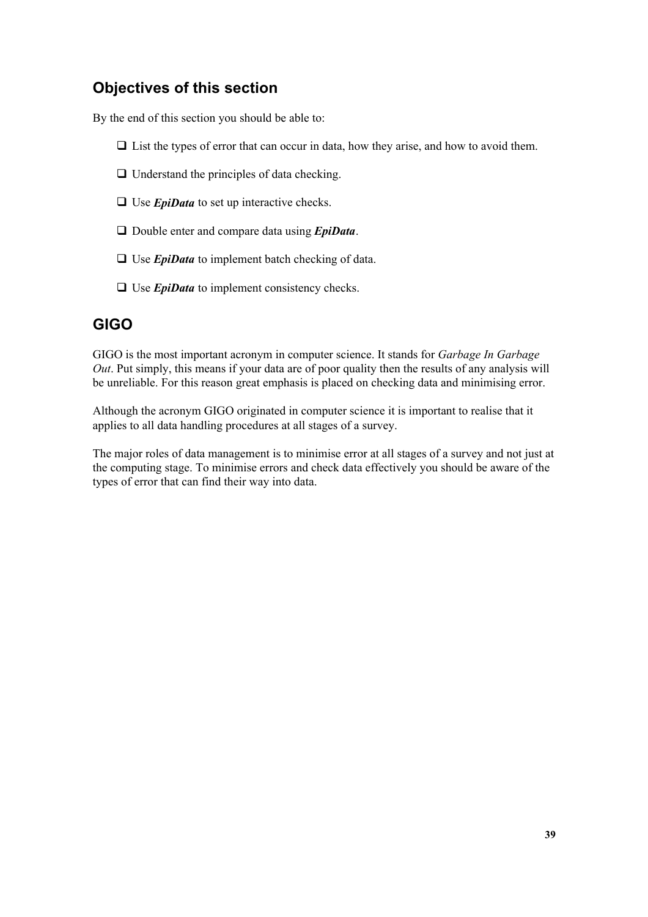## Objectives of this section

By the end of this section you should be able to:

- List the types of error that can occur in data, how they arise, and how to avoid them.
- Understand the principles of data checking.
- Use ***EpiData*** to set up interactive checks.
- Double enter and compare data using ***EpiData***.
- Use ***EpiData*** to implement batch checking of data.
- Use ***EpiData*** to implement consistency checks.

## GIGO

GIGO is the most important acronym in computer science. It stands for *Garbage In Garbage Out*. Put simply, this means if your data are of poor quality then the results of any analysis will be unreliable. For this reason great emphasis is placed on checking data and minimising error.

Although the acronym GIGO originated in computer science it is important to realise that it applies to all data handling procedures at all stages of a survey.

The major roles of data management is to minimise error at all stages of a survey and not just at the computing stage. To minimise errors and check data effectively you should be aware of the types of error that can find their way into data.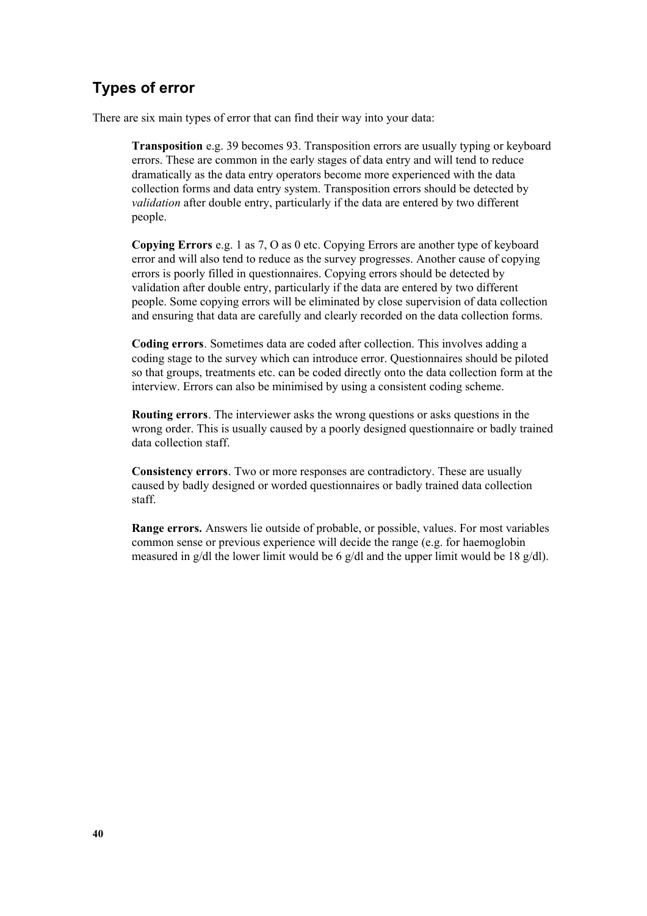## Types of error

There are six main types of error that can find their way into your data:

**Transposition** e.g. 39 becomes 93. Transposition errors are usually typing or keyboard errors. These are common in the early stages of data entry and will tend to reduce dramatically as the data entry operators become more experienced with the data collection forms and data entry system. Transposition errors should be detected by *validation* after double entry, particularly if the data are entered by two different people.

**Copying Errors** e.g. 1 as 7, O as 0 etc. Copying Errors are another type of keyboard error and will also tend to reduce as the survey progresses. Another cause of copying errors is poorly filled in questionnaires. Copying errors should be detected by validation after double entry, particularly if the data are entered by two different people. Some copying errors will be eliminated by close supervision of data collection and ensuring that data are carefully and clearly recorded on the data collection forms.

**Coding errors**. Sometimes data are coded after collection. This involves adding a coding stage to the survey which can introduce error. Questionnaires should be piloted so that groups, treatments etc. can be coded directly onto the data collection form at the interview. Errors can also be minimised by using a consistent coding scheme.

**Routing errors**. The interviewer asks the wrong questions or asks questions in the wrong order. This is usually caused by a poorly designed questionnaire or badly trained data collection staff.

**Consistency errors**. Two or more responses are contradictory. These are usually caused by badly designed or worded questionnaires or badly trained data collection staff.

**Range errors.** Answers lie outside of probable, or possible, values. For most variables common sense or previous experience will decide the range (e.g. for haemoglobin measured in g/dl the lower limit would be 6 g/dl and the upper limit would be 18 g/dl).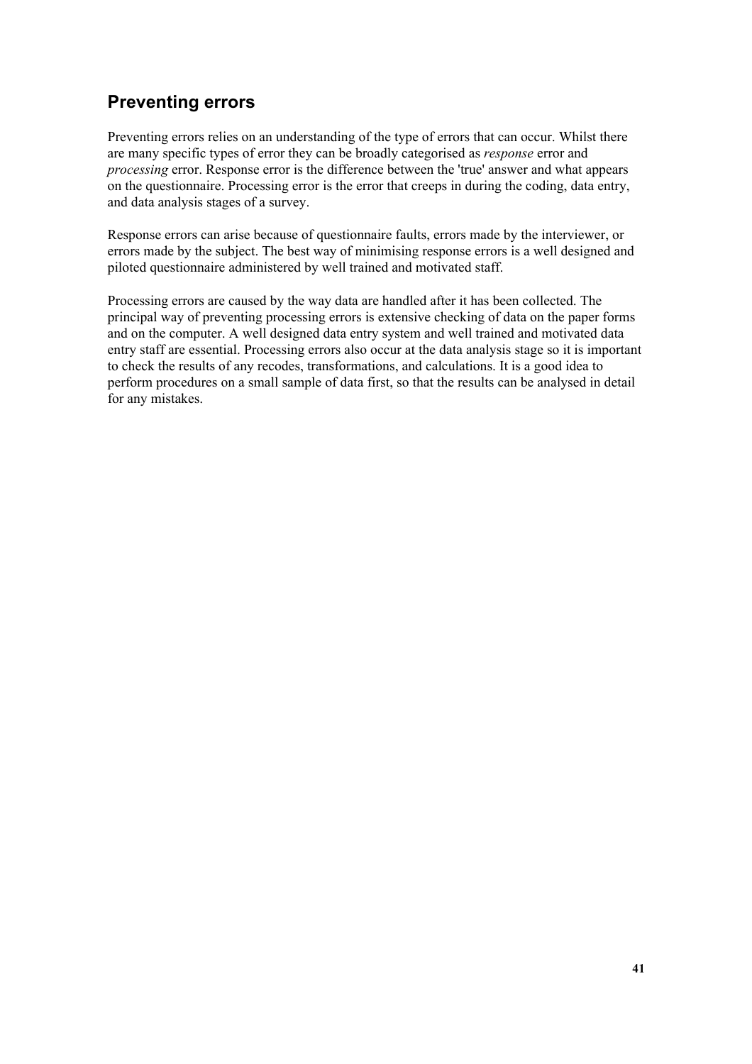## Preventing errors

Preventing errors relies on an understanding of the type of errors that can occur. Whilst there are many specific types of error they can be broadly categorised as *response* error and *processing* error. Response error is the difference between the 'true' answer and what appears on the questionnaire. Processing error is the error that creeps in during the coding, data entry, and data analysis stages of a survey.

Response errors can arise because of questionnaire faults, errors made by the interviewer, or errors made by the subject. The best way of minimising response errors is a well designed and piloted questionnaire administered by well trained and motivated staff.

Processing errors are caused by the way data are handled after it has been collected. The principal way of preventing processing errors is extensive checking of data on the paper forms and on the computer. A well designed data entry system and well trained and motivated data entry staff are essential. Processing errors also occur at the data analysis stage so it is important to check the results of any recodes, transformations, and calculations. It is a good idea to perform procedures on a small sample of data first, so that the results can be analysed in detail for any mistakes.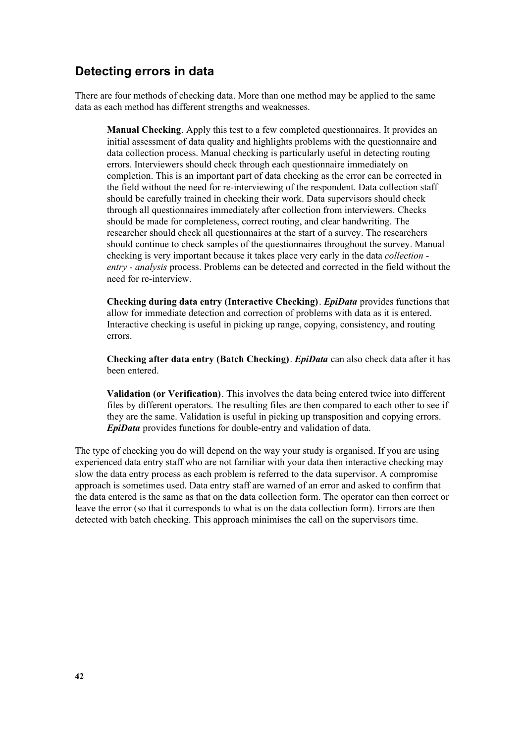## Detecting errors in data

There are four methods of checking data. More than one method may be applied to the same data as each method has different strengths and weaknesses.

**Manual Checking**. Apply this test to a few completed questionnaires. It provides an initial assessment of data quality and highlights problems with the questionnaire and data collection process. Manual checking is particularly useful in detecting routing errors. Interviewers should check through each questionnaire immediately on completion. This is an important part of data checking as the error can be corrected in the field without the need for re-interviewing of the respondent. Data collection staff should be carefully trained in checking their work. Data supervisors should check through all questionnaires immediately after collection from interviewers. Checks should be made for completeness, correct routing, and clear handwriting. The researcher should check all questionnaires at the start of a survey. The researchers should continue to check samples of the questionnaires throughout the survey. Manual checking is very important because it takes place very early in the data *collection - entry - analysis* process. Problems can be detected and corrected in the field without the need for re-interview.

**Checking during data entry (Interactive Checking)**. ***EpiData*** provides functions that allow for immediate detection and correction of problems with data as it is entered. Interactive checking is useful in picking up range, copying, consistency, and routing errors.

**Checking after data entry (Batch Checking)**. ***EpiData*** can also check data after it has been entered.

**Validation (or Verification)**. This involves the data being entered twice into different files by different operators. The resulting files are then compared to each other to see if they are the same. Validation is useful in picking up transposition and copying errors. ***EpiData*** provides functions for double-entry and validation of data.

The type of checking you do will depend on the way your study is organised. If you are using experienced data entry staff who are not familiar with your data then interactive checking may slow the data entry process as each problem is referred to the data supervisor. A compromise approach is sometimes used. Data entry staff are warned of an error and asked to confirm that the data entered is the same as that on the data collection form. The operator can then correct or leave the error (so that it corresponds to what is on the data collection form). Errors are then detected with batch checking. This approach minimises the call on the supervisors time.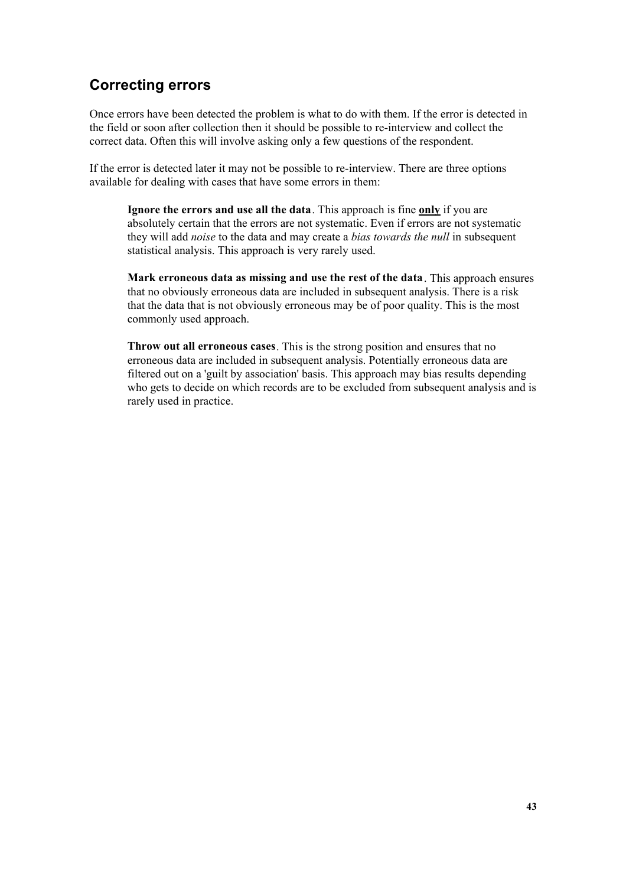## Correcting errors

Once errors have been detected the problem is what to do with them. If the error is detected in the field or soon after collection then it should be possible to re-interview and collect the correct data. Often this will involve asking only a few questions of the respondent.

If the error is detected later it may not be possible to re-interview. There are three options available for dealing with cases that have some errors in them:

> **Ignore the errors and use all the data**. This approach is fine **<u>only</u>** if you are absolutely certain that the errors are not systematic. Even if errors are not systematic they will add *noise* to the data and may create a *bias towards the null* in subsequent statistical analysis. This approach is very rarely used.
>
> **Mark erroneous data as missing and use the rest of the data**. This approach ensures that no obviously erroneous data are included in subsequent analysis. There is a risk that the data that is not obviously erroneous may be of poor quality. This is the most commonly used approach.
>
> **Throw out all erroneous cases**. This is the strong position and ensures that no erroneous data are included in subsequent analysis. Potentially erroneous data are filtered out on a 'guilt by association' basis. This approach may bias results depending who gets to decide on which records are to be excluded from subsequent analysis and is rarely used in practice.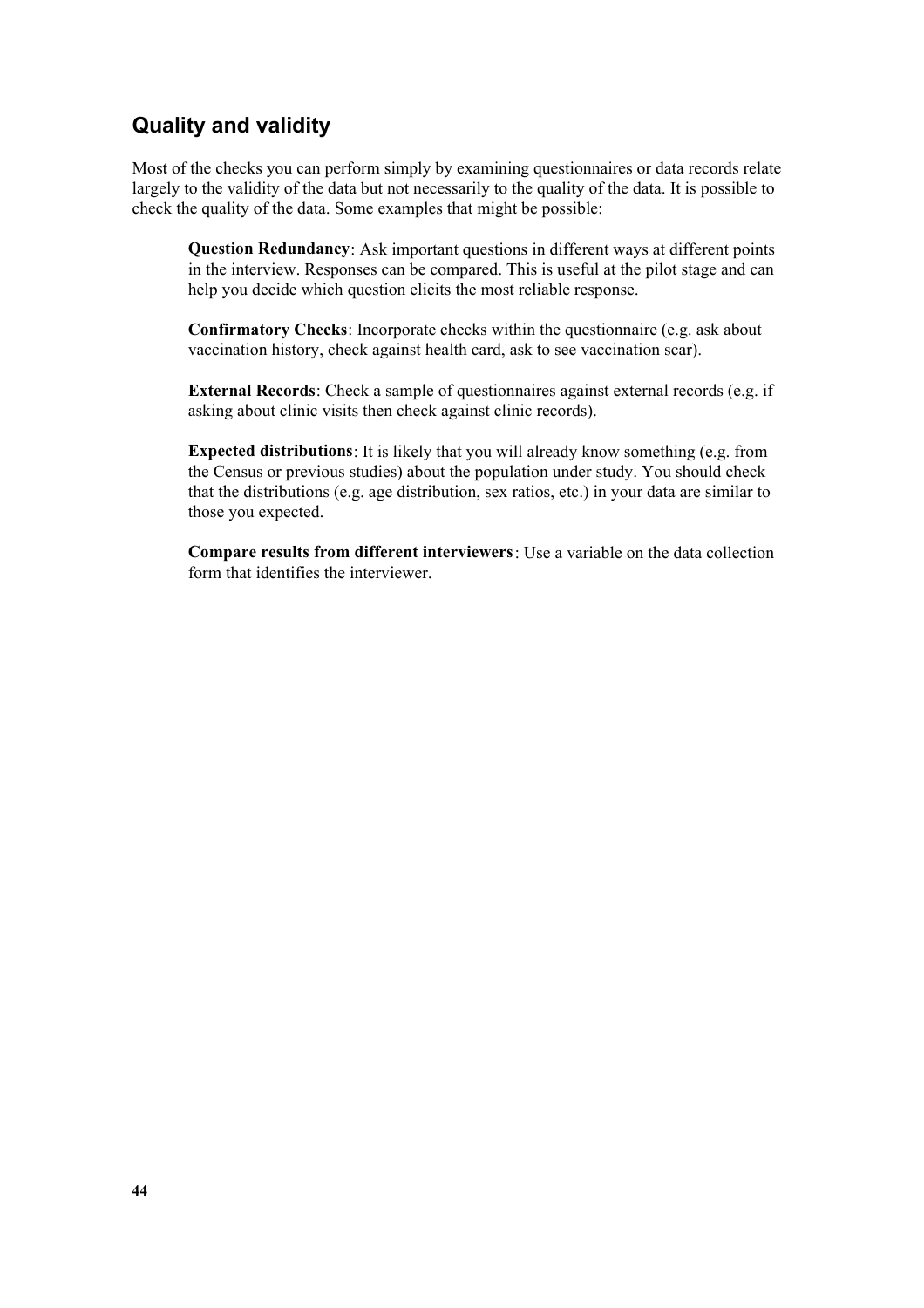## Quality and validity

Most of the checks you can perform simply by examining questionnaires or data records relate largely to the validity of the data but not necessarily to the quality of the data. It is possible to check the quality of the data. Some examples that might be possible:

**Question Redundancy**: Ask important questions in different ways at different points in the interview. Responses can be compared. This is useful at the pilot stage and can help you decide which question elicits the most reliable response.

**Confirmatory Checks**: Incorporate checks within the questionnaire (e.g. ask about vaccination history, check against health card, ask to see vaccination scar).

**External Records**: Check a sample of questionnaires against external records (e.g. if asking about clinic visits then check against clinic records).

**Expected distributions**: It is likely that you will already know something (e.g. from the Census or previous studies) about the population under study. You should check that the distributions (e.g. age distribution, sex ratios, etc.) in your data are similar to those you expected.

**Compare results from different interviewers**: Use a variable on the data collection form that identifies the interviewer.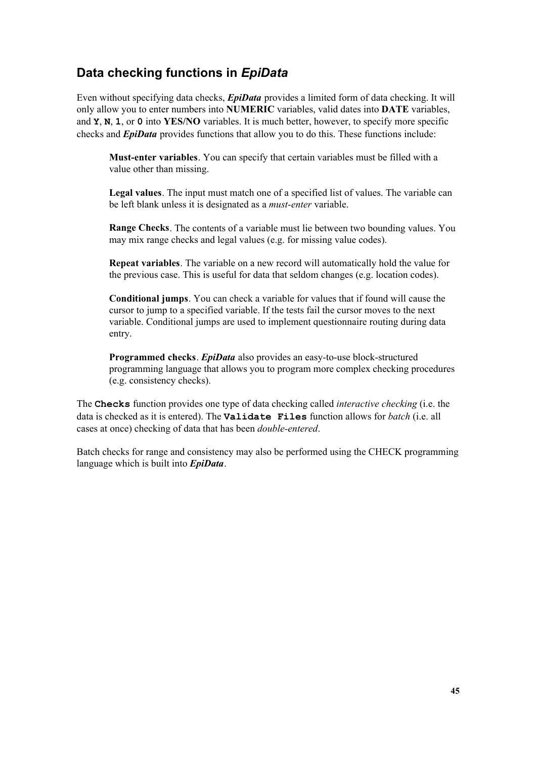## Data checking functions in *EpiData*

Even without specifying data checks, ***EpiData*** provides a limited form of data checking. It will only allow you to enter numbers into **NUMERIC** variables, valid dates into **DATE** variables, and **`Y`**, **`N`**, **`1`**, or **`0`** into **YES/NO** variables. It is much better, however, to specify more specific checks and ***EpiData*** provides functions that allow you to do this. These functions include:

> **Must-enter variables**. You can specify that certain variables must be filled with a value other than missing.
>
> **Legal values**. The input must match one of a specified list of values. The variable can be left blank unless it is designated as a *must-enter* variable.
>
> **Range Checks**. The contents of a variable must lie between two bounding values. You may mix range checks and legal values (e.g. for missing value codes).
>
> **Repeat variables**. The variable on a new record will automatically hold the value for the previous case. This is useful for data that seldom changes (e.g. location codes).
>
> **Conditional jumps**. You can check a variable for values that if found will cause the cursor to jump to a specified variable. If the tests fail the cursor moves to the next variable. Conditional jumps are used to implement questionnaire routing during data entry.
>
> **Programmed checks**. ***EpiData*** also provides an easy-to-use block-structured programming language that allows you to program more complex checking procedures (e.g. consistency checks).

The **`Checks`** function provides one type of data checking called *interactive checking* (i.e. the data is checked as it is entered). The **`Validate Files`** function allows for *batch* (i.e. all cases at once) checking of data that has been *double-entered*.

Batch checks for range and consistency may also be performed using the CHECK programming language which is built into ***EpiData***.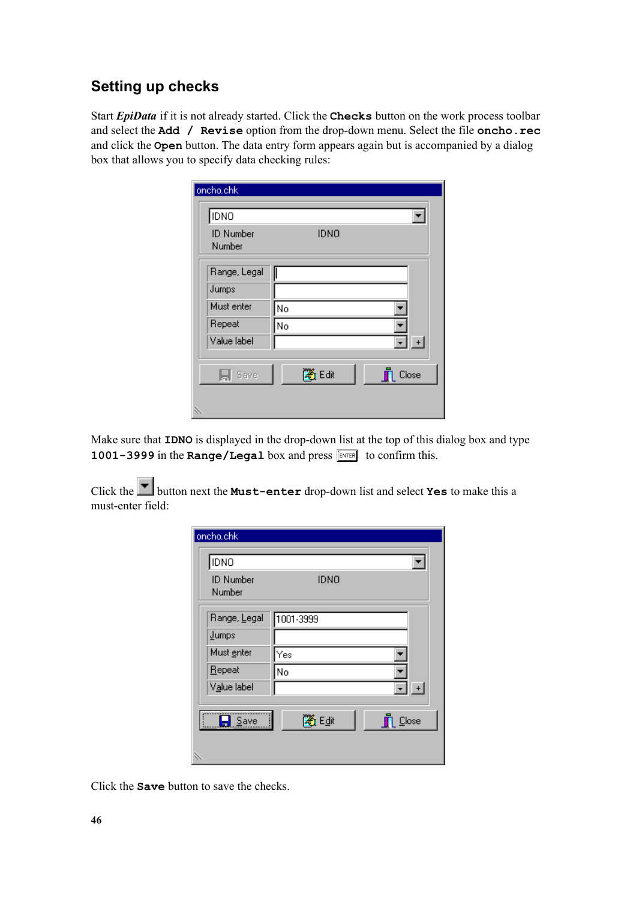## Setting up checks

Start ***EpiData*** if it is not already started. Click the **`Checks`** button on the work process toolbar and select the **`Add / Revise`** option from the drop-down menu. Select the file **`oncho.rec`** and click the **`Open`** button. The data entry form appears again but is accompanied by a dialog box that allows you to specify data checking rules:

Make sure that **`IDNO`** is displayed in the drop-down list at the top of this dialog box and type **`1001-3999`** in the **`Range/Legal`** box and press ENTER to confirm this.

Click the ▼ button next the **`Must-enter`** drop-down list and select **`Yes`** to make this a must-enter field:

Click the **`Save`** button to save the checks.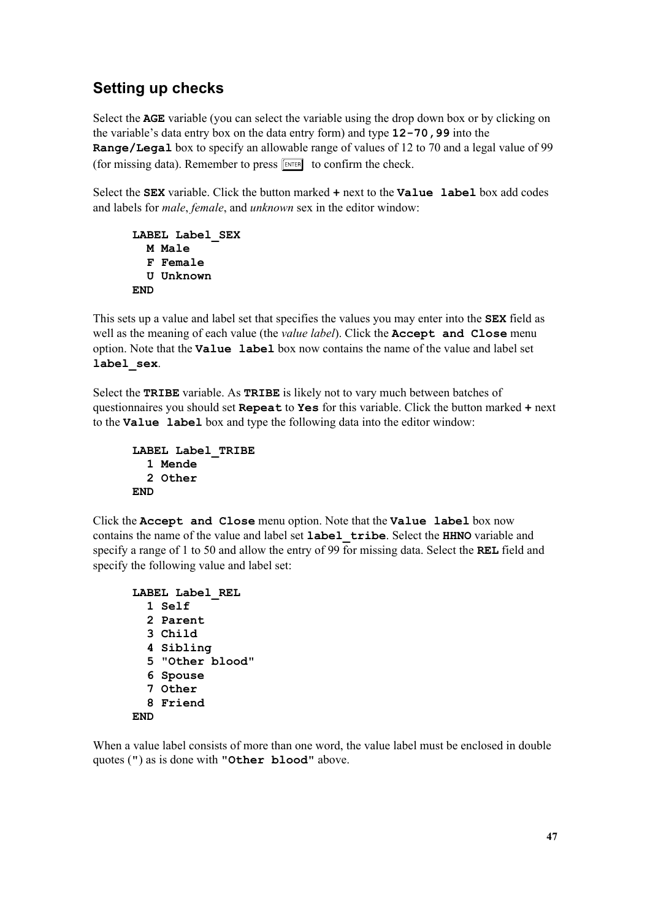## Setting up checks

Select the **`AGE`** variable (you can select the variable using the drop down box or by clicking on the variable's data entry box on the data entry form) and type **`12-70,99`** into the **`Range/Legal`** box to specify an allowable range of values of 12 to 70 and a legal value of 99 (for missing data). Remember to press [ENTER] to confirm the check.

Select the **`SEX`** variable. Click the button marked **+** next to the **`Value label`** box add codes and labels for *male*, *female*, and *unknown* sex in the editor window:

```
LABEL Label_SEX
  M Male
  F Female
  U Unknown
END
```

This sets up a value and label set that specifies the values you may enter into the **`SEX`** field as well as the meaning of each value (the *value label*). Click the **`Accept and Close`** menu option. Note that the **`Value label`** box now contains the name of the value and label set **`label_sex`**.

Select the **`TRIBE`** variable. As **`TRIBE`** is likely not to vary much between batches of questionnaires you should set **`Repeat`** to **`Yes`** for this variable. Click the button marked **+** next to the **`Value label`** box and type the following data into the editor window:

```
LABEL Label_TRIBE
  1 Mende
  2 Other
END
```

Click the **`Accept and Close`** menu option. Note that the **`Value label`** box now contains the name of the value and label set **`label_tribe`**. Select the **`HHNO`** variable and specify a range of 1 to 50 and allow the entry of 99 for missing data. Select the **`REL`** field and specify the following value and label set:

```
LABEL Label_REL
  1 Self
  2 Parent
  3 Child
  4 Sibling
  5 "Other blood"
  6 Spouse
  7 Other
  8 Friend
END
```

When a value label consists of more than one word, the value label must be enclosed in double quotes (**`"`**) as is done with **`"Other blood"`** above.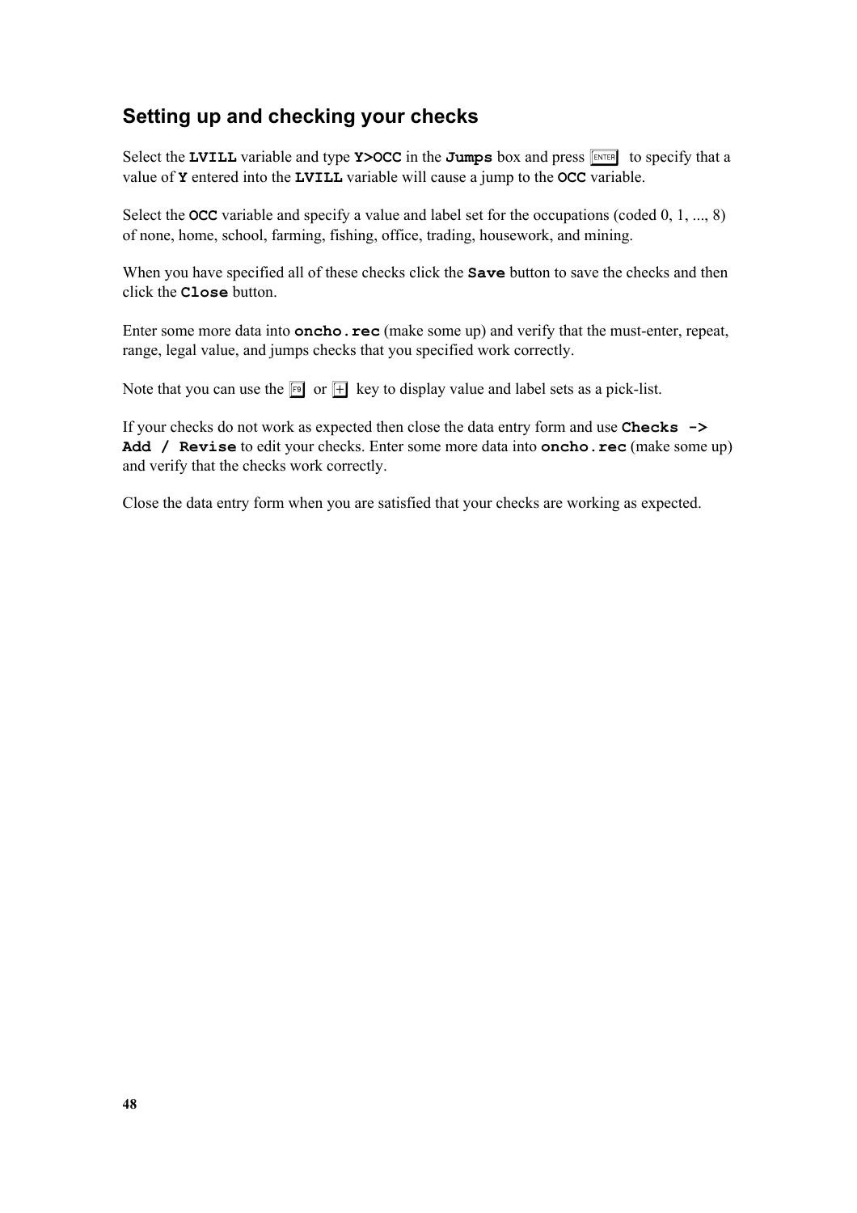## Setting up and checking your checks

Select the **LVILL** variable and type **Y>OCC** in the **Jumps** box and press ENTER to specify that a value of **Y** entered into the **LVILL** variable will cause a jump to the **OCC** variable.

Select the **OCC** variable and specify a value and label set for the occupations (coded 0, 1, ..., 8) of none, home, school, farming, fishing, office, trading, housework, and mining.

When you have specified all of these checks click the **Save** button to save the checks and then click the **Close** button.

Enter some more data into **oncho.rec** (make some up) and verify that the must-enter, repeat, range, legal value, and jumps checks that you specified work correctly.

Note that you can use the F9 or + key to display value and label sets as a pick-list.

If your checks do not work as expected then close the data entry form and use **Checks -> Add / Revise** to edit your checks. Enter some more data into **oncho.rec** (make some up) and verify that the checks work correctly.

Close the data entry form when you are satisfied that your checks are working as expected.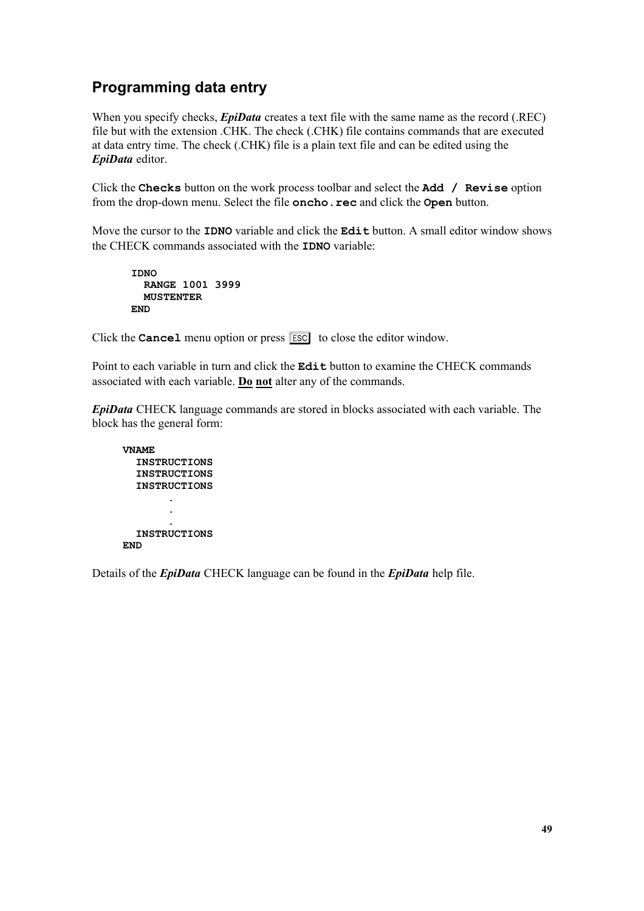## Programming data entry

When you specify checks, ***EpiData*** creates a text file with the same name as the record (.REC) file but with the extension .CHK. The check (.CHK) file contains commands that are executed at data entry time. The check (.CHK) file is a plain text file and can be edited using the ***EpiData*** editor.

Click the **`Checks`** button on the work process toolbar and select the **`Add / Revise`** option from the drop-down menu. Select the file **`oncho.rec`** and click the **`Open`** button.

Move the cursor to the **`IDNO`** variable and click the **`Edit`** button. A small editor window shows the CHECK commands associated with the **`IDNO`** variable:

```
IDNO
  RANGE 1001 3999
  MUSTENTER
END
```

Click the **`Cancel`** menu option or press ESC to close the editor window.

Point to each variable in turn and click the **`Edit`** button to examine the CHECK commands associated with each variable. **Do not** alter any of the commands.

***EpiData*** CHECK language commands are stored in blocks associated with each variable. The block has the general form:

```
VNAME
  INSTRUCTIONS
  INSTRUCTIONS
  INSTRUCTIONS
        .
        .
        .
  INSTRUCTIONS
END
```

Details of the ***EpiData*** CHECK language can be found in the ***EpiData*** help file.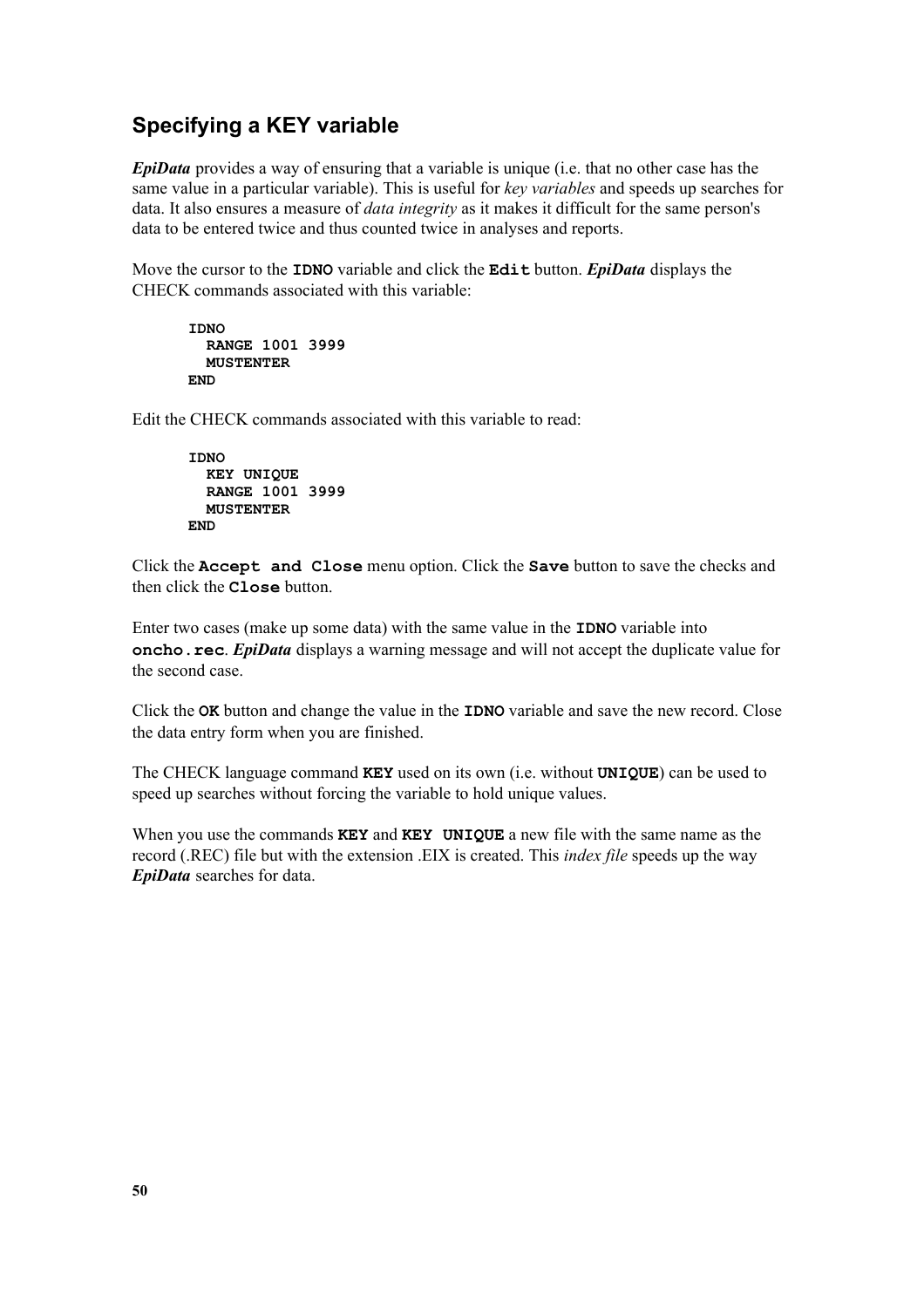## Specifying a KEY variable

***EpiData*** provides a way of ensuring that a variable is unique (i.e. that no other case has the same value in a particular variable). This is useful for *key variables* and speeds up searches for data. It also ensures a measure of *data integrity* as it makes it difficult for the same person's data to be entered twice and thus counted twice in analyses and reports.

Move the cursor to the **`IDNO`** variable and click the **`Edit`** button. ***EpiData*** displays the CHECK commands associated with this variable:

```
IDNO
  RANGE 1001 3999
  MUSTENTER
END
```

Edit the CHECK commands associated with this variable to read:

```
IDNO
  KEY UNIQUE
  RANGE 1001 3999
  MUSTENTER
END
```

Click the **`Accept and Close`** menu option. Click the **`Save`** button to save the checks and then click the **`Close`** button.

Enter two cases (make up some data) with the same value in the **`IDNO`** variable into **`oncho.rec`**. ***EpiData*** displays a warning message and will not accept the duplicate value for the second case.

Click the **`OK`** button and change the value in the **`IDNO`** variable and save the new record. Close the data entry form when you are finished.

The CHECK language command **`KEY`** used on its own (i.e. without **`UNIQUE`**) can be used to speed up searches without forcing the variable to hold unique values.

When you use the commands **`KEY`** and **`KEY UNIQUE`** a new file with the same name as the record (.REC) file but with the extension .EIX is created. This *index file* speeds up the way ***EpiData*** searches for data.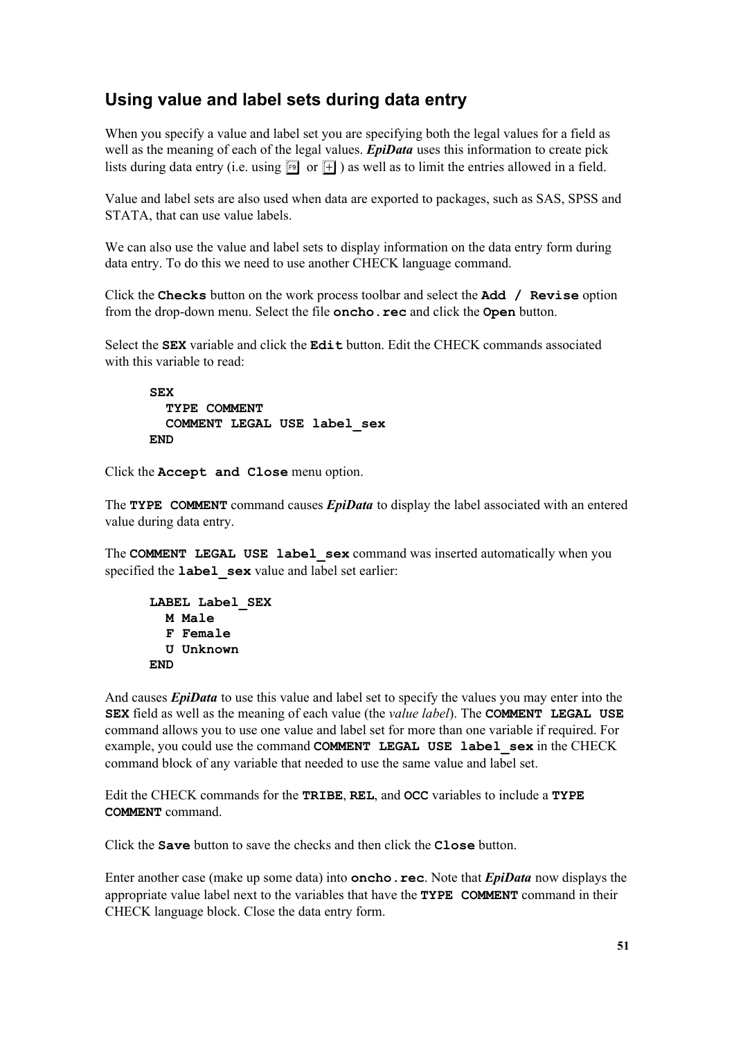## Using value and label sets during data entry

When you specify a value and label set you are specifying both the legal values for a field as well as the meaning of each of the legal values. ***EpiData*** uses this information to create pick lists during data entry (i.e. using F9 or + ) as well as to limit the entries allowed in a field.

Value and label sets are also used when data are exported to packages, such as SAS, SPSS and STATA, that can use value labels.

We can also use the value and label sets to display information on the data entry form during data entry. To do this we need to use another CHECK language command.

Click the **`Checks`** button on the work process toolbar and select the **`Add / Revise`** option from the drop-down menu. Select the file **`oncho.rec`** and click the **`Open`** button.

Select the **`SEX`** variable and click the **`Edit`** button. Edit the CHECK commands associated with this variable to read:

```
SEX
  TYPE COMMENT
  COMMENT LEGAL USE label_sex
END
```

Click the **`Accept and Close`** menu option.

The **`TYPE COMMENT`** command causes ***EpiData*** to display the label associated with an entered value during data entry.

The **`COMMENT LEGAL USE label_sex`** command was inserted automatically when you specified the **`label_sex`** value and label set earlier:

```
LABEL Label_SEX
  M Male
  F Female
  U Unknown
END
```

And causes ***EpiData*** to use this value and label set to specify the values you may enter into the **`SEX`** field as well as the meaning of each value (the *value label*). The **`COMMENT LEGAL USE`** command allows you to use one value and label set for more than one variable if required. For example, you could use the command **`COMMENT LEGAL USE label_sex`** in the CHECK command block of any variable that needed to use the same value and label set.

Edit the CHECK commands for the **`TRIBE`**, **`REL`**, and **`OCC`** variables to include a **`TYPE COMMENT`** command.

Click the **`Save`** button to save the checks and then click the **`Close`** button.

Enter another case (make up some data) into **`oncho.rec`**. Note that ***EpiData*** now displays the appropriate value label next to the variables that have the **`TYPE COMMENT`** command in their CHECK language block. Close the data entry form.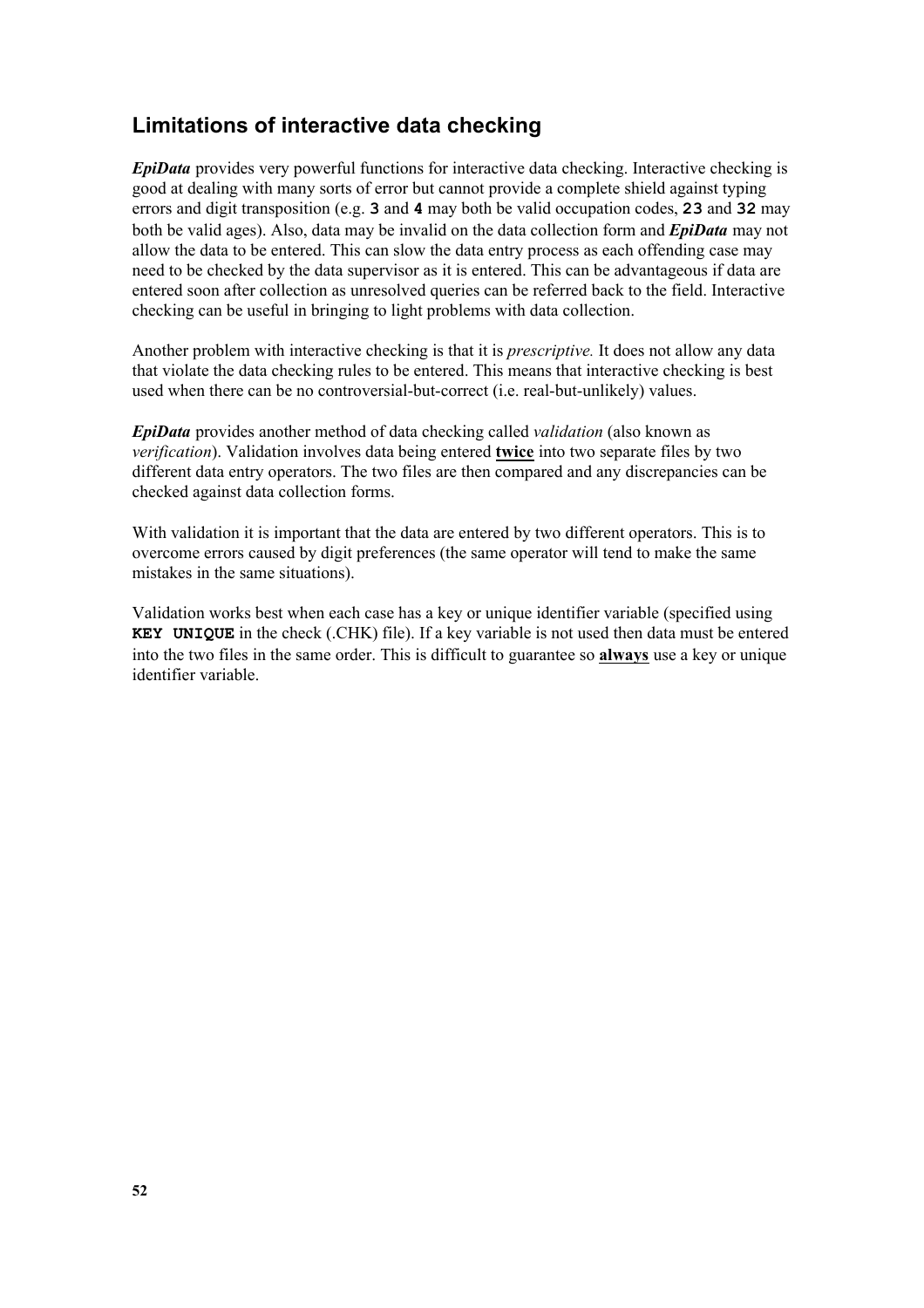## Limitations of interactive data checking

***EpiData*** provides very powerful functions for interactive data checking. Interactive checking is good at dealing with many sorts of error but cannot provide a complete shield against typing errors and digit transposition (e.g. **`3`** and **`4`** may both be valid occupation codes, **`23`** and **`32`** may both be valid ages). Also, data may be invalid on the data collection form and ***EpiData*** may not allow the data to be entered. This can slow the data entry process as each offending case may need to be checked by the data supervisor as it is entered. This can be advantageous if data are entered soon after collection as unresolved queries can be referred back to the field. Interactive checking can be useful in bringing to light problems with data collection.

Another problem with interactive checking is that it is *prescriptive.* It does not allow any data that violate the data checking rules to be entered. This means that interactive checking is best used when there can be no controversial-but-correct (i.e. real-but-unlikely) values.

***EpiData*** provides another method of data checking called *validation* (also known as *verification*). Validation involves data being entered **<u>twice</u>** into two separate files by two different data entry operators. The two files are then compared and any discrepancies can be checked against data collection forms.

With validation it is important that the data are entered by two different operators. This is to overcome errors caused by digit preferences (the same operator will tend to make the same mistakes in the same situations).

Validation works best when each case has a key or unique identifier variable (specified using **`KEY UNIQUE`** in the check (.CHK) file). If a key variable is not used then data must be entered into the two files in the same order. This is difficult to guarantee so **<u>always</u>** use a key or unique identifier variable.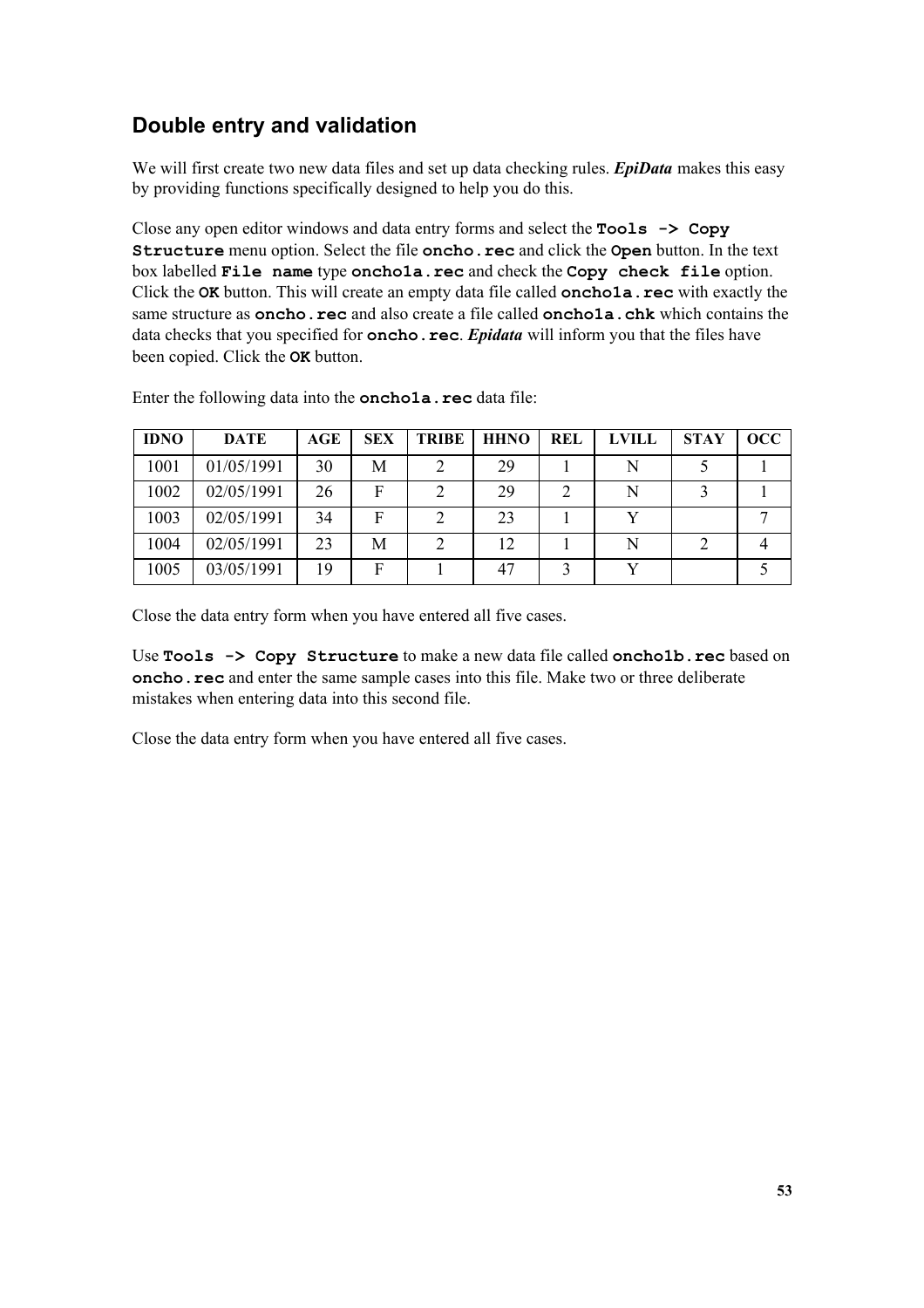## Double entry and validation

We will first create two new data files and set up data checking rules. ***EpiData*** makes this easy by providing functions specifically designed to help you do this.

Close any open editor windows and data entry forms and select the **`Tools -> Copy Structure`** menu option. Select the file **`oncho.rec`** and click the **`Open`** button. In the text box labelled **`File name`** type **`oncho1a.rec`** and check the **`Copy check file`** option. Click the **`OK`** button. This will create an empty data file called **`oncho1a.rec`** with exactly the same structure as **`oncho.rec`** and also create a file called **`oncho1a.chk`** which contains the data checks that you specified for **`oncho.rec`**. ***Epidata*** will inform you that the files have been copied. Click the **`OK`** button.

Enter the following data into the **`oncho1a.rec`** data file:

| IDNO | DATE | AGE | SEX | TRIBE | HHNO | REL | LVILL | STAY | OCC |
|---|---|---|---|---|---|---|---|---|---|
| 1001 | 01/05/1991 | 30 | M | 2 | 29 | 1 | N | 5 | 1 |
| 1002 | 02/05/1991 | 26 | F | 2 | 29 | 2 | N | 3 | 1 |
| 1003 | 02/05/1991 | 34 | F | 2 | 23 | 1 | Y | | 7 |
| 1004 | 02/05/1991 | 23 | M | 2 | 12 | 1 | N | 2 | 4 |
| 1005 | 03/05/1991 | 19 | F | 1 | 47 | 3 | Y | | 5 |

Close the data entry form when you have entered all five cases.

Use **`Tools -> Copy Structure`** to make a new data file called **`oncho1b.rec`** based on **`oncho.rec`** and enter the same sample cases into this file. Make two or three deliberate mistakes when entering data into this second file.

Close the data entry form when you have entered all five cases.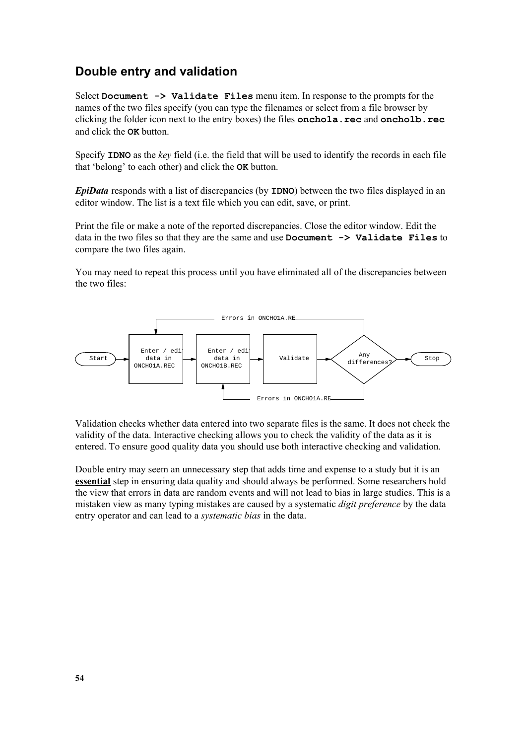## Double entry and validation

Select **Document -> Validate Files** menu item. In response to the prompts for the names of the two files specify (you can type the filenames or select from a file browser by clicking the folder icon next to the entry boxes) the files **oncho1a.rec** and **oncho1b.rec** and click the **OK** button.

Specify **IDNO** as the *key* field (i.e. the field that will be used to identify the records in each file that 'belong' to each other) and click the **OK** button.

***EpiData*** responds with a list of discrepancies (by **IDNO**) between the two files displayed in an editor window. The list is a text file which you can edit, save, or print.

Print the file or make a note of the reported discrepancies. Close the editor window. Edit the data in the two files so that they are the same and use **Document -> Validate Files** to compare the two files again.

You may need to repeat this process until you have eliminated all of the discrepancies between the two files:

```
            +-------------- Errors in ONCHO1A.RE ----------------------+
            v                                                          |
(Start) -> [Enter / edit    ] -> [Enter / edit    ] -> [Validate] -> <Any          > -> (Stop)
           [data in         ]    [data in         ]                  <differences? >
           [ONCHO1A.REC     ]    [ONCHO1B.REC     ]                        |
                                          ^                                |
                                          +------ Errors in ONCHO1A.RE ----+
```

Validation checks whether data entered into two separate files is the same. It does not check the validity of the data. Interactive checking allows you to check the validity of the data as it is entered. To ensure good quality data you should use both interactive checking and validation.

Double entry may seem an unnecessary step that adds time and expense to a study but it is an **essential** step in ensuring data quality and should always be performed. Some researchers hold the view that errors in data are random events and will not lead to bias in large studies. This is a mistaken view as many typing mistakes are caused by a systematic *digit preference* by the data entry operator and can lead to a *systematic bias* in the data.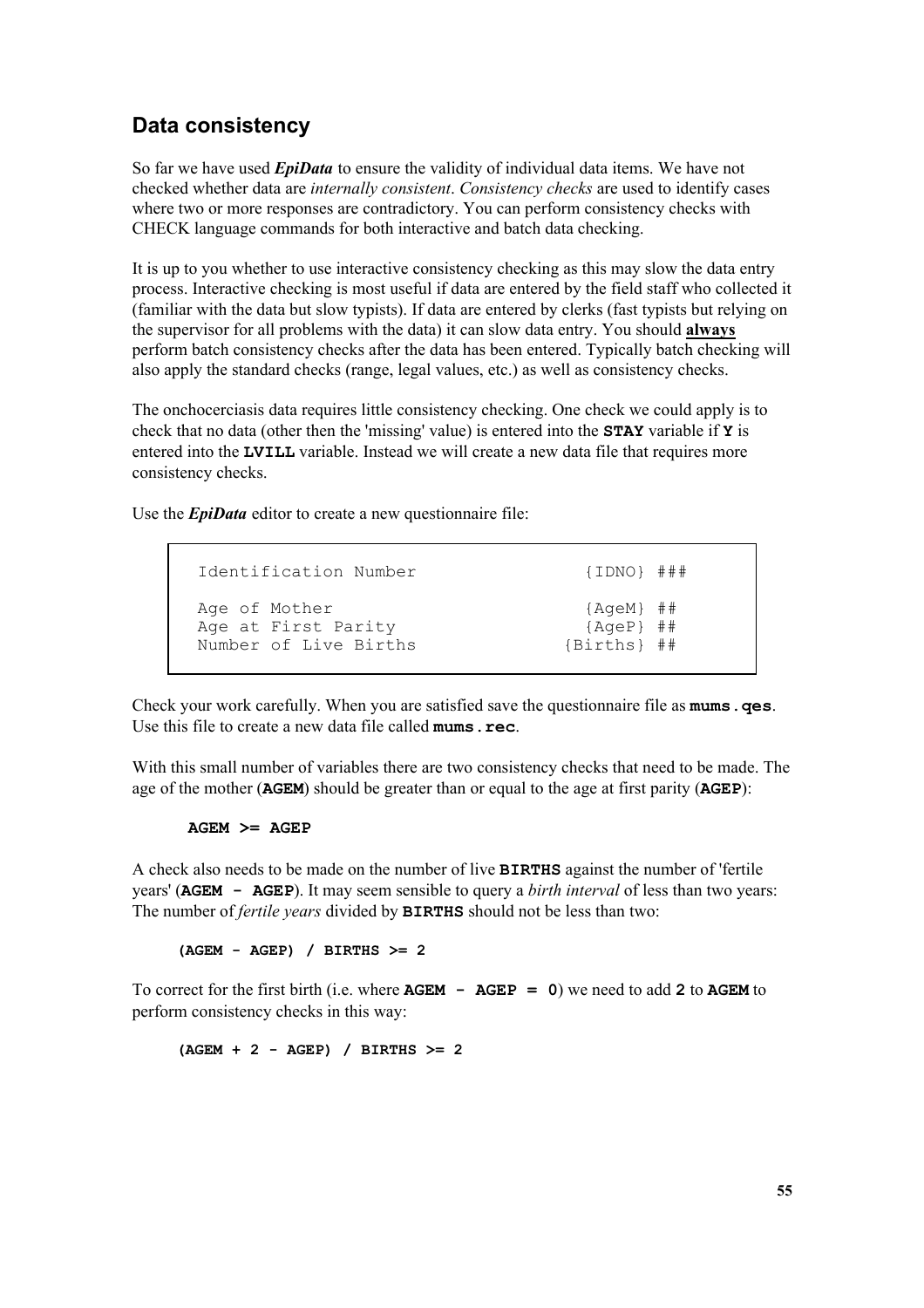## Data consistency

So far we have used ***EpiData*** to ensure the validity of individual data items. We have not checked whether data are *internally consistent*. *Consistency checks* are used to identify cases where two or more responses are contradictory. You can perform consistency checks with CHECK language commands for both interactive and batch data checking.

It is up to you whether to use interactive consistency checking as this may slow the data entry process. Interactive checking is most useful if data are entered by the field staff who collected it (familiar with the data but slow typists). If data are entered by clerks (fast typists but relying on the supervisor for all problems with the data) it can slow data entry. You should **<u>always</u>** perform batch consistency checks after the data has been entered. Typically batch checking will also apply the standard checks (range, legal values, etc.) as well as consistency checks.

The onchocerciasis data requires little consistency checking. One check we could apply is to check that no data (other then the 'missing' value) is entered into the **`STAY`** variable if **`Y`** is entered into the **`LVILL`** variable. Instead we will create a new data file that requires more consistency checks.

Use the ***EpiData*** editor to create a new questionnaire file:

```
Identification Number              {IDNO} ###

Age of Mother                      {AgeM} ##
Age at First Parity                {AgeP} ##
Number of Live Births            {Births} ##
```

Check your work carefully. When you are satisfied save the questionnaire file as **`mums.qes`**. Use this file to create a new data file called **`mums.rec`**.

With this small number of variables there are two consistency checks that need to be made. The age of the mother (**`AGEM`**) should be greater than or equal to the age at first parity (**`AGEP`**):

```
AGEM >= AGEP
```

A check also needs to be made on the number of live **`BIRTHS`** against the number of 'fertile years' (**`AGEM - AGEP`**). It may seem sensible to query a *birth interval* of less than two years: The number of *fertile years* divided by **`BIRTHS`** should not be less than two:

```
(AGEM - AGEP) / BIRTHS >= 2
```

To correct for the first birth (i.e. where **`AGEM - AGEP = 0`**) we need to add **`2`** to **`AGEM`** to perform consistency checks in this way:

```
(AGEM + 2 - AGEP) / BIRTHS >= 2
```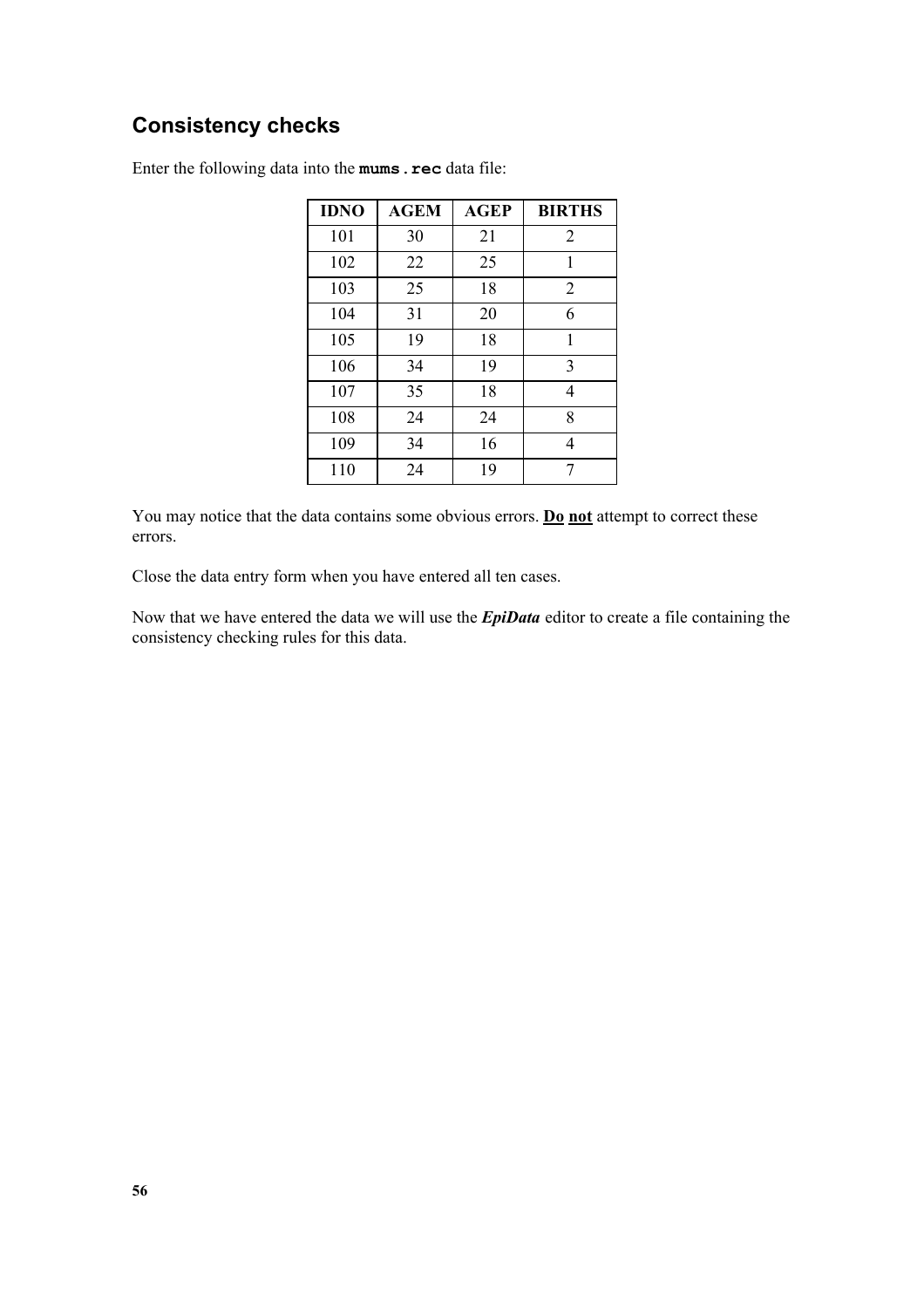## Consistency checks

Enter the following data into the `mums.rec` data file:

| IDNO | AGEM | AGEP | BIRTHS |
|---|---|---|---|
| 101 | 30 | 21 | 2 |
| 102 | 22 | 25 | 1 |
| 103 | 25 | 18 | 2 |
| 104 | 31 | 20 | 6 |
| 105 | 19 | 18 | 1 |
| 106 | 34 | 19 | 3 |
| 107 | 35 | 18 | 4 |
| 108 | 24 | 24 | 8 |
| 109 | 34 | 16 | 4 |
| 110 | 24 | 19 | 7 |

You may notice that the data contains some obvious errors. **Do not** attempt to correct these errors.

Close the data entry form when you have entered all ten cases.

Now that we have entered the data we will use the ***EpiData*** editor to create a file containing the consistency checking rules for this data.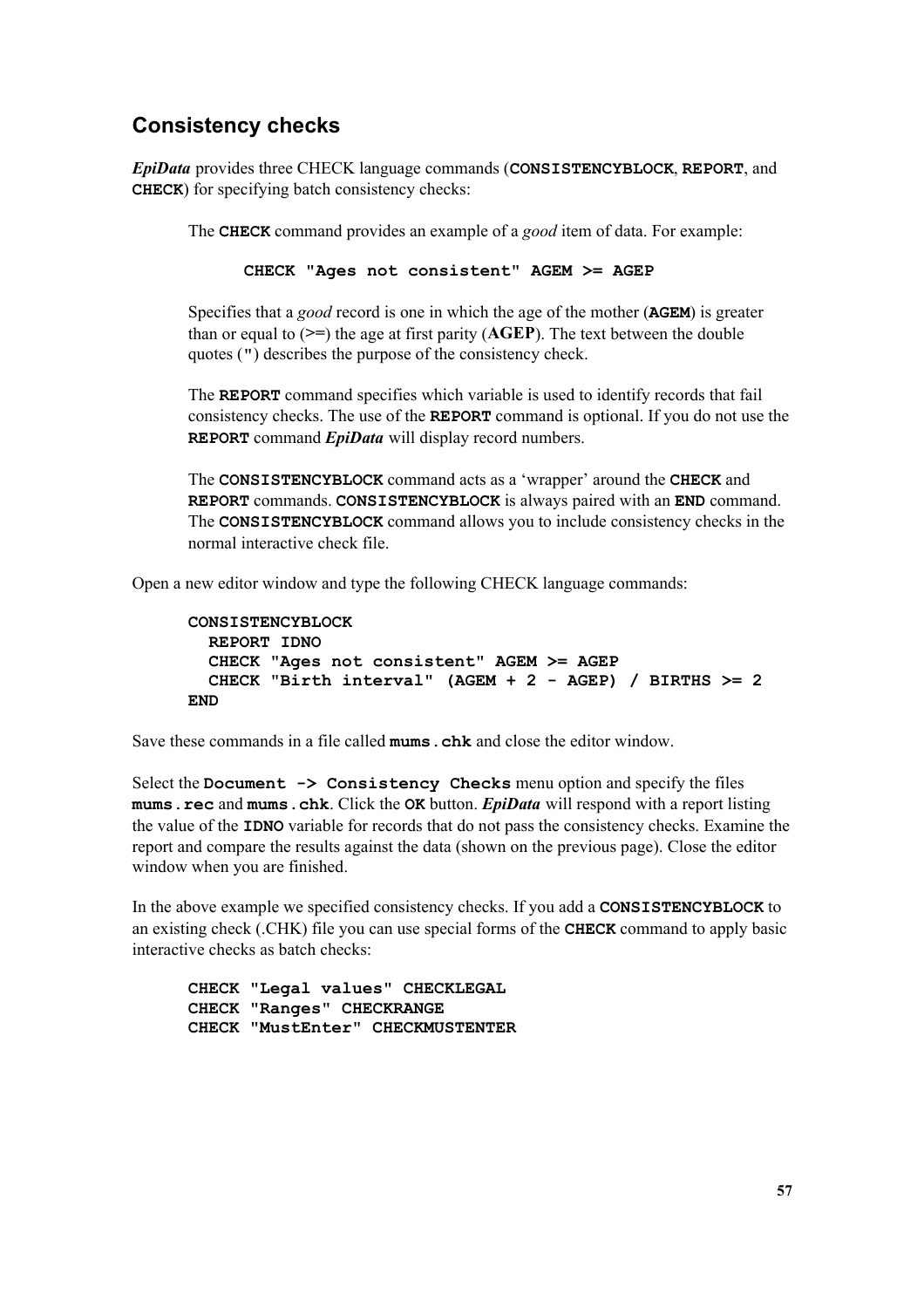## Consistency checks

***EpiData*** provides three CHECK language commands (`CONSISTENCYBLOCK`, `REPORT`, and `CHECK`) for specifying batch consistency checks:

> The `CHECK` command provides an example of a *good* item of data. For example:
>
> ```
> CHECK "Ages not consistent" AGEM >= AGEP
> ```
>
> Specifies that a *good* record is one in which the age of the mother (`AGEM`) is greater than or equal to (`>=`) the age at first parity (**AGEP**). The text between the double quotes (`"`) describes the purpose of the consistency check.
>
> The `REPORT` command specifies which variable is used to identify records that fail consistency checks. The use of the `REPORT` command is optional. If you do not use the `REPORT` command ***EpiData*** will display record numbers.
>
> The `CONSISTENCYBLOCK` command acts as a 'wrapper' around the `CHECK` and `REPORT` commands. `CONSISTENCYBLOCK` is always paired with an `END` command. The `CONSISTENCYBLOCK` command allows you to include consistency checks in the normal interactive check file.

Open a new editor window and type the following CHECK language commands:

```
CONSISTENCYBLOCK
  REPORT IDNO
  CHECK "Ages not consistent" AGEM >= AGEP
  CHECK "Birth interval" (AGEM + 2 - AGEP) / BIRTHS >= 2
END
```

Save these commands in a file called `mums.chk` and close the editor window.

Select the `Document -> Consistency Checks` menu option and specify the files `mums.rec` and `mums.chk`. Click the `OK` button. ***EpiData*** will respond with a report listing the value of the `IDNO` variable for records that do not pass the consistency checks. Examine the report and compare the results against the data (shown on the previous page). Close the editor window when you are finished.

In the above example we specified consistency checks. If you add a `CONSISTENCYBLOCK` to an existing check (.CHK) file you can use special forms of the `CHECK` command to apply basic interactive checks as batch checks:

```
CHECK "Legal values" CHECKLEGAL
CHECK "Ranges" CHECKRANGE
CHECK "MustEnter" CHECKMUSTENTER
```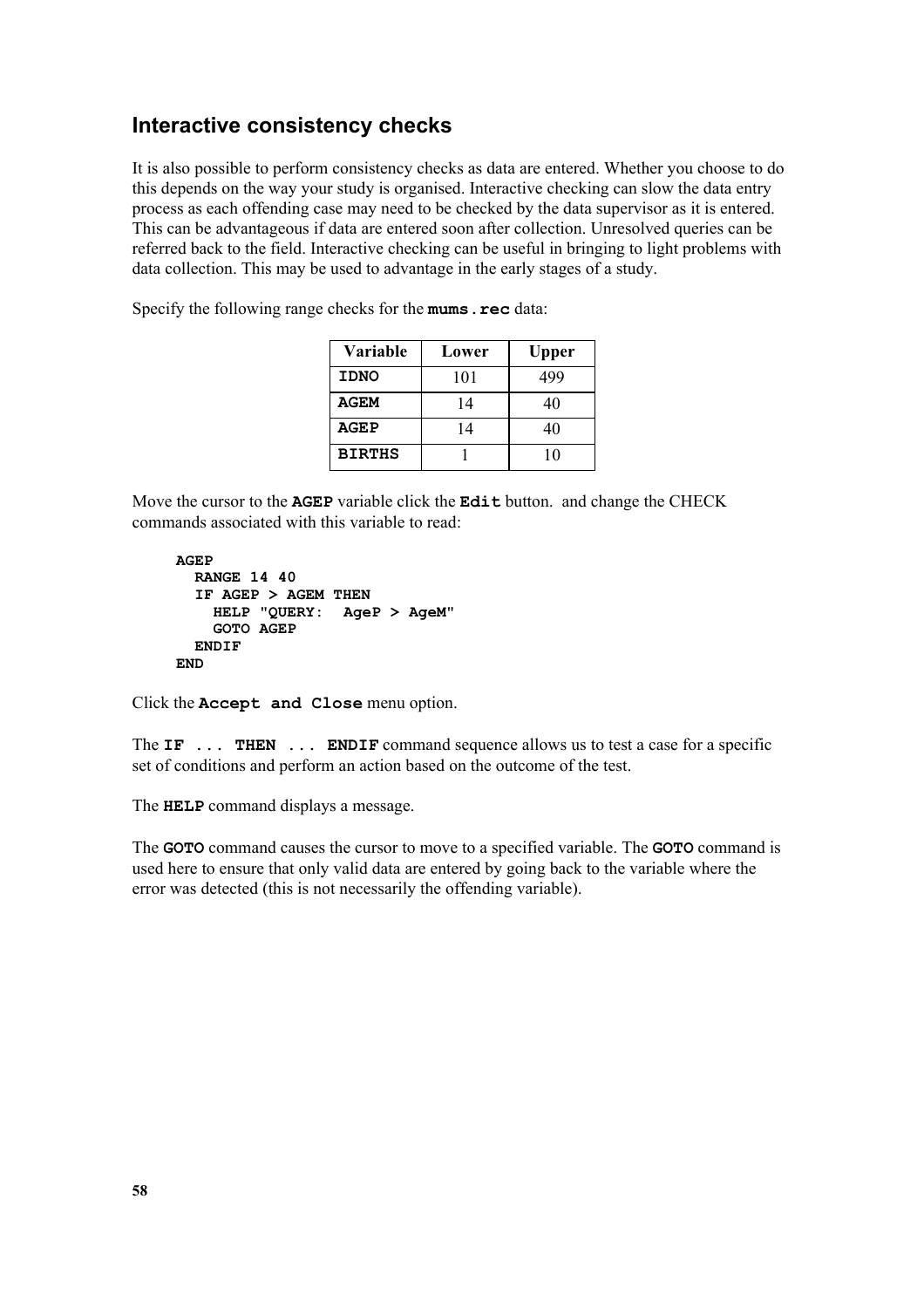## Interactive consistency checks

It is also possible to perform consistency checks as data are entered. Whether you choose to do this depends on the way your study is organised. Interactive checking can slow the data entry process as each offending case may need to be checked by the data supervisor as it is entered. This can be advantageous if data are entered soon after collection. Unresolved queries can be referred back to the field. Interactive checking can be useful in bringing to light problems with data collection. This may be used to advantage in the early stages of a study.

Specify the following range checks for the **`mums.rec`** data:

| Variable | Lower | Upper |
|---|---|---|
| **`IDNO`** | 101 | 499 |
| **`AGEM`** | 14 | 40 |
| **`AGEP`** | 14 | 40 |
| **`BIRTHS`** | 1 | 10 |

Move the cursor to the **`AGEP`** variable click the **`Edit`** button.  and change the CHECK commands associated with this variable to read:

```
AGEP
  RANGE 14 40
  IF AGEP > AGEM THEN
    HELP "QUERY:  AgeP > AgeM"
    GOTO AGEP
  ENDIF
END
```

Click the **`Accept and Close`** menu option.

The **`IF ... THEN ... ENDIF`** command sequence allows us to test a case for a specific set of conditions and perform an action based on the outcome of the test.

The **`HELP`** command displays a message.

The **`GOTO`** command causes the cursor to move to a specified variable. The **`GOTO`** command is used here to ensure that only valid data are entered by going back to the variable where the error was detected (this is not necessarily the offending variable).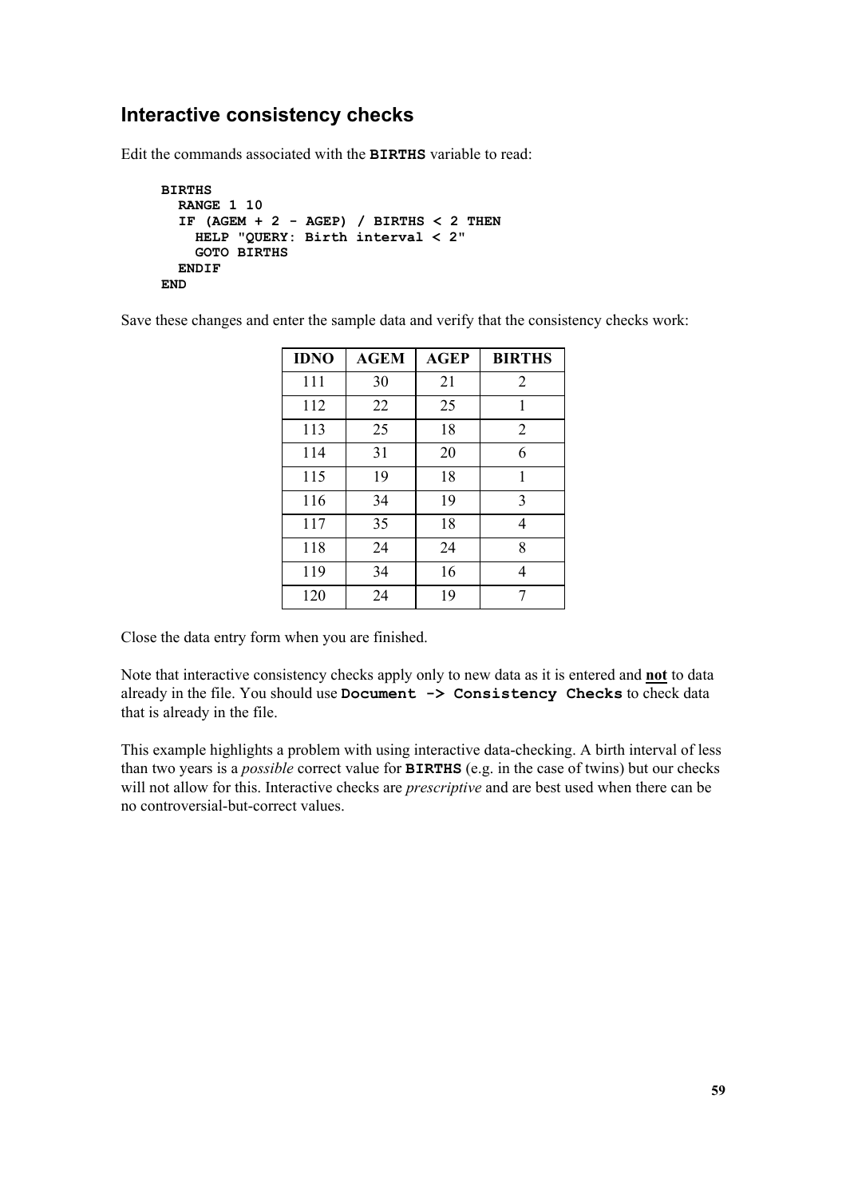## Interactive consistency checks

Edit the commands associated with the **BIRTHS** variable to read:

```
BIRTHS
  RANGE 1 10
  IF (AGEM + 2 - AGEP) / BIRTHS < 2 THEN
    HELP "QUERY: Birth interval < 2"
    GOTO BIRTHS
  ENDIF
END
```

Save these changes and enter the sample data and verify that the consistency checks work:

| IDNO | AGEM | AGEP | BIRTHS |
|---|---|---|---|
| 111 | 30 | 21 | 2 |
| 112 | 22 | 25 | 1 |
| 113 | 25 | 18 | 2 |
| 114 | 31 | 20 | 6 |
| 115 | 19 | 18 | 1 |
| 116 | 34 | 19 | 3 |
| 117 | 35 | 18 | 4 |
| 118 | 24 | 24 | 8 |
| 119 | 34 | 16 | 4 |
| 120 | 24 | 19 | 7 |

Close the data entry form when you are finished.

Note that interactive consistency checks apply only to new data as it is entered and **not** to data already in the file. You should use **Document -> Consistency Checks** to check data that is already in the file.

This example highlights a problem with using interactive data-checking. A birth interval of less than two years is a *possible* correct value for **BIRTHS** (e.g. in the case of twins) but our checks will not allow for this. Interactive checks are *prescriptive* and are best used when there can be no controversial-but-correct values.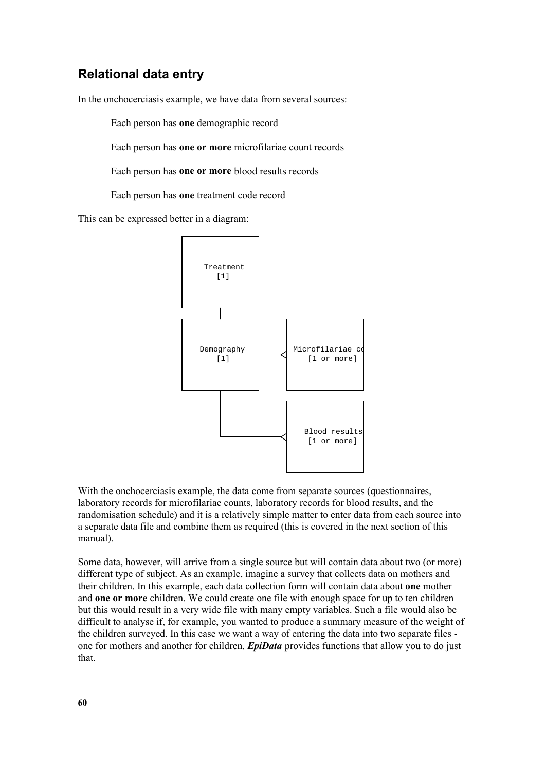## Relational data entry

In the onchocerciasis example, we have data from several sources:

> Each person has **one** demographic record
>
> Each person has **one or more** microfilariae count records
>
> Each person has **one or more** blood results records
>
> Each person has **one** treatment code record

This can be expressed better in a diagram:

```
Treatment
[1]

Demography          Microfilariae co
[1]                 [1 or more]

                    Blood results
                    [1 or more]
```

With the onchocerciasis example, the data come from separate sources (questionnaires, laboratory records for microfilariae counts, laboratory records for blood results, and the randomisation schedule) and it is a relatively simple matter to enter data from each source into a separate data file and combine them as required (this is covered in the next section of this manual).

Some data, however, will arrive from a single source but will contain data about two (or more) different type of subject. As an example, imagine a survey that collects data on mothers and their children. In this example, each data collection form will contain data about **one** mother and **one or more** children. We could create one file with enough space for up to ten children but this would result in a very wide file with many empty variables. Such a file would also be difficult to analyse if, for example, you wanted to produce a summary measure of the weight of the children surveyed. In this case we want a way of entering the data into two separate files - one for mothers and another for children. ***EpiData*** provides functions that allow you to do just that.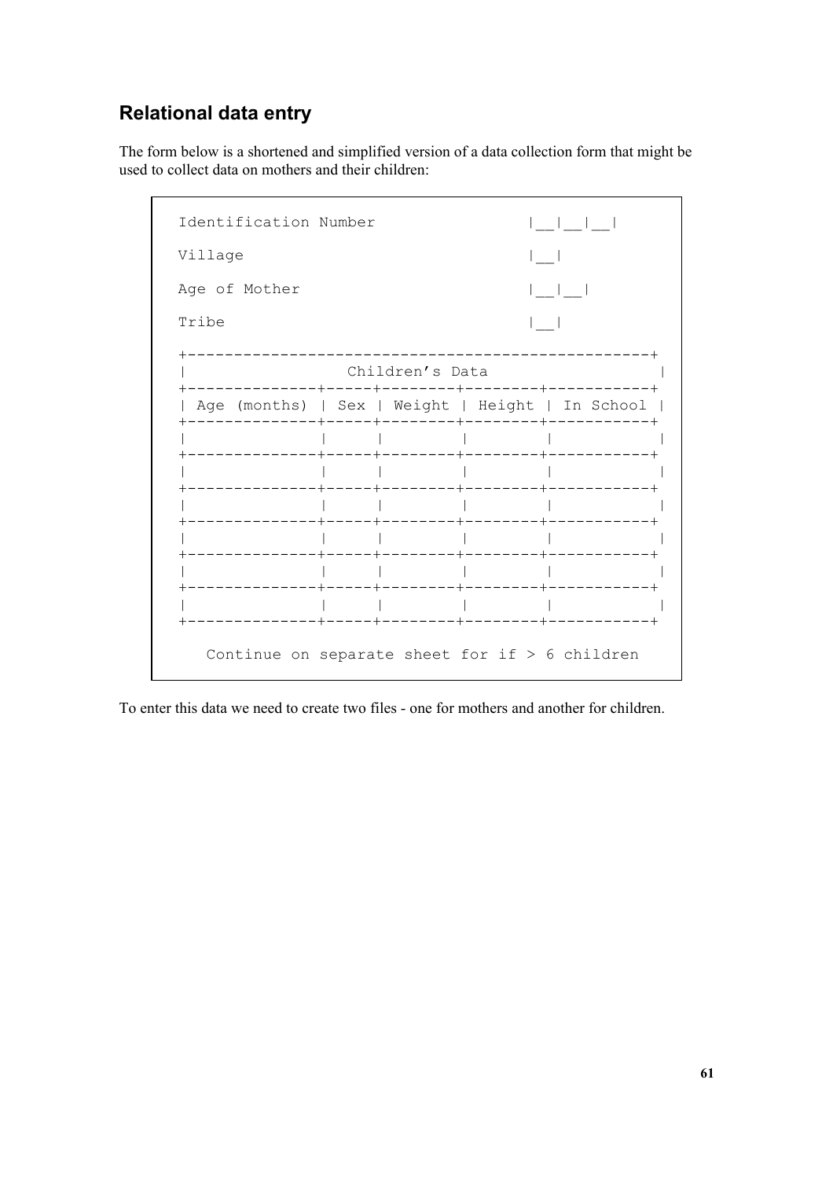## Relational data entry

The form below is a shortened and simplified version of a data collection form that might be used to collect data on mothers and their children:

```
Identification Number                      |__|__|__|

Village                                    |__|

Age of Mother                              |__|__|

Tribe                                      |__|

+-------------------------------------------------+
|                 Children's Data                  |
+--------------+-----+--------+--------+-----------+
| Age (months) | Sex | Weight | Height | In School |
+--------------+-----+--------+--------+-----------+
|              |     |        |        |           |
+--------------+-----+--------+--------+-----------+
|              |     |        |        |           |
+--------------+-----+--------+--------+-----------+
|              |     |        |        |           |
+--------------+-----+--------+--------+-----------+
|              |     |        |        |           |
+--------------+-----+--------+--------+-----------+
|              |     |        |        |           |
+--------------+-----+--------+--------+-----------+
|              |     |        |        |           |
+--------------+-----+--------+--------+-----------+

   Continue on separate sheet for if > 6 children
```

To enter this data we need to create two files - one for mothers and another for children.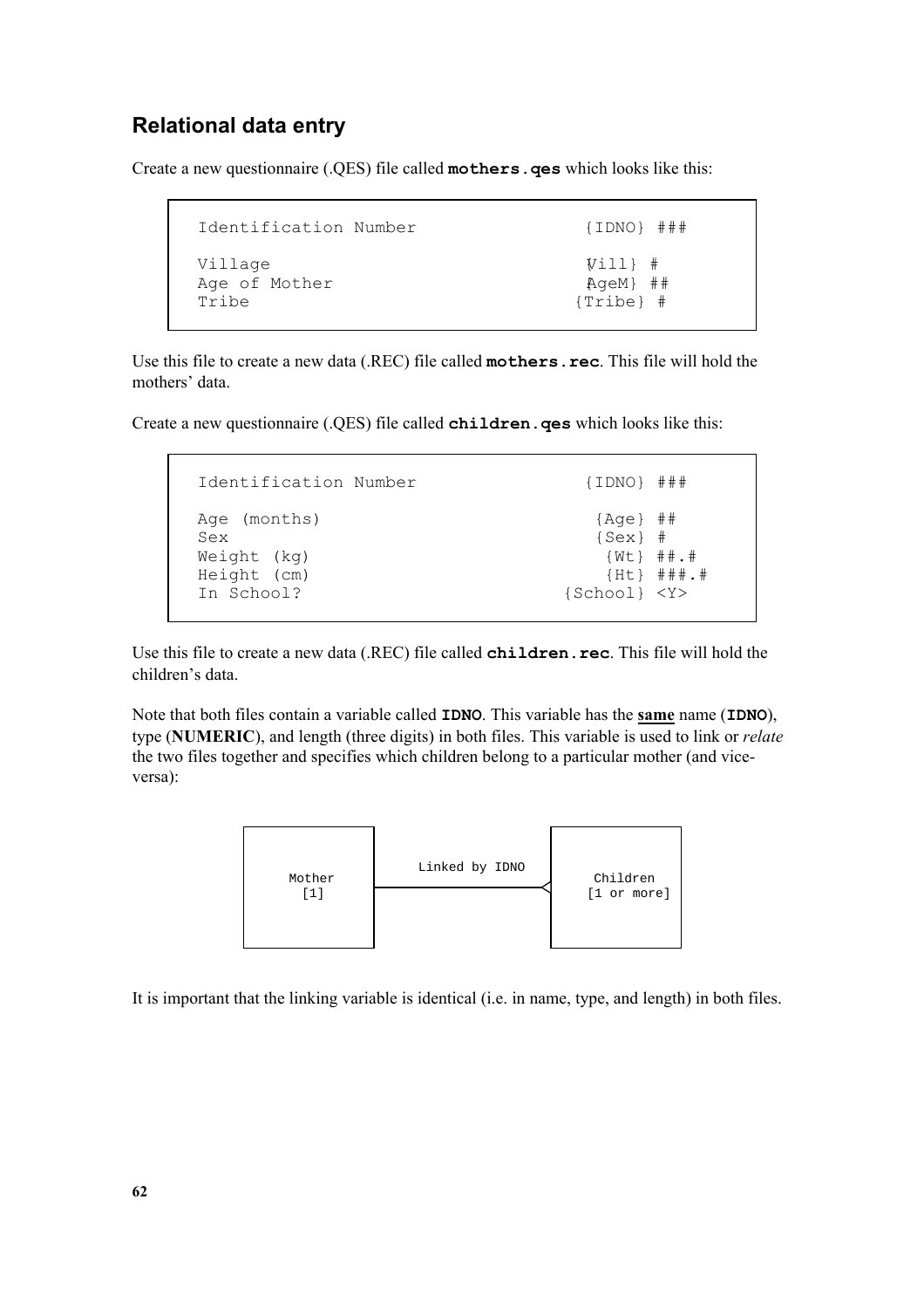## Relational data entry

Create a new questionnaire (.QES) file called **`mothers.qes`** which looks like this:

```
Identification Number                {IDNO} ###

Village                               {Vill} #
Age of Mother                         {AgeM} ##
Tribe                                {Tribe} #
```

Use this file to create a new data (.REC) file called **`mothers.rec`**. This file will hold the mothers' data.

Create a new questionnaire (.QES) file called **`children.qes`** which looks like this:

```
Identification Number                {IDNO} ###

Age (months)                          {Age} ##
Sex                                   {Sex} #
Weight (kg)                            {Wt} ##.#
Height (cm)                            {Ht} ###.#
In School?                         {School} <Y>
```

Use this file to create a new data (.REC) file called **`children.rec`**. This file will hold the children's data.

Note that both files contain a variable called **`IDNO`**. This variable has the **same** name (**`IDNO`**), type (**NUMERIC**), and length (three digits) in both files. This variable is used to link or *relate* the two files together and specifies which children belong to a particular mother (and vice-versa):

```
+----------+                        +-------------+
|          |    Linked by IDNO      |             |
|  Mother  |                        |  Children   |
|   [1]    |-----------------------<| [1 or more] |
|          |                        |             |
+----------+                        +-------------+
```

It is important that the linking variable is identical (i.e. in name, type, and length) in both files.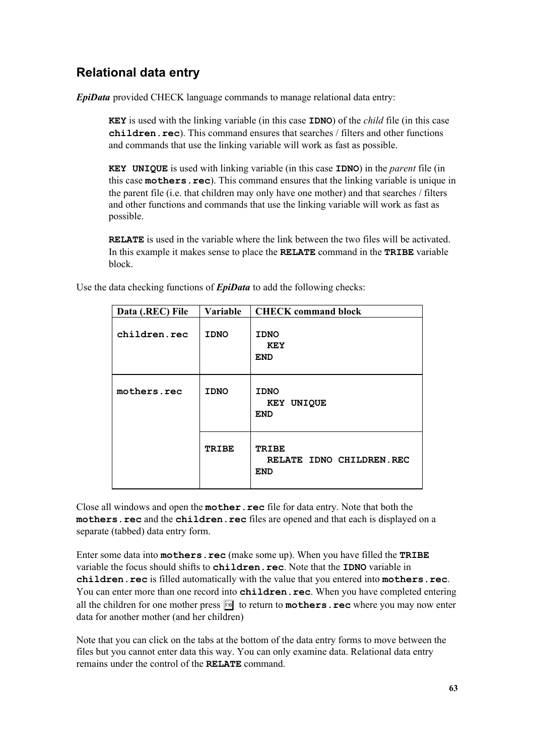## Relational data entry

***EpiData*** provided CHECK language commands to manage relational data entry:

> **`KEY`** is used with the linking variable (in this case **`IDNO`**) of the *child* file (in this case **`children.rec`**). This command ensures that searches / filters and other functions and commands that use the linking variable will work as fast as possible.
>
> **`KEY UNIQUE`** is used with linking variable (in this case **`IDNO`**) in the *parent* file (in this case **`mothers.rec`**). This command ensures that the linking variable is unique in the parent file (i.e. that children may only have one mother) and that searches / filters and other functions and commands that use the linking variable will work as fast as possible.
>
> **`RELATE`** is used in the variable where the link between the two files will be activated. In this example it makes sense to place the **`RELATE`** command in the **`TRIBE`** variable block.

Use the data checking functions of ***EpiData*** to add the following checks:

| Data (.REC) File | Variable | CHECK command block |
|---|---|---|
| `children.rec` | `IDNO` | `IDNO`<br>&nbsp;&nbsp;`KEY`<br>`END` |
| `mothers.rec` | `IDNO` | `IDNO`<br>&nbsp;&nbsp;`KEY UNIQUE`<br>`END` |
| | `TRIBE` | `TRIBE`<br>&nbsp;&nbsp;`RELATE IDNO CHILDREN.REC`<br>`END` |

Close all windows and open the **`mother.rec`** file for data entry. Note that both the **`mothers.rec`** and the **`children.rec`** files are opened and that each is displayed on a separate (tabbed) data entry form.

Enter some data into **`mothers.rec`** (make some up). When you have filled the **`TRIBE`** variable the focus should shifts to **`children.rec`**. Note that the **`IDNO`** variable in **`children.rec`** is filled automatically with the value that you entered into **`mothers.rec`**. You can enter more than one record into **`children.rec`**. When you have completed entering all the children for one mother press F10 to return to **`mothers.rec`** where you may now enter data for another mother (and her children)

Note that you can click on the tabs at the bottom of the data entry forms to move between the files but you cannot enter data this way. You can only examine data. Relational data entry remains under the control of the **`RELATE`** command.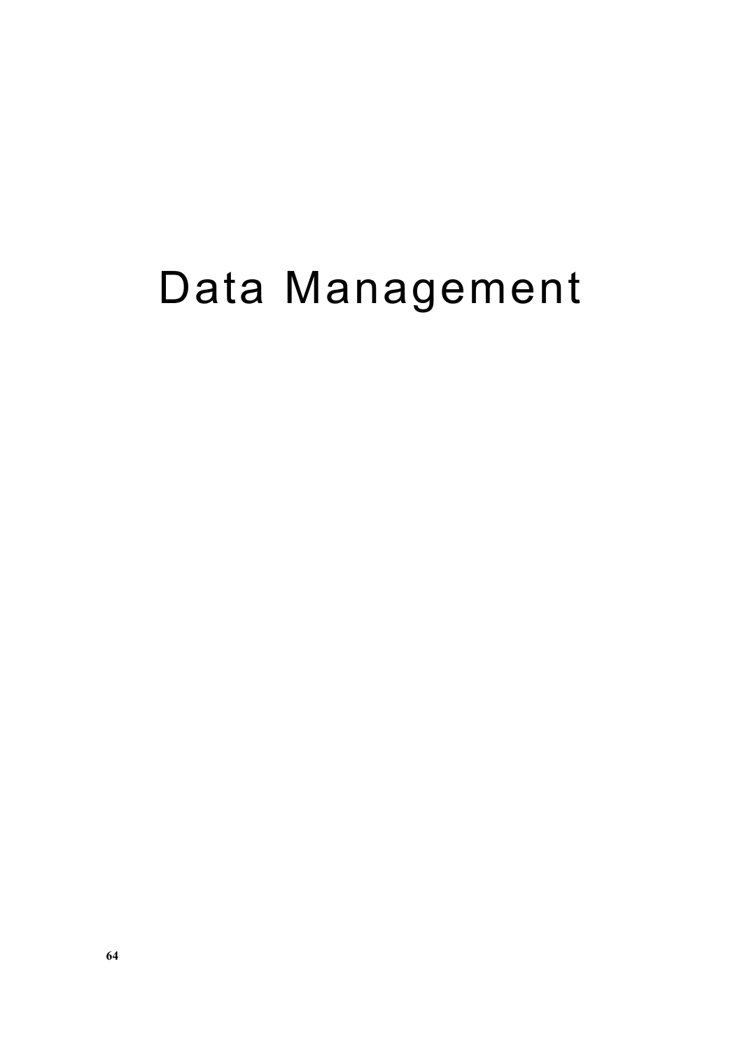# Data Management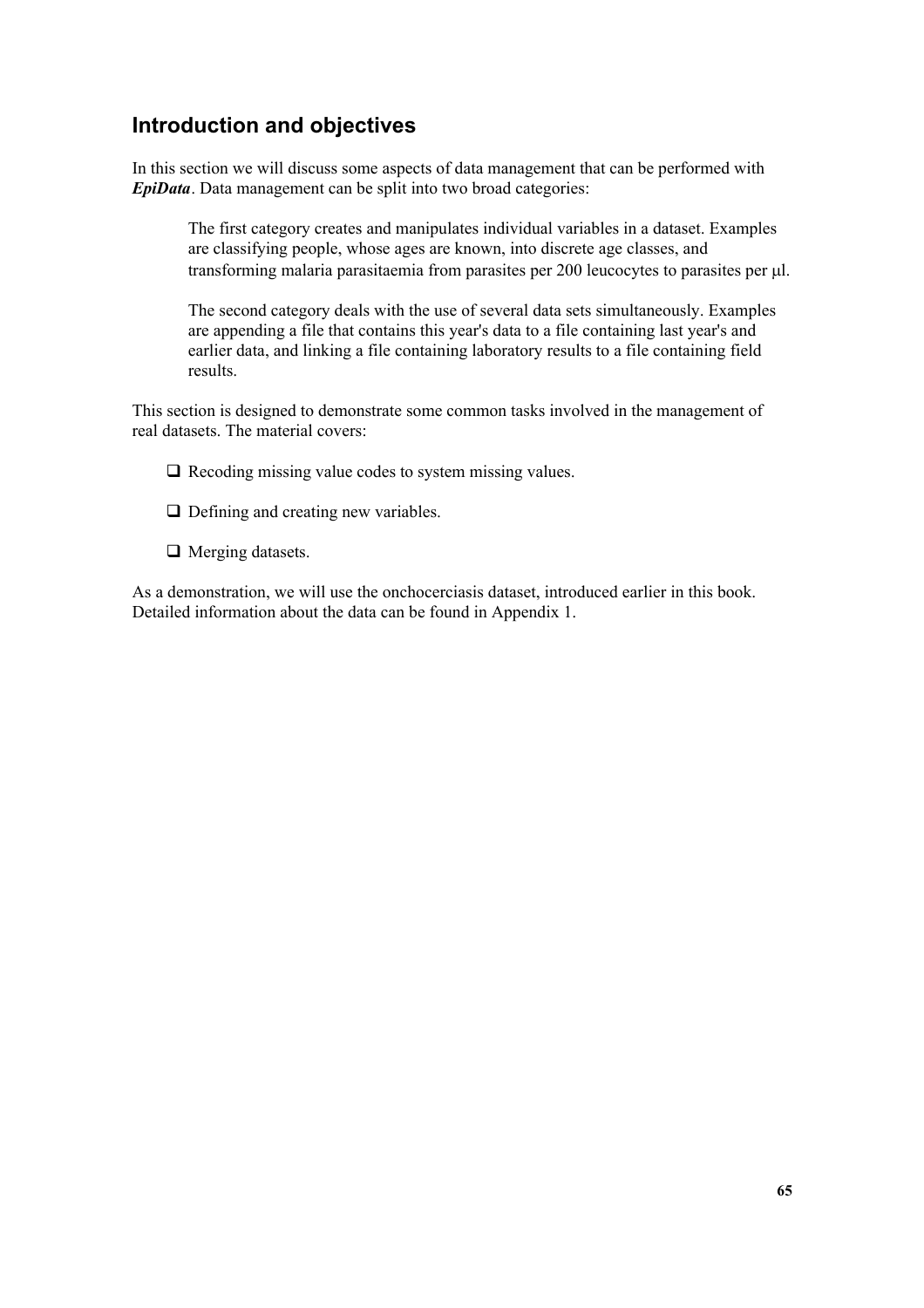## Introduction and objectives

In this section we will discuss some aspects of data management that can be performed with ***EpiData***. Data management can be split into two broad categories:

> The first category creates and manipulates individual variables in a dataset. Examples are classifying people, whose ages are known, into discrete age classes, and transforming malaria parasitaemia from parasites per 200 leucocytes to parasites per μl.
>
> The second category deals with the use of several data sets simultaneously. Examples are appending a file that contains this year's data to a file containing last year's and earlier data, and linking a file containing laboratory results to a file containing field results.

This section is designed to demonstrate some common tasks involved in the management of real datasets. The material covers:

- ❑ Recoding missing value codes to system missing values.
- ❑ Defining and creating new variables.
- ❑ Merging datasets.

As a demonstration, we will use the onchocerciasis dataset, introduced earlier in this book. Detailed information about the data can be found in Appendix 1.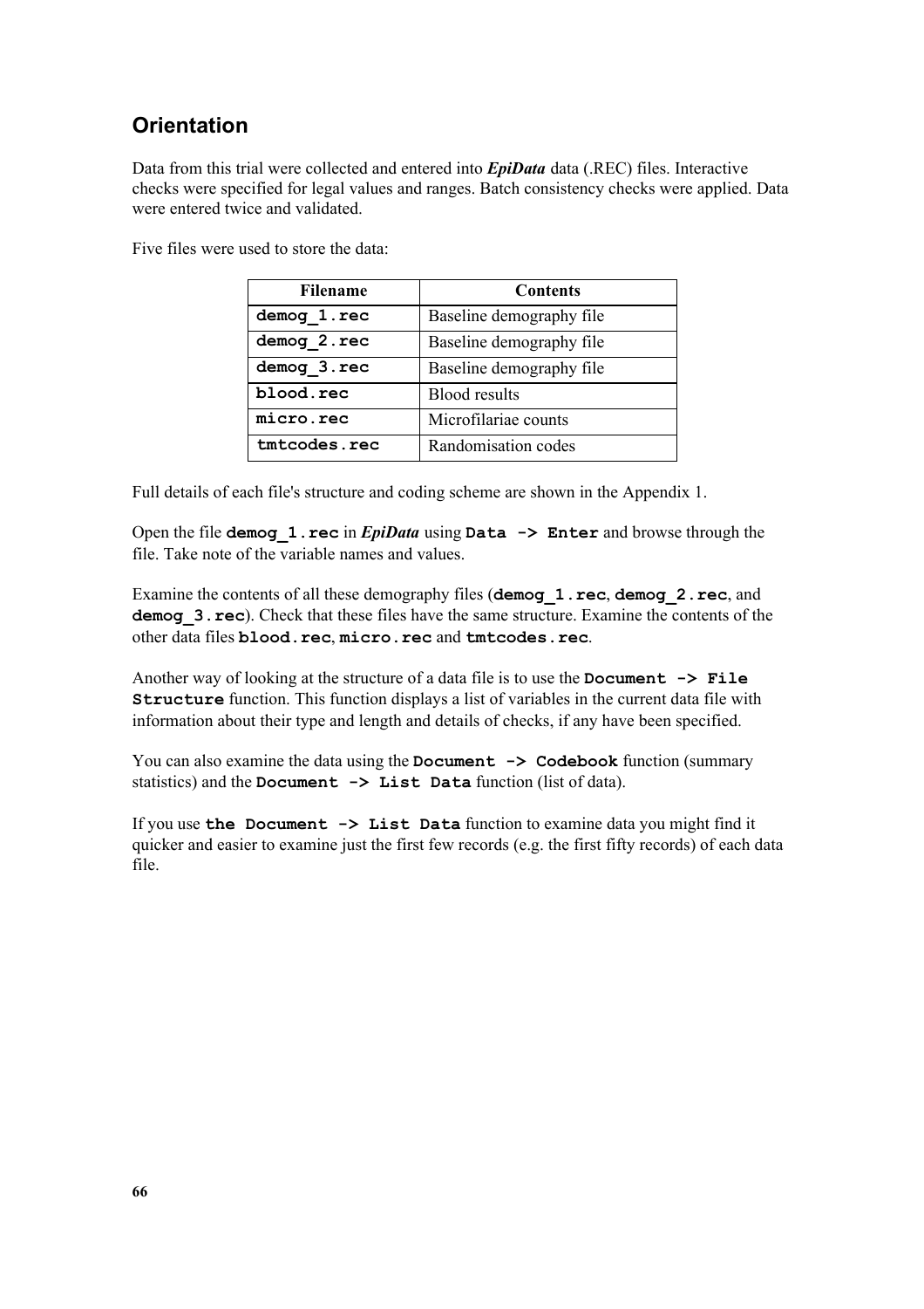## Orientation

Data from this trial were collected and entered into ***EpiData*** data (.REC) files. Interactive checks were specified for legal values and ranges. Batch consistency checks were applied. Data were entered twice and validated.

Five files were used to store the data:

| Filename | Contents |
|---|---|
| `demog_1.rec` | Baseline demography file |
| `demog_2.rec` | Baseline demography file |
| `demog_3.rec` | Baseline demography file |
| `blood.rec` | Blood results |
| `micro.rec` | Microfilariae counts |
| `tmtcodes.rec` | Randomisation codes |

Full details of each file's structure and coding scheme are shown in the Appendix 1.

Open the file **`demog_1.rec`** in ***EpiData*** using **`Data -> Enter`** and browse through the file. Take note of the variable names and values.

Examine the contents of all these demography files (**`demog_1.rec`**, **`demog_2.rec`**, and **`demog_3.rec`**). Check that these files have the same structure. Examine the contents of the other data files **`blood.rec`**, **`micro.rec`** and **`tmtcodes.rec`**.

Another way of looking at the structure of a data file is to use the **`Document -> File Structure`** function. This function displays a list of variables in the current data file with information about their type and length and details of checks, if any have been specified.

You can also examine the data using the **`Document -> Codebook`** function (summary statistics) and the **`Document -> List Data`** function (list of data).

If you use **`the Document -> List Data`** function to examine data you might find it quicker and easier to examine just the first few records (e.g. the first fifty records) of each data file.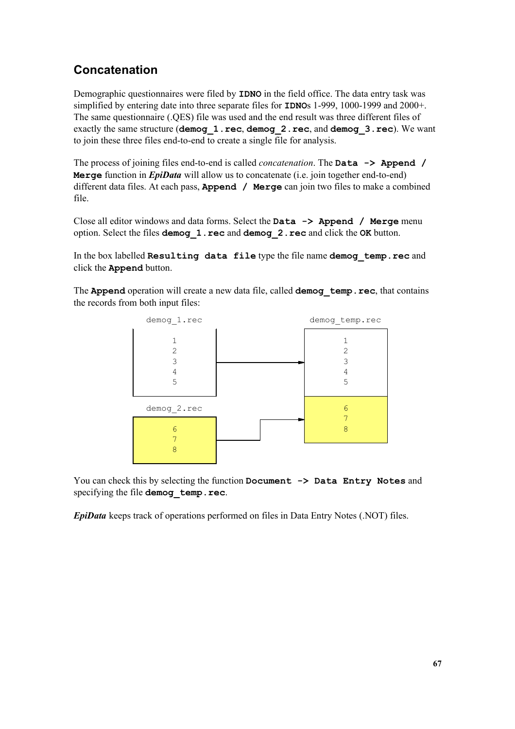## Concatenation

Demographic questionnaires were filed by **IDNO** in the field office. The data entry task was simplified by entering date into three separate files for **IDNO**s 1-999, 1000-1999 and 2000+. The same questionnaire (.QES) file was used and the end result was three different files of exactly the same structure (**demog_1.rec**, **demog_2.rec**, and **demog_3.rec**). We want to join these three files end-to-end to create a single file for analysis.

The process of joining files end-to-end is called *concatenation*. The **Data -> Append / Merge** function in ***EpiData*** will allow us to concatenate (i.e. join together end-to-end) different data files. At each pass, **Append / Merge** can join two files to make a combined file.

Close all editor windows and data forms. Select the **Data -> Append / Merge** menu option. Select the files **demog_1.rec** and **demog_2.rec** and click the **OK** button.

In the box labelled **Resulting data file** type the file name **demog_temp.rec** and click the **Append** button.

The **Append** operation will create a new data file, called **demog_temp.rec**, that contains the records from both input files:

```
demog_1.rec            demog_temp.rec
  1                      1
  2                      2
  3          -->         3
  4                      4
  5                      5
demog_2.rec
  6          -->         6
  7                      7
  8                      8
```

You can check this by selecting the function **Document -> Data Entry Notes** and specifying the file **demog_temp.rec**.

***EpiData*** keeps track of operations performed on files in Data Entry Notes (.NOT) files.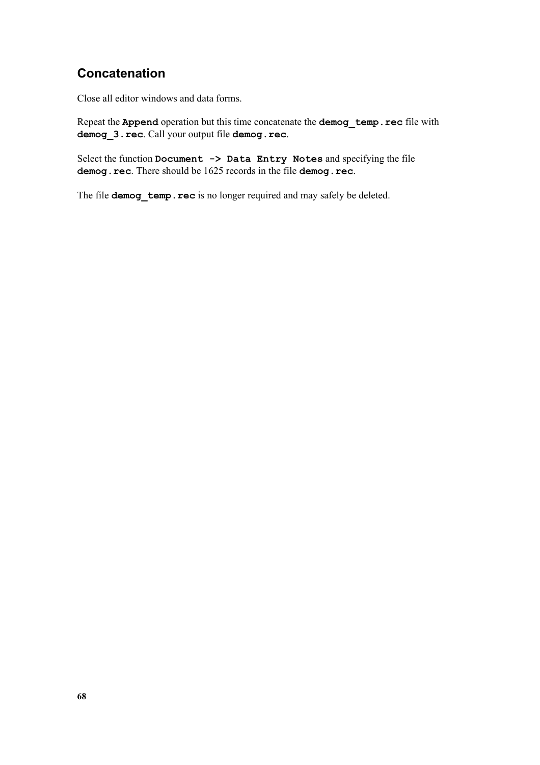## Concatenation

Close all editor windows and data forms.

Repeat the **`Append`** operation but this time concatenate the **`demog_temp.rec`** file with **`demog_3.rec`**. Call your output file **`demog.rec`**.

Select the function **`Document -> Data Entry Notes`** and specifying the file **`demog.rec`**. There should be 1625 records in the file **`demog.rec`**.

The file **`demog_temp.rec`** is no longer required and may safely be deleted.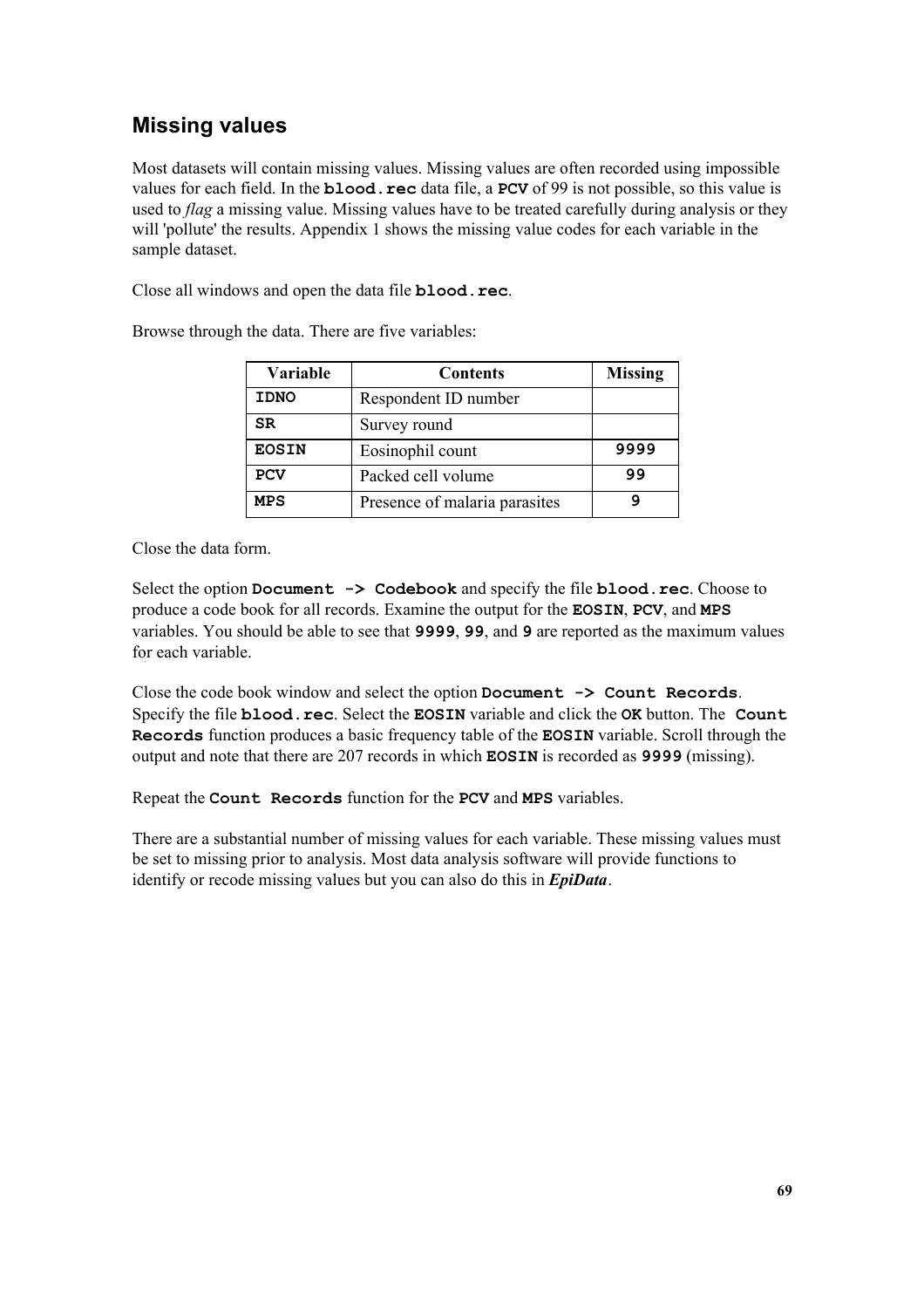## Missing values

Most datasets will contain missing values. Missing values are often recorded using impossible values for each field. In the **blood.rec** data file, a **PCV** of 99 is not possible, so this value is used to *flag* a missing value. Missing values have to be treated carefully during analysis or they will 'pollute' the results. Appendix 1 shows the missing value codes for each variable in the sample dataset.

Close all windows and open the data file **blood.rec**.

Browse through the data. There are five variables:

| Variable | Contents | Missing |
|---|---|---|
| **IDNO** | Respondent ID number | |
| **SR** | Survey round | |
| **EOSIN** | Eosinophil count | **9999** |
| **PCV** | Packed cell volume | **99** |
| **MPS** | Presence of malaria parasites | **9** |

Close the data form.

Select the option **Document -> Codebook** and specify the file **blood.rec**. Choose to produce a code book for all records. Examine the output for the **EOSIN**, **PCV**, and **MPS** variables. You should be able to see that **9999**, **99**, and **9** are reported as the maximum values for each variable.

Close the code book window and select the option **Document -> Count Records**. Specify the file **blood.rec**. Select the **EOSIN** variable and click the **OK** button. The **Count Records** function produces a basic frequency table of the **EOSIN** variable. Scroll through the output and note that there are 207 records in which **EOSIN** is recorded as **9999** (missing).

Repeat the **Count Records** function for the **PCV** and **MPS** variables.

There are a substantial number of missing values for each variable. These missing values must be set to missing prior to analysis. Most data analysis software will provide functions to identify or recode missing values but you can also do this in ***EpiData***.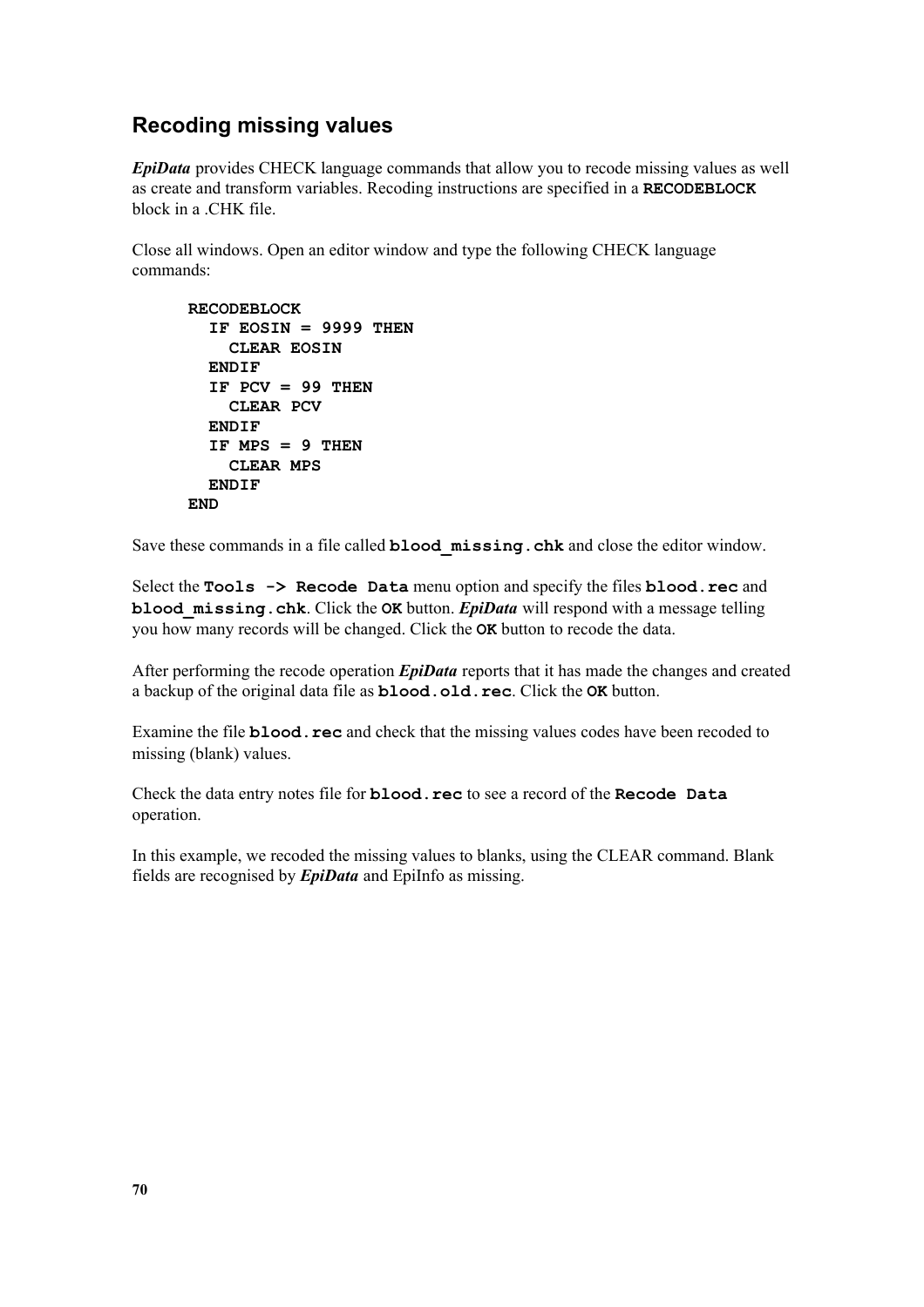## Recoding missing values

***EpiData*** provides CHECK language commands that allow you to recode missing values as well as create and transform variables. Recoding instructions are specified in a **RECODEBLOCK** block in a .CHK file.

Close all windows. Open an editor window and type the following CHECK language commands:

```
RECODEBLOCK
  IF EOSIN = 9999 THEN
    CLEAR EOSIN
  ENDIF
  IF PCV = 99 THEN
    CLEAR PCV
  ENDIF
  IF MPS = 9 THEN
    CLEAR MPS
  ENDIF
END
```

Save these commands in a file called **blood_missing.chk** and close the editor window.

Select the **Tools -> Recode Data** menu option and specify the files **blood.rec** and **blood_missing.chk**. Click the **OK** button. ***EpiData*** will respond with a message telling you how many records will be changed. Click the **OK** button to recode the data.

After performing the recode operation ***EpiData*** reports that it has made the changes and created a backup of the original data file as **blood.old.rec**. Click the **OK** button.

Examine the file **blood.rec** and check that the missing values codes have been recoded to missing (blank) values.

Check the data entry notes file for **blood.rec** to see a record of the **Recode Data** operation.

In this example, we recoded the missing values to blanks, using the CLEAR command. Blank fields are recognised by ***EpiData*** and EpiInfo as missing.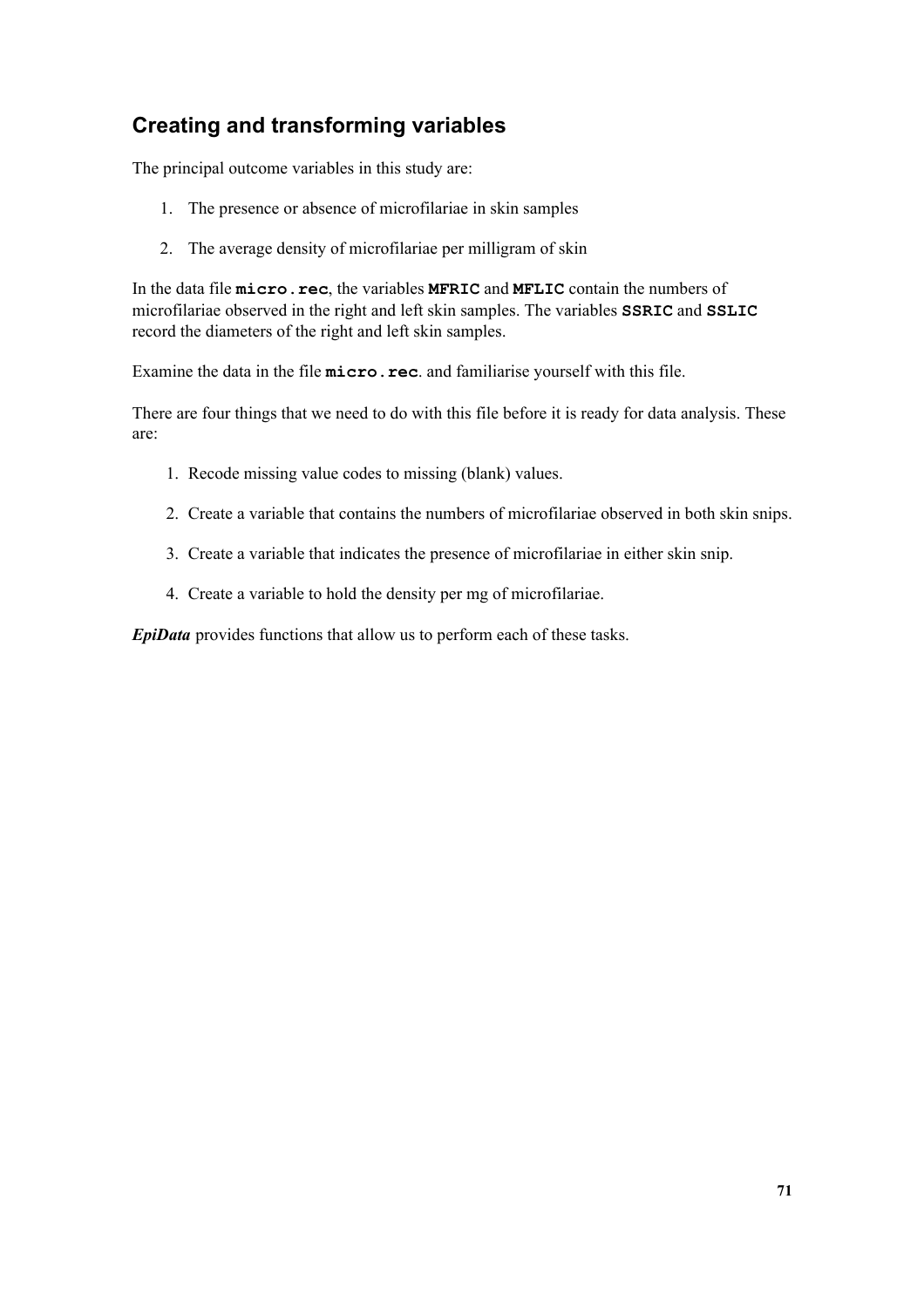## Creating and transforming variables

The principal outcome variables in this study are:

1. The presence or absence of microfilariae in skin samples

2. The average density of microfilariae per milligram of skin

In the data file **micro.rec**, the variables **MFRIC** and **MFLIC** contain the numbers of microfilariae observed in the right and left skin samples. The variables **SSRIC** and **SSLIC** record the diameters of the right and left skin samples.

Examine the data in the file **micro.rec**. and familiarise yourself with this file.

There are four things that we need to do with this file before it is ready for data analysis. These are:

1. Recode missing value codes to missing (blank) values.

2. Create a variable that contains the numbers of microfilariae observed in both skin snips.

3. Create a variable that indicates the presence of microfilariae in either skin snip.

4. Create a variable to hold the density per mg of microfilariae.

***EpiData*** provides functions that allow us to perform each of these tasks.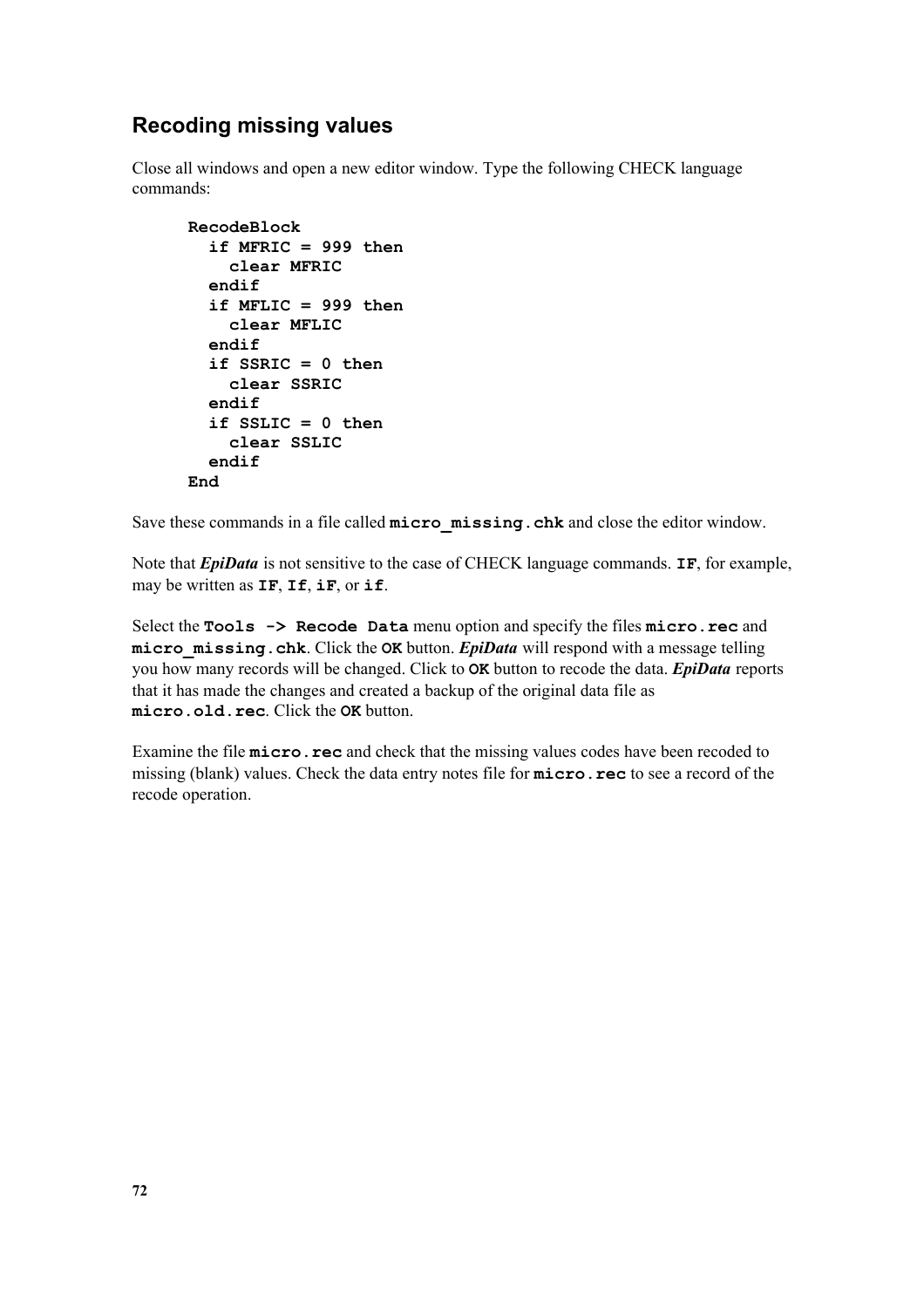## Recoding missing values

Close all windows and open a new editor window. Type the following CHECK language commands:

```
RecodeBlock
  if MFRIC = 999 then
    clear MFRIC
  endif
  if MFLIC = 999 then
    clear MFLIC
  endif
  if SSRIC = 0 then
    clear SSRIC
  endif
  if SSLIC = 0 then
    clear SSLIC
  endif
End
```

Save these commands in a file called **`micro_missing.chk`** and close the editor window.

Note that ***EpiData*** is not sensitive to the case of CHECK language commands. **`IF`**, for example, may be written as **`IF`**, **`If`**, **`iF`**, or **`if`**.

Select the **`Tools -> Recode Data`** menu option and specify the files **`micro.rec`** and **`micro_missing.chk`**. Click the **`OK`** button. ***EpiData*** will respond with a message telling you how many records will be changed. Click to **`OK`** button to recode the data. ***EpiData*** reports that it has made the changes and created a backup of the original data file as **`micro.old.rec`**. Click the **`OK`** button.

Examine the file **`micro.rec`** and check that the missing values codes have been recoded to missing (blank) values. Check the data entry notes file for **`micro.rec`** to see a record of the recode operation.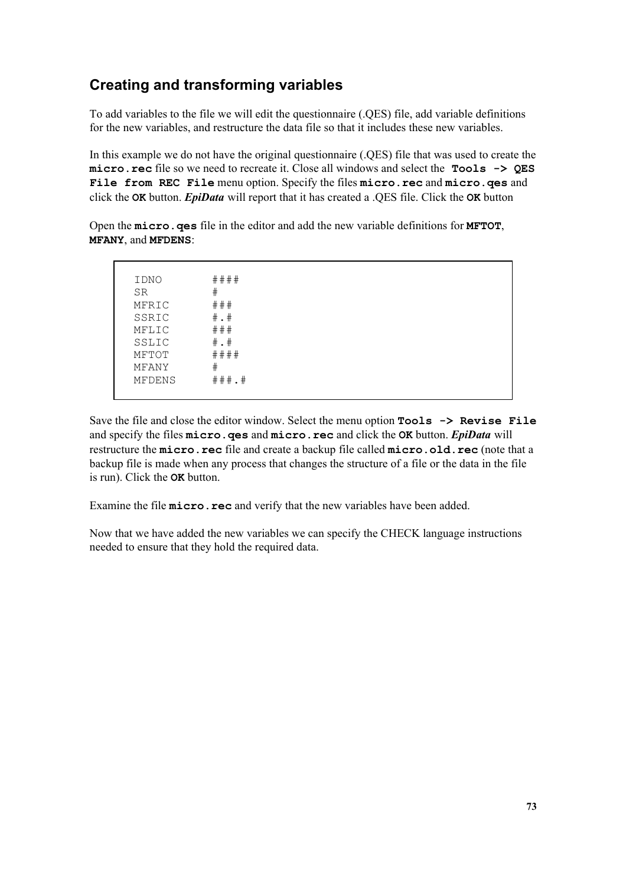## Creating and transforming variables

To add variables to the file we will edit the questionnaire (.QES) file, add variable definitions for the new variables, and restructure the data file so that it includes these new variables.

In this example we do not have the original questionnaire (.QES) file that was used to create the **`micro.rec`** file so we need to recreate it. Close all windows and select the **`Tools -> QES File from REC File`** menu option. Specify the files **`micro.rec`** and **`micro.qes`** and click the **`OK`** button. ***EpiData*** will report that it has created a .QES file. Click the **`OK`** button

Open the **`micro.qes`** file in the editor and add the new variable definitions for **`MFTOT`**, **`MFANY`**, and **`MFDENS`**:

```
IDNO        ####
SR          #
MFRIC       ###
SSRIC       #.#
MFLIC       ###
SSLIC       #.#
MFTOT       ####
MFANY       #
MFDENS      ###.#
```

Save the file and close the editor window. Select the menu option **`Tools -> Revise File`** and specify the files **`micro.qes`** and **`micro.rec`** and click the **`OK`** button. ***EpiData*** will restructure the **`micro.rec`** file and create a backup file called **`micro.old.rec`** (note that a backup file is made when any process that changes the structure of a file or the data in the file is run). Click the **`OK`** button.

Examine the file **`micro.rec`** and verify that the new variables have been added.

Now that we have added the new variables we can specify the CHECK language instructions needed to ensure that they hold the required data.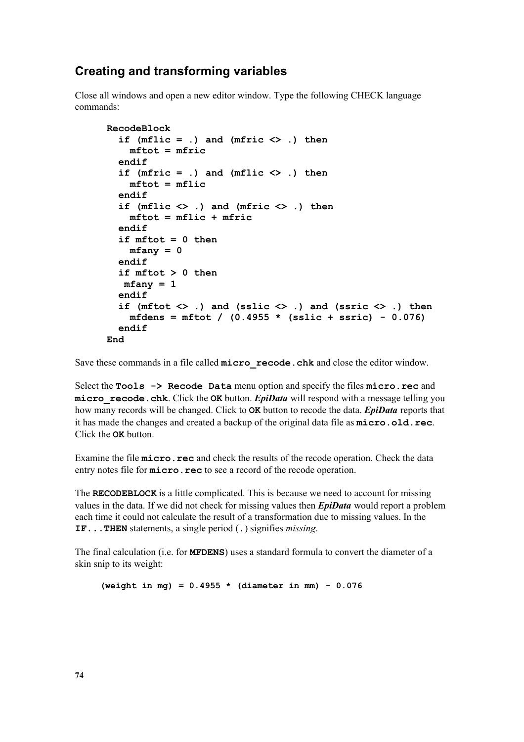## Creating and transforming variables

Close all windows and open a new editor window. Type the following CHECK language commands:

```
RecodeBlock
  if (mflic = .) and (mfric <> .) then
    mftot = mfric
  endif
  if (mfric = .) and (mflic <> .) then
    mftot = mflic
  endif
  if (mflic <> .) and (mfric <> .) then
    mftot = mflic + mfric
  endif
  if mftot = 0 then
    mfany = 0
  endif
  if mftot > 0 then
   mfany = 1
  endif
  if (mftot <> .) and (sslic <> .) and (ssric <> .) then
    mfdens = mftot / (0.4955 * (sslic + ssric) - 0.076)
  endif
End
```

Save these commands in a file called **micro_recode.chk** and close the editor window.

Select the **Tools -> Recode Data** menu option and specify the files **micro.rec** and **micro_recode.chk**. Click the **OK** button. ***EpiData*** will respond with a message telling you how many records will be changed. Click to **OK** button to recode the data. ***EpiData*** reports that it has made the changes and created a backup of the original data file as **micro.old.rec**. Click the **OK** button.

Examine the file **micro.rec** and check the results of the recode operation. Check the data entry notes file for **micro.rec** to see a record of the recode operation.

The **RECODEBLOCK** is a little complicated. This is because we need to account for missing values in the data. If we did not check for missing values then ***EpiData*** would report a problem each time it could not calculate the result of a transformation due to missing values. In the **IF...THEN** statements, a single period (**.**) signifies *missing*.

The final calculation (i.e. for **MFDENS**) uses a standard formula to convert the diameter of a skin snip to its weight:

```
(weight in mg) = 0.4955 * (diameter in mm) - 0.076
```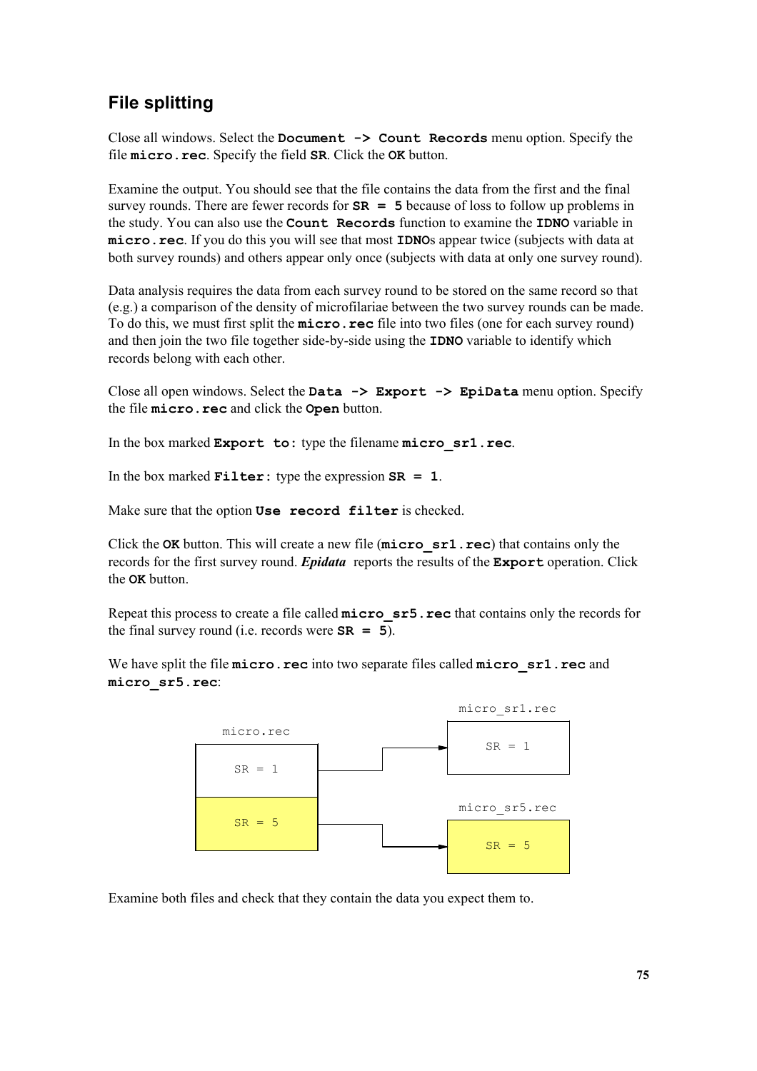## File splitting

Close all windows. Select the **Document -> Count Records** menu option. Specify the file **micro.rec**. Specify the field **SR**. Click the **OK** button.

Examine the output. You should see that the file contains the data from the first and the final survey rounds. There are fewer records for **SR = 5** because of loss to follow up problems in the study. You can also use the **Count Records** function to examine the **IDNO** variable in **micro.rec**. If you do this you will see that most **IDNO**s appear twice (subjects with data at both survey rounds) and others appear only once (subjects with data at only one survey round).

Data analysis requires the data from each survey round to be stored on the same record so that (e.g.) a comparison of the density of microfilariae between the two survey rounds can be made. To do this, we must first split the **micro.rec** file into two files (one for each survey round) and then join the two file together side-by-side using the **IDNO** variable to identify which records belong with each other.

Close all open windows. Select the **Data -> Export -> EpiData** menu option. Specify the file **micro.rec** and click the **Open** button.

In the box marked **Export to:** type the filename **micro_sr1.rec**.

In the box marked **Filter:** type the expression **SR = 1**.

Make sure that the option **Use record filter** is checked.

Click the **OK** button. This will create a new file (**micro_sr1.rec**) that contains only the records for the first survey round. ***Epidata*** reports the results of the **Export** operation. Click the **OK** button.

Repeat this process to create a file called **micro_sr5.rec** that contains only the records for the final survey round (i.e. records were **SR = 5**).

We have split the file **micro.rec** into two separate files called **micro_sr1.rec** and **micro_sr5.rec**:

```
                                   micro_sr1.rec
     micro.rec                  +---------------+
  +------------+          +---->|    SR = 1     |
  |   SR = 1   |----------+     +---------------+
  +------------+
  |   SR = 5   |----------+        micro_sr5.rec
  +------------+          |     +---------------+
                          +---->|    SR = 5     |
                                +---------------+
```

Examine both files and check that they contain the data you expect them to.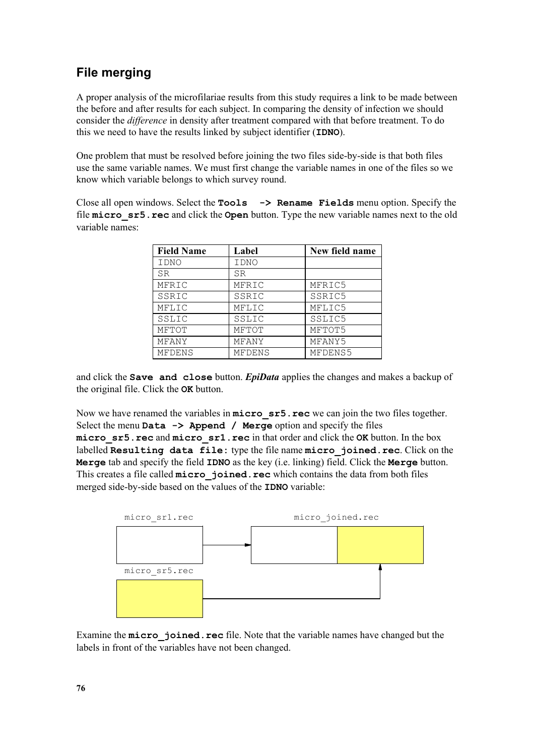## File merging

A proper analysis of the microfilariae results from this study requires a link to be made between the before and after results for each subject. In comparing the density of infection we should consider the *difference* in density after treatment compared with that before treatment. To do this we need to have the results linked by subject identifier (**IDNO**).

One problem that must be resolved before joining the two files side-by-side is that both files use the same variable names. We must first change the variable names in one of the files so we know which variable belongs to which survey round.

Close all open windows. Select the **Tools -> Rename Fields** menu option. Specify the file **micro_sr5.rec** and click the **Open** button. Type the new variable names next to the old variable names:

| Field Name | Label | New field name |
|---|---|---|
| IDNO | IDNO | |
| SR | SR | |
| MFRIC | MFRIC | MFRIC5 |
| SSRIC | SSRIC | SSRIC5 |
| MFLIC | MFLIC | MFLIC5 |
| SSLIC | SSLIC | SSLIC5 |
| MFTOT | MFTOT | MFTOT5 |
| MFANY | MFANY | MFANY5 |
| MFDENS | MFDENS | MFDENS5 |

and click the **Save and close** button. ***EpiData*** applies the changes and makes a backup of the original file. Click the **OK** button.

Now we have renamed the variables in **micro_sr5.rec** we can join the two files together. Select the menu **Data -> Append / Merge** option and specify the files **micro_sr5.rec** and **micro_sr1.rec** in that order and click the **OK** button. In the box labelled **Resulting data file:** type the file name **micro_joined.rec**. Click on the **Merge** tab and specify the field **IDNO** as the key (i.e. linking) field. Click the **Merge** button. This creates a file called **micro_joined.rec** which contains the data from both files merged side-by-side based on the values of the **IDNO** variable:

micro_sr1.rec → micro_joined.rec

micro_sr5.rec → micro_joined.rec

Examine the **micro_joined.rec** file. Note that the variable names have changed but the labels in front of the variables have not been changed.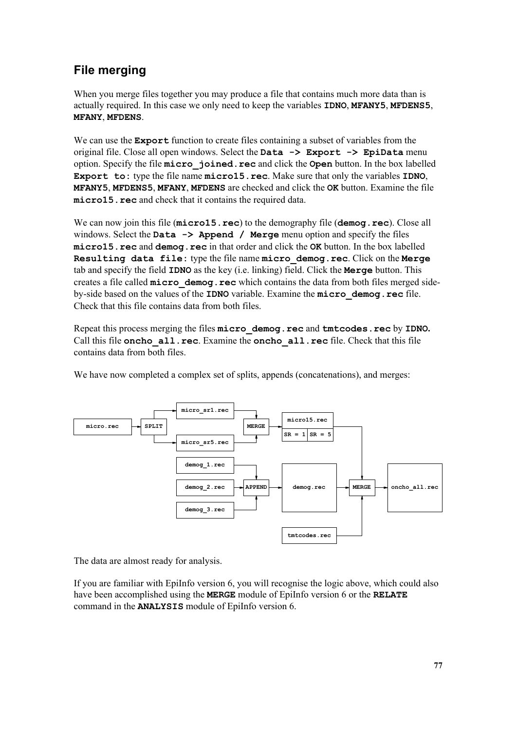## File merging

When you merge files together you may produce a file that contains much more data than is actually required. In this case we only need to keep the variables **IDNO**, **MFANY5**, **MFDENS5**, **MFANY**, **MFDENS**.

We can use the **Export** function to create files containing a subset of variables from the original file. Close all open windows. Select the **Data -> Export -> EpiData** menu option. Specify the file **micro_joined.rec** and click the **Open** button. In the box labelled **Export to:** type the file name **micro15.rec**. Make sure that only the variables **IDNO**, **MFANY5**, **MFDENS5**, **MFANY**, **MFDENS** are checked and click the **OK** button. Examine the file **micro15.rec** and check that it contains the required data.

We can now join this file (**micro15.rec**) to the demography file (**demog.rec**). Close all windows. Select the **Data -> Append / Merge** menu option and specify the files **micro15.rec** and **demog.rec** in that order and click the **OK** button. In the box labelled **Resulting data file:** type the file name **micro_demog.rec**. Click on the **Merge** tab and specify the field **IDNO** as the key (i.e. linking) field. Click the **Merge** button. This creates a file called **micro_demog.rec** which contains the data from both files merged side-by-side based on the values of the **IDNO** variable. Examine the **micro_demog.rec** file. Check that this file contains data from both files.

Repeat this process merging the files **micro_demog.rec** and **tmtcodes.rec** by **IDNO.** Call this file **oncho_all.rec**. Examine the **oncho_all.rec** file. Check that this file contains data from both files.

We have now completed a complex set of splits, appends (concatenations), and merges:

```
                      +--> micro_sr1.rec --+
micro.rec --> SPLIT --|                    +--> MERGE --> micro15.rec (SR = 1 | SR = 5) --+
                      +--> micro_sr5.rec --+                                              |
                                                                                          v
demog_1.rec --+                                                                           
demog_2.rec --+--> APPEND --> demog.rec ------------------------------------------------> MERGE --> oncho_all.rec
demog_3.rec --+                                                                           ^
                                                                                          |
                                            tmtcodes.rec ---------------------------------+
```

The data are almost ready for analysis.

If you are familiar with EpiInfo version 6, you will recognise the logic above, which could also have been accomplished using the **MERGE** module of EpiInfo version 6 or the **RELATE** command in the **ANALYSIS** module of EpiInfo version 6.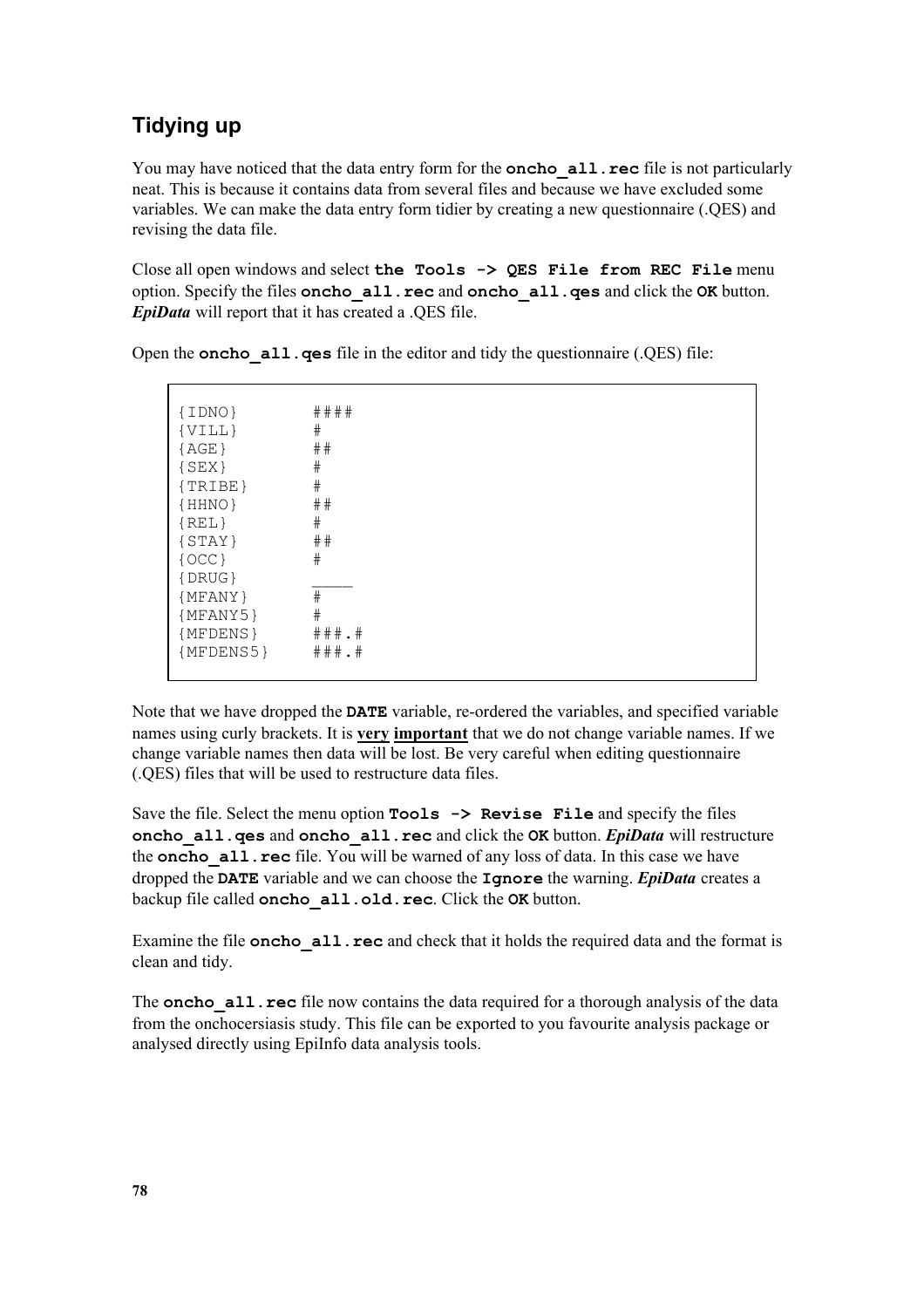## Tidying up

You may have noticed that the data entry form for the **oncho_all.rec** file is not particularly neat. This is because it contains data from several files and because we have excluded some variables. We can make the data entry form tidier by creating a new questionnaire (.QES) and revising the data file.

Close all open windows and select **the Tools -> QES File from REC File** menu option. Specify the files **oncho_all.rec** and **oncho_all.qes** and click the **OK** button. ***EpiData*** will report that it has created a .QES file.

Open the **oncho_all.qes** file in the editor and tidy the questionnaire (.QES) file:

```
{IDNO}         ####
{VILL}         #
{AGE}          ##
{SEX}          #
{TRIBE}        #
{HHNO}         ##
{REL}          #
{STAY}         ##
{OCC}          #
{DRUG}         ____
{MFANY}        #
{MFANY5}       #
{MFDENS}       ###.#
{MFDENS5}      ###.#
```

Note that we have dropped the **DATE** variable, re-ordered the variables, and specified variable names using curly brackets. It is **very** **important** that we do not change variable names. If we change variable names then data will be lost. Be very careful when editing questionnaire (.QES) files that will be used to restructure data files.

Save the file. Select the menu option **Tools -> Revise File** and specify the files **oncho_all.qes** and **oncho_all.rec** and click the **OK** button. ***EpiData*** will restructure the **oncho_all.rec** file. You will be warned of any loss of data. In this case we have dropped the **DATE** variable and we can choose the **Ignore** the warning. ***EpiData*** creates a backup file called **oncho_all.old.rec**. Click the **OK** button.

Examine the file **oncho_all.rec** and check that it holds the required data and the format is clean and tidy.

The **oncho_all.rec** file now contains the data required for a thorough analysis of the data from the onchocersiasis study. This file can be exported to you favourite analysis package or analysed directly using EpiInfo data analysis tools.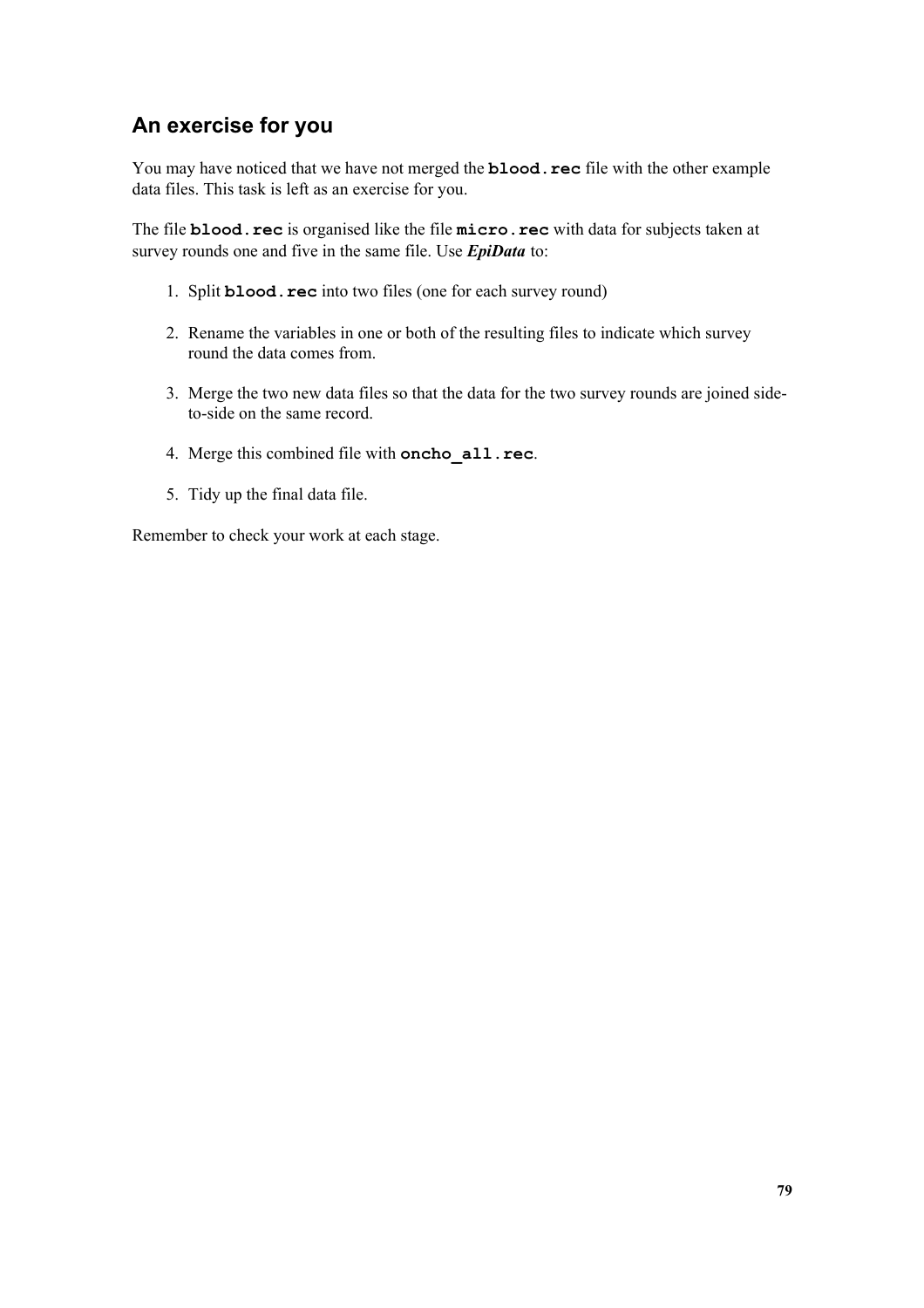## An exercise for you

You may have noticed that we have not merged the **`blood.rec`** file with the other example data files. This task is left as an exercise for you.

The file **`blood.rec`** is organised like the file **`micro.rec`** with data for subjects taken at survey rounds one and five in the same file. Use ***EpiData*** to:

1. Split **`blood.rec`** into two files (one for each survey round)

2. Rename the variables in one or both of the resulting files to indicate which survey round the data comes from.

3. Merge the two new data files so that the data for the two survey rounds are joined side-to-side on the same record.

4. Merge this combined file with **`oncho_all.rec`**.

5. Tidy up the final data file.

Remember to check your work at each stage.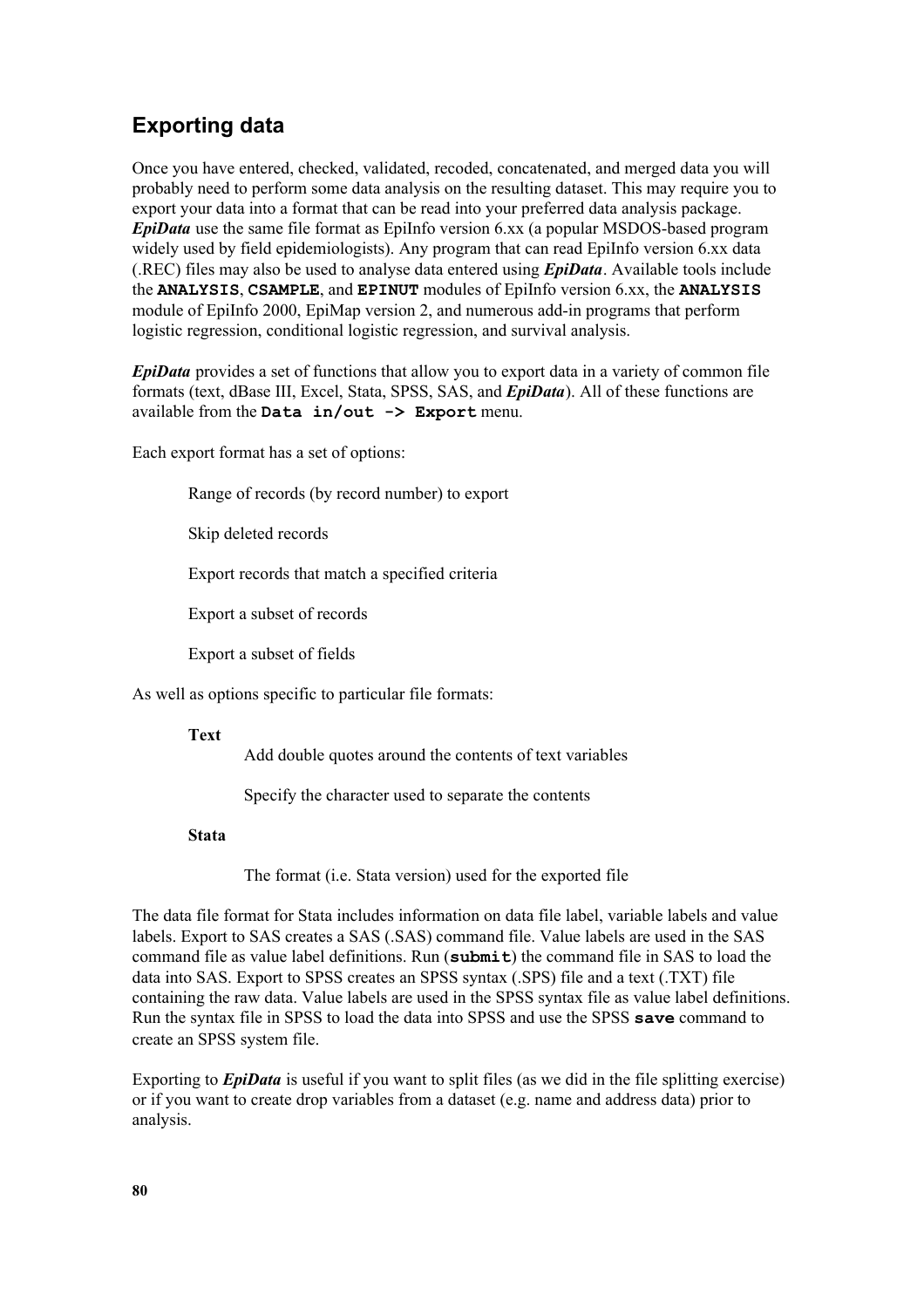## Exporting data

Once you have entered, checked, validated, recoded, concatenated, and merged data you will probably need to perform some data analysis on the resulting dataset. This may require you to export your data into a format that can be read into your preferred data analysis package. ***EpiData*** use the same file format as EpiInfo version 6.xx (a popular MSDOS-based program widely used by field epidemiologists). Any program that can read EpiInfo version 6.xx data (.REC) files may also be used to analyse data entered using ***EpiData***. Available tools include the **`ANALYSIS`**, **`CSAMPLE`**, and **`EPINUT`** modules of EpiInfo version 6.xx, the **`ANALYSIS`** module of EpiInfo 2000, EpiMap version 2, and numerous add-in programs that perform logistic regression, conditional logistic regression, and survival analysis.

***EpiData*** provides a set of functions that allow you to export data in a variety of common file formats (text, dBase III, Excel, Stata, SPSS, SAS, and ***EpiData***). All of these functions are available from the **`Data in/out -> Export`** menu.

Each export format has a set of options:

> Range of records (by record number) to export
>
> Skip deleted records
>
> Export records that match a specified criteria
>
> Export a subset of records
>
> Export a subset of fields

As well as options specific to particular file formats:

**Text**

> Add double quotes around the contents of text variables
>
> Specify the character used to separate the contents

**Stata**

> The format (i.e. Stata version) used for the exported file

The data file format for Stata includes information on data file label, variable labels and value labels. Export to SAS creates a SAS (.SAS) command file. Value labels are used in the SAS command file as value label definitions. Run (**`submit`**) the command file in SAS to load the data into SAS. Export to SPSS creates an SPSS syntax (.SPS) file and a text (.TXT) file containing the raw data. Value labels are used in the SPSS syntax file as value label definitions. Run the syntax file in SPSS to load the data into SPSS and use the SPSS **`save`** command to create an SPSS system file.

Exporting to ***EpiData*** is useful if you want to split files (as we did in the file splitting exercise) or if you want to create drop variables from a dataset (e.g. name and address data) prior to analysis.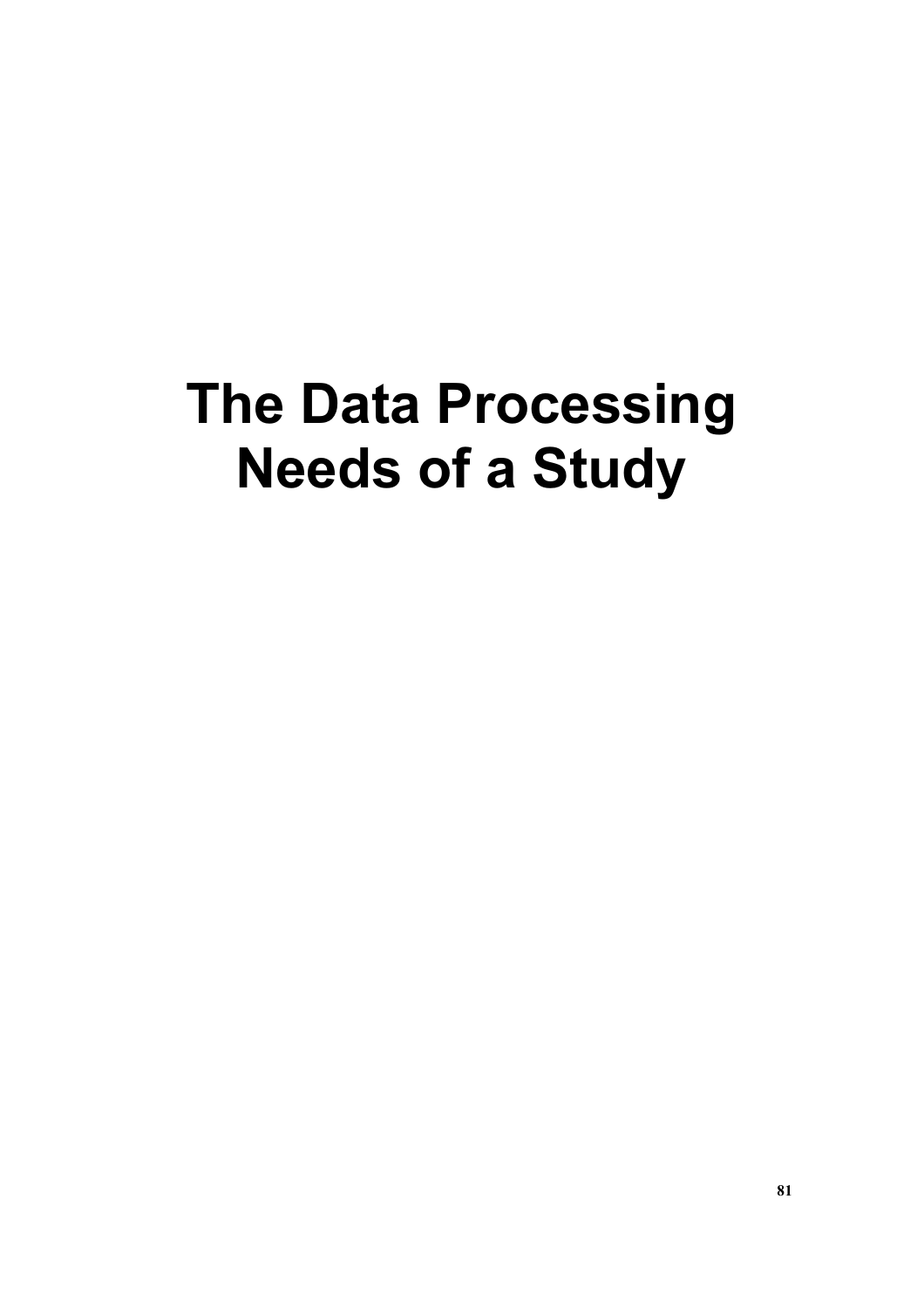# The Data Processing Needs of a Study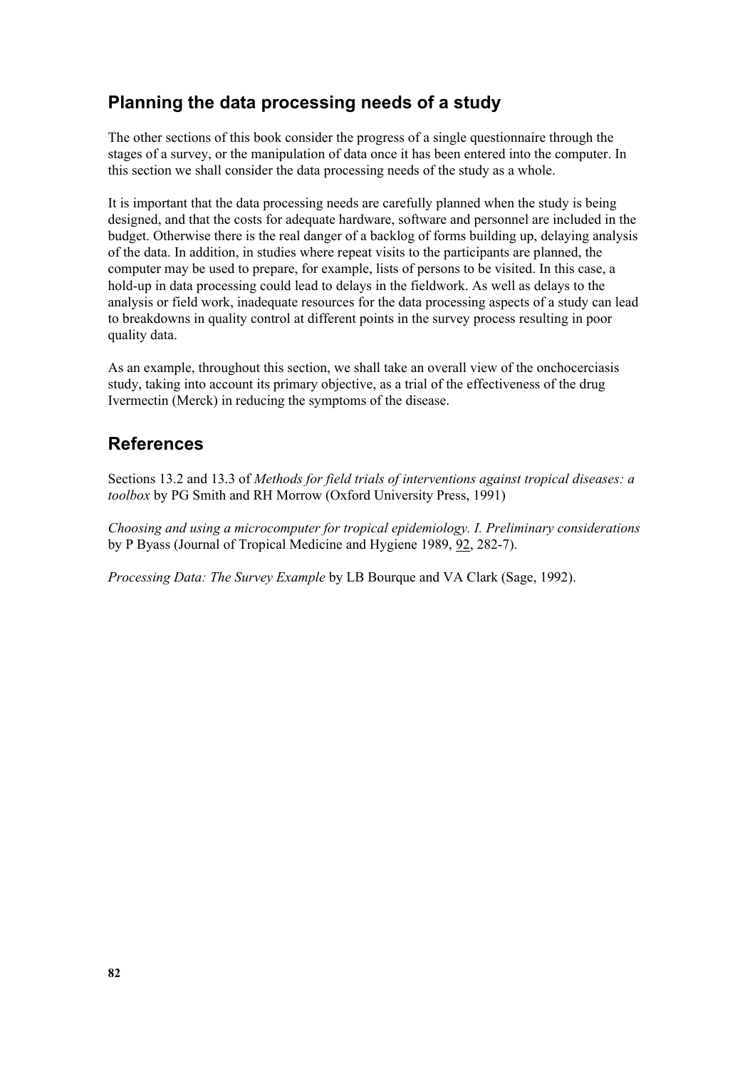## Planning the data processing needs of a study

The other sections of this book consider the progress of a single questionnaire through the stages of a survey, or the manipulation of data once it has been entered into the computer. In this section we shall consider the data processing needs of the study as a whole.

It is important that the data processing needs are carefully planned when the study is being designed, and that the costs for adequate hardware, software and personnel are included in the budget. Otherwise there is the real danger of a backlog of forms building up, delaying analysis of the data. In addition, in studies where repeat visits to the participants are planned, the computer may be used to prepare, for example, lists of persons to be visited. In this case, a hold-up in data processing could lead to delays in the fieldwork. As well as delays to the analysis or field work, inadequate resources for the data processing aspects of a study can lead to breakdowns in quality control at different points in the survey process resulting in poor quality data.

As an example, throughout this section, we shall take an overall view of the onchocerciasis study, taking into account its primary objective, as a trial of the effectiveness of the drug Ivermectin (Merck) in reducing the symptoms of the disease.

## References

Sections 13.2 and 13.3 of *Methods for field trials of interventions against tropical diseases: a toolbox* by PG Smith and RH Morrow (Oxford University Press, 1991)

*Choosing and using a microcomputer for tropical epidemiology. I. Preliminary considerations* by P Byass (Journal of Tropical Medicine and Hygiene 1989, 92, 282-7).

*Processing Data: The Survey Example* by LB Bourque and VA Clark (Sage, 1992).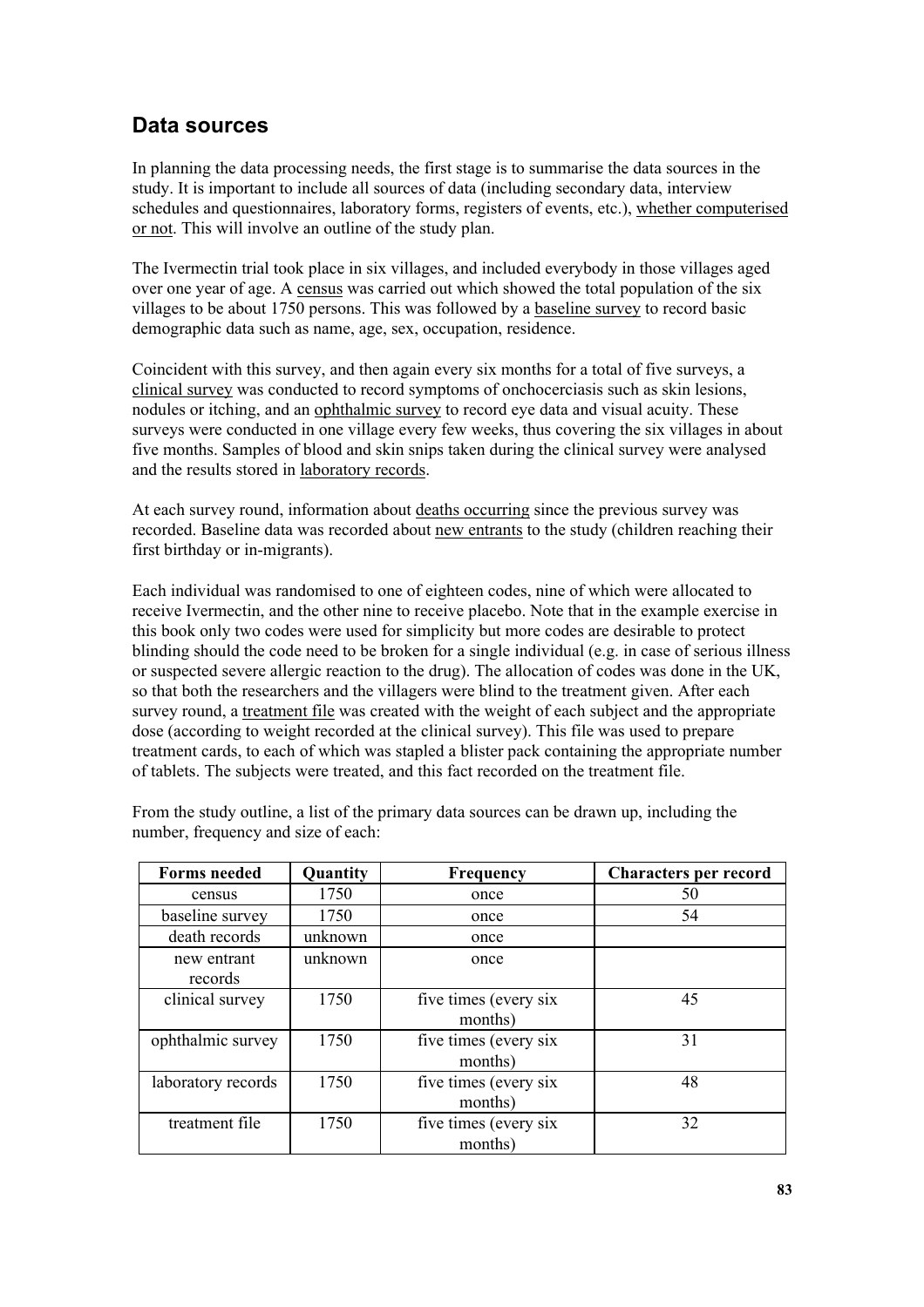## Data sources

In planning the data processing needs, the first stage is to summarise the data sources in the study. It is important to include all sources of data (including secondary data, interview schedules and questionnaires, laboratory forms, registers of events, etc.), whether computerised or not. This will involve an outline of the study plan.

The Ivermectin trial took place in six villages, and included everybody in those villages aged over one year of age. A census was carried out which showed the total population of the six villages to be about 1750 persons. This was followed by a baseline survey to record basic demographic data such as name, age, sex, occupation, residence.

Coincident with this survey, and then again every six months for a total of five surveys, a clinical survey was conducted to record symptoms of onchocerciasis such as skin lesions, nodules or itching, and an ophthalmic survey to record eye data and visual acuity. These surveys were conducted in one village every few weeks, thus covering the six villages in about five months. Samples of blood and skin snips taken during the clinical survey were analysed and the results stored in laboratory records.

At each survey round, information about deaths occurring since the previous survey was recorded. Baseline data was recorded about new entrants to the study (children reaching their first birthday or in-migrants).

Each individual was randomised to one of eighteen codes, nine of which were allocated to receive Ivermectin, and the other nine to receive placebo. Note that in the example exercise in this book only two codes were used for simplicity but more codes are desirable to protect blinding should the code need to be broken for a single individual (e.g. in case of serious illness or suspected severe allergic reaction to the drug). The allocation of codes was done in the UK, so that both the researchers and the villagers were blind to the treatment given. After each survey round, a treatment file was created with the weight of each subject and the appropriate dose (according to weight recorded at the clinical survey). This file was used to prepare treatment cards, to each of which was stapled a blister pack containing the appropriate number of tablets. The subjects were treated, and this fact recorded on the treatment file.

From the study outline, a list of the primary data sources can be drawn up, including the number, frequency and size of each:

| Forms needed | Quantity | Frequency | Characters per record |
|---|---|---|---|
| census | 1750 | once | 50 |
| baseline survey | 1750 | once | 54 |
| death records | unknown | once | |
| new entrant records | unknown | once | |
| clinical survey | 1750 | five times (every six months) | 45 |
| ophthalmic survey | 1750 | five times (every six months) | 31 |
| laboratory records | 1750 | five times (every six months) | 48 |
| treatment file | 1750 | five times (every six months) | 32 |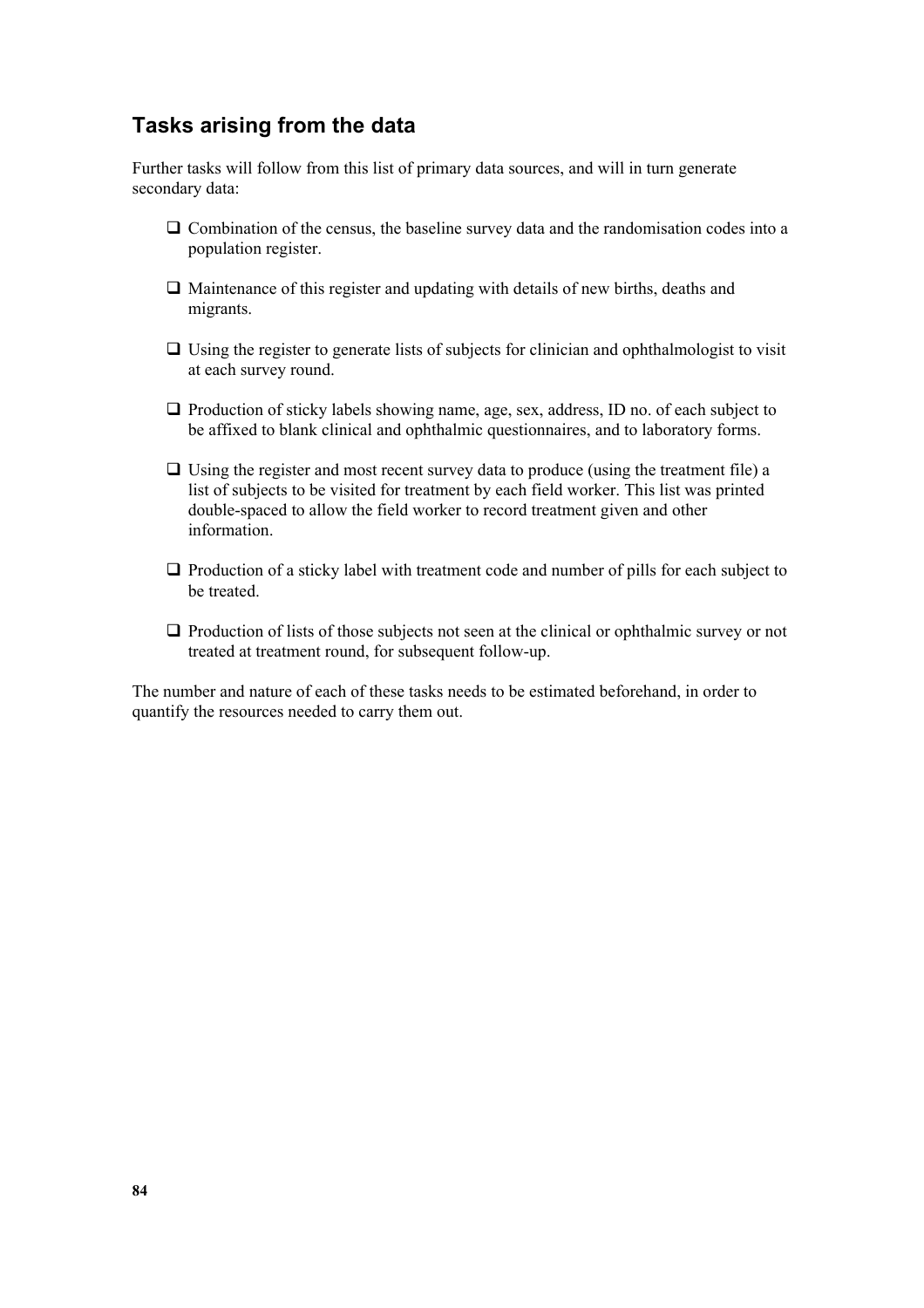## Tasks arising from the data

Further tasks will follow from this list of primary data sources, and will in turn generate secondary data:

- Combination of the census, the baseline survey data and the randomisation codes into a population register.
- Maintenance of this register and updating with details of new births, deaths and migrants.
- Using the register to generate lists of subjects for clinician and ophthalmologist to visit at each survey round.
- Production of sticky labels showing name, age, sex, address, ID no. of each subject to be affixed to blank clinical and ophthalmic questionnaires, and to laboratory forms.
- Using the register and most recent survey data to produce (using the treatment file) a list of subjects to be visited for treatment by each field worker. This list was printed double-spaced to allow the field worker to record treatment given and other information.
- Production of a sticky label with treatment code and number of pills for each subject to be treated.
- Production of lists of those subjects not seen at the clinical or ophthalmic survey or not treated at treatment round, for subsequent follow-up.

The number and nature of each of these tasks needs to be estimated beforehand, in order to quantify the resources needed to carry them out.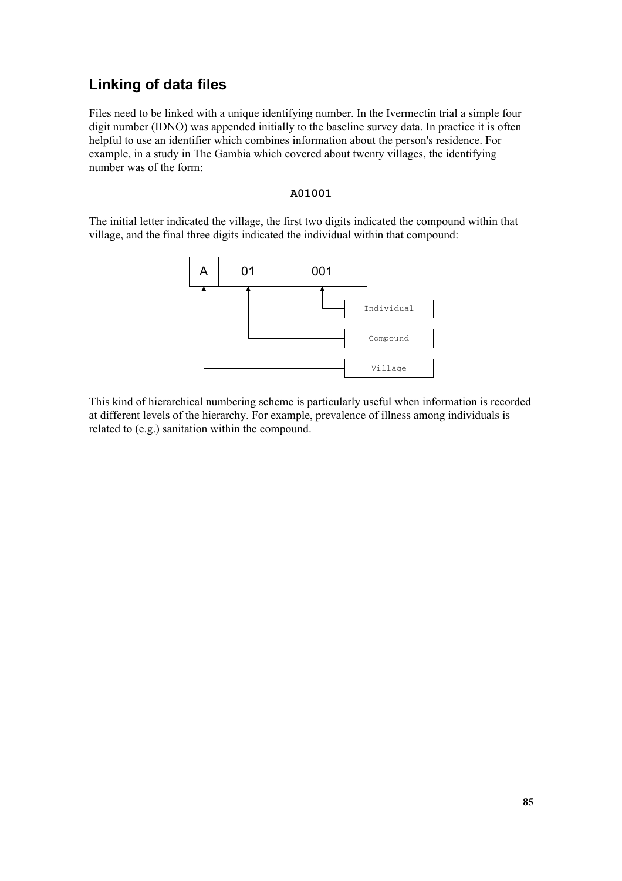## Linking of data files

Files need to be linked with a unique identifying number. In the Ivermectin trial a simple four digit number (IDNO) was appended initially to the baseline survey data. In practice it is often helpful to use an identifier which combines information about the person's residence. For example, in a study in The Gambia which covered about twenty villages, the identifying number was of the form:

**A01001**

The initial letter indicated the village, the first two digits indicated the compound within that village, and the final three digits indicated the individual within that compound:

| A | 01 | 001 |
|---|---|---|
| Village | Compound | Individual |

This kind of hierarchical numbering scheme is particularly useful when information is recorded at different levels of the hierarchy. For example, prevalence of illness among individuals is related to (e.g.) sanitation within the compound.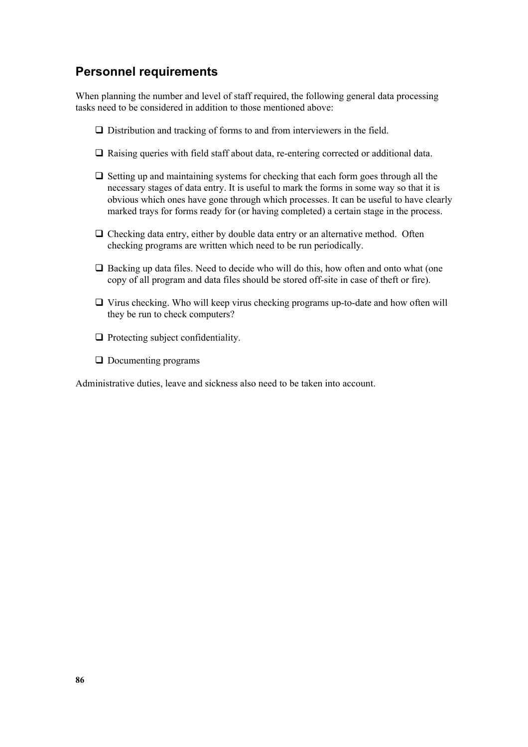## Personnel requirements

When planning the number and level of staff required, the following general data processing tasks need to be considered in addition to those mentioned above:

- Distribution and tracking of forms to and from interviewers in the field.
- Raising queries with field staff about data, re-entering corrected or additional data.
- Setting up and maintaining systems for checking that each form goes through all the necessary stages of data entry. It is useful to mark the forms in some way so that it is obvious which ones have gone through which processes. It can be useful to have clearly marked trays for forms ready for (or having completed) a certain stage in the process.
- Checking data entry, either by double data entry or an alternative method. Often checking programs are written which need to be run periodically.
- Backing up data files. Need to decide who will do this, how often and onto what (one copy of all program and data files should be stored off-site in case of theft or fire).
- Virus checking. Who will keep virus checking programs up-to-date and how often will they be run to check computers?
- Protecting subject confidentiality.
- Documenting programs

Administrative duties, leave and sickness also need to be taken into account.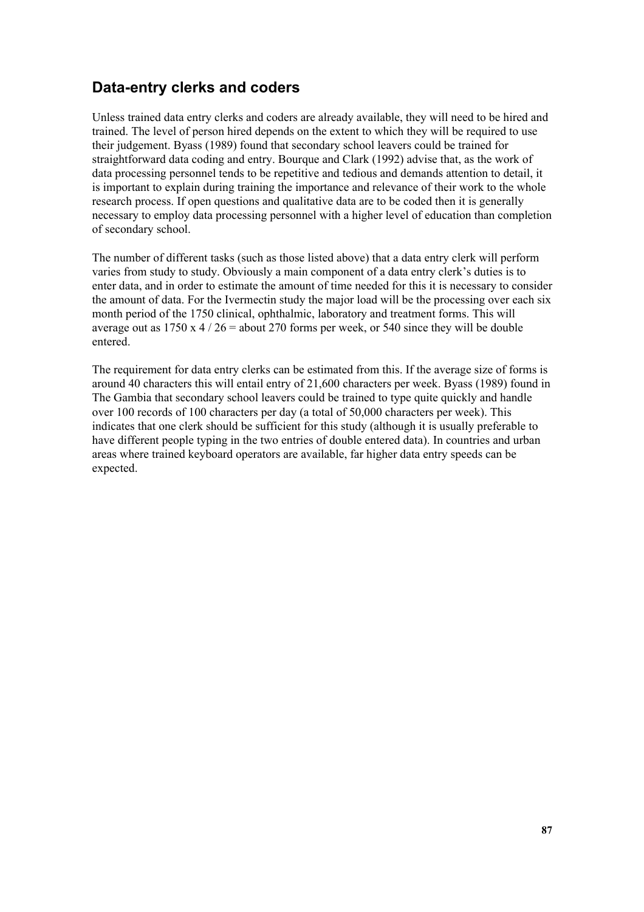## Data-entry clerks and coders

Unless trained data entry clerks and coders are already available, they will need to be hired and trained. The level of person hired depends on the extent to which they will be required to use their judgement. Byass (1989) found that secondary school leavers could be trained for straightforward data coding and entry. Bourque and Clark (1992) advise that, as the work of data processing personnel tends to be repetitive and tedious and demands attention to detail, it is important to explain during training the importance and relevance of their work to the whole research process. If open questions and qualitative data are to be coded then it is generally necessary to employ data processing personnel with a higher level of education than completion of secondary school.

The number of different tasks (such as those listed above) that a data entry clerk will perform varies from study to study. Obviously a main component of a data entry clerk's duties is to enter data, and in order to estimate the amount of time needed for this it is necessary to consider the amount of data. For the Ivermectin study the major load will be the processing over each six month period of the 1750 clinical, ophthalmic, laboratory and treatment forms. This will average out as 1750 x 4 / 26 = about 270 forms per week, or 540 since they will be double entered.

The requirement for data entry clerks can be estimated from this. If the average size of forms is around 40 characters this will entail entry of 21,600 characters per week. Byass (1989) found in The Gambia that secondary school leavers could be trained to type quite quickly and handle over 100 records of 100 characters per day (a total of 50,000 characters per week). This indicates that one clerk should be sufficient for this study (although it is usually preferable to have different people typing in the two entries of double entered data). In countries and urban areas where trained keyboard operators are available, far higher data entry speeds can be expected.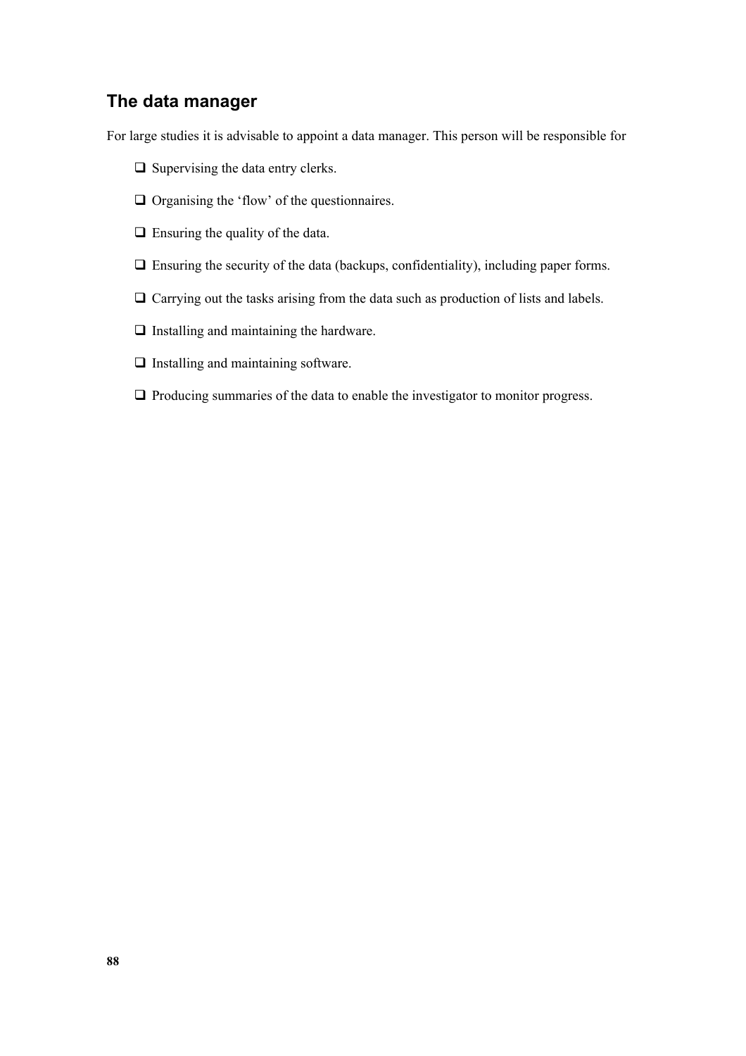## The data manager

For large studies it is advisable to appoint a data manager. This person will be responsible for

- Supervising the data entry clerks.
- Organising the ‘flow’ of the questionnaires.
- Ensuring the quality of the data.
- Ensuring the security of the data (backups, confidentiality), including paper forms.
- Carrying out the tasks arising from the data such as production of lists and labels.
- Installing and maintaining the hardware.
- Installing and maintaining software.
- Producing summaries of the data to enable the investigator to monitor progress.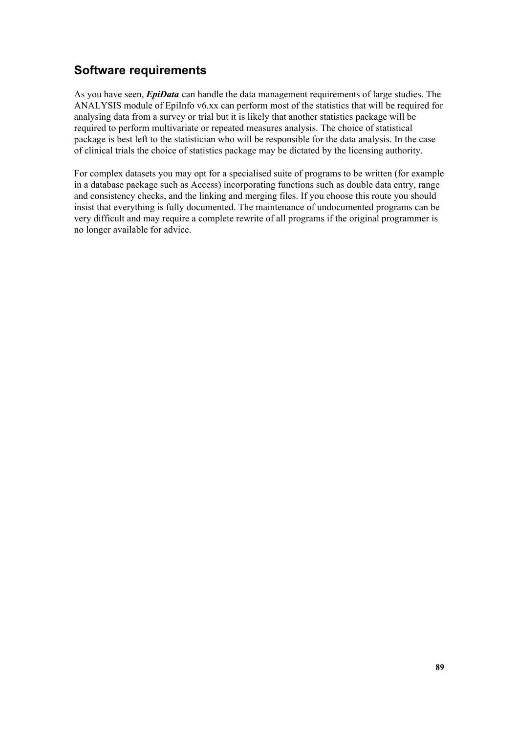## Software requirements

As you have seen, ***EpiData*** can handle the data management requirements of large studies. The ANALYSIS module of EpiInfo v6.xx can perform most of the statistics that will be required for analysing data from a survey or trial but it is likely that another statistics package will be required to perform multivariate or repeated measures analysis. The choice of statistical package is best left to the statistician who will be responsible for the data analysis. In the case of clinical trials the choice of statistics package may be dictated by the licensing authority.

For complex datasets you may opt for a specialised suite of programs to be written (for example in a database package such as Access) incorporating functions such as double data entry, range and consistency checks, and the linking and merging files. If you choose this route you should insist that everything is fully documented. The maintenance of undocumented programs can be very difficult and may require a complete rewrite of all programs if the original programmer is no longer available for advice.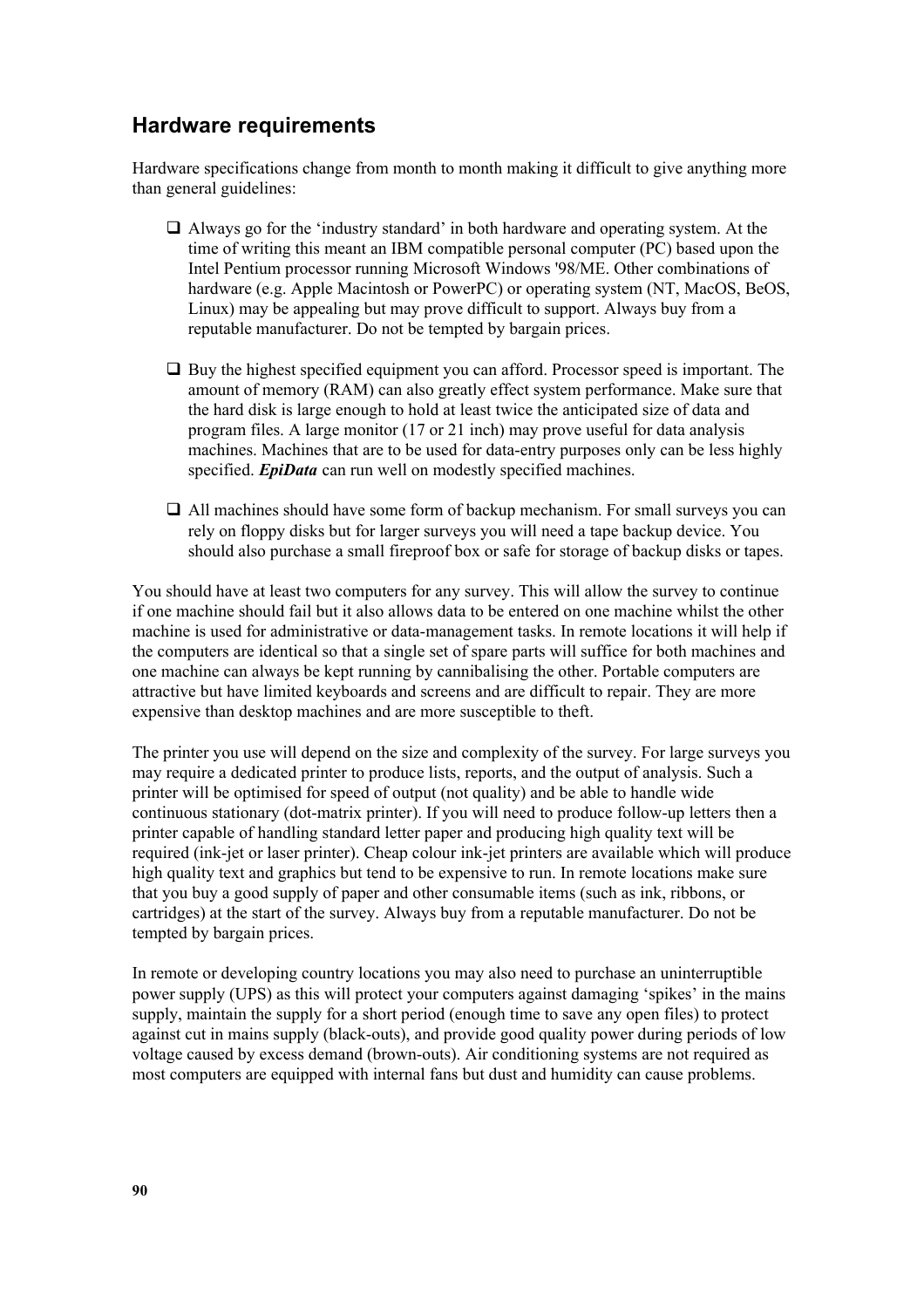## Hardware requirements

Hardware specifications change from month to month making it difficult to give anything more than general guidelines:

- Always go for the 'industry standard' in both hardware and operating system. At the time of writing this meant an IBM compatible personal computer (PC) based upon the Intel Pentium processor running Microsoft Windows '98/ME. Other combinations of hardware (e.g. Apple Macintosh or PowerPC) or operating system (NT, MacOS, BeOS, Linux) may be appealing but may prove difficult to support. Always buy from a reputable manufacturer. Do not be tempted by bargain prices.

- Buy the highest specified equipment you can afford. Processor speed is important. The amount of memory (RAM) can also greatly effect system performance. Make sure that the hard disk is large enough to hold at least twice the anticipated size of data and program files. A large monitor (17 or 21 inch) may prove useful for data analysis machines. Machines that are to be used for data-entry purposes only can be less highly specified. ***EpiData*** can run well on modestly specified machines.

- All machines should have some form of backup mechanism. For small surveys you can rely on floppy disks but for larger surveys you will need a tape backup device. You should also purchase a small fireproof box or safe for storage of backup disks or tapes.

You should have at least two computers for any survey. This will allow the survey to continue if one machine should fail but it also allows data to be entered on one machine whilst the other machine is used for administrative or data-management tasks. In remote locations it will help if the computers are identical so that a single set of spare parts will suffice for both machines and one machine can always be kept running by cannibalising the other. Portable computers are attractive but have limited keyboards and screens and are difficult to repair. They are more expensive than desktop machines and are more susceptible to theft.

The printer you use will depend on the size and complexity of the survey. For large surveys you may require a dedicated printer to produce lists, reports, and the output of analysis. Such a printer will be optimised for speed of output (not quality) and be able to handle wide continuous stationary (dot-matrix printer). If you will need to produce follow-up letters then a printer capable of handling standard letter paper and producing high quality text will be required (ink-jet or laser printer). Cheap colour ink-jet printers are available which will produce high quality text and graphics but tend to be expensive to run. In remote locations make sure that you buy a good supply of paper and other consumable items (such as ink, ribbons, or cartridges) at the start of the survey. Always buy from a reputable manufacturer. Do not be tempted by bargain prices.

In remote or developing country locations you may also need to purchase an uninterruptible power supply (UPS) as this will protect your computers against damaging 'spikes' in the mains supply, maintain the supply for a short period (enough time to save any open files) to protect against cut in mains supply (black-outs), and provide good quality power during periods of low voltage caused by excess demand (brown-outs). Air conditioning systems are not required as most computers are equipped with internal fans but dust and humidity can cause problems.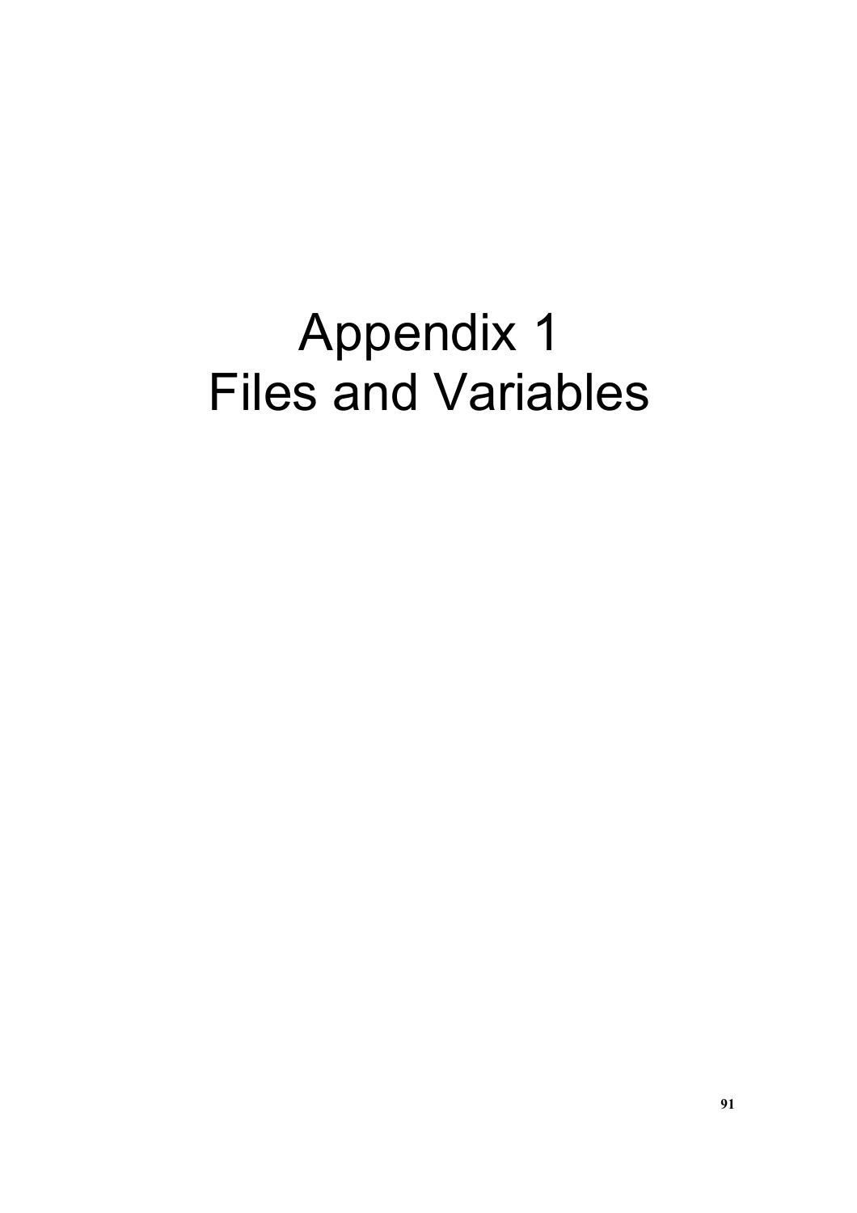# Appendix 1
# Files and Variables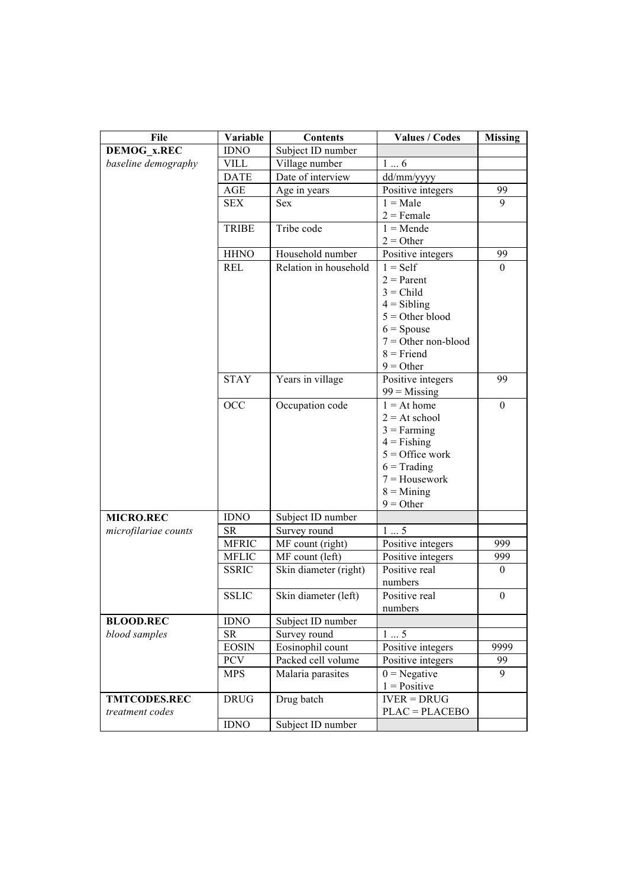| File | Variable | Contents | Values / Codes | Missing |
|---|---|---|---|---|
| **DEMOG_x.REC** | IDNO | Subject ID number | | |
| *baseline demography* | VILL | Village number | 1 ... 6 | |
| | DATE | Date of interview | dd/mm/yyyy | |
| | AGE | Age in years | Positive integers | 99 |
| | SEX | Sex | 1 = Male<br>2 = Female | 9 |
| | TRIBE | Tribe code | 1 = Mende<br>2 = Other | |
| | HHNO | Household number | Positive integers | 99 |
| | REL | Relation in household | 1 = Self<br>2 = Parent<br>3 = Child<br>4 = Sibling<br>5 = Other blood<br>6 = Spouse<br>7 = Other non-blood<br>8 = Friend<br>9 = Other | 0 |
| | STAY | Years in village | Positive integers<br>99 = Missing | 99 |
| | OCC | Occupation code | 1 = At home<br>2 = At school<br>3 = Farming<br>4 = Fishing<br>5 = Office work<br>6 = Trading<br>7 = Housework<br>8 = Mining<br>9 = Other | 0 |
| **MICRO.REC** | IDNO | Subject ID number | | |
| *microfilariae counts* | SR | Survey round | 1 ... 5 | |
| | MFRIC | MF count (right) | Positive integers | 999 |
| | MFLIC | MF count (left) | Positive integers | 999 |
| | SSRIC | Skin diameter (right) | Positive real numbers | 0 |
| | SSLIC | Skin diameter (left) | Positive real numbers | 0 |
| **BLOOD.REC** | IDNO | Subject ID number | | |
| *blood samples* | SR | Survey round | 1 ... 5 | |
| | EOSIN | Eosinophil count | Positive integers | 9999 |
| | PCV | Packed cell volume | Positive integers | 99 |
| | MPS | Malaria parasites | 0 = Negative<br>1 = Positive | 9 |
| **TMTCODES.REC**<br>*treatment codes* | DRUG | Drug batch | IVER = DRUG<br>PLAC = PLACEBO | |
| | IDNO | Subject ID number | | |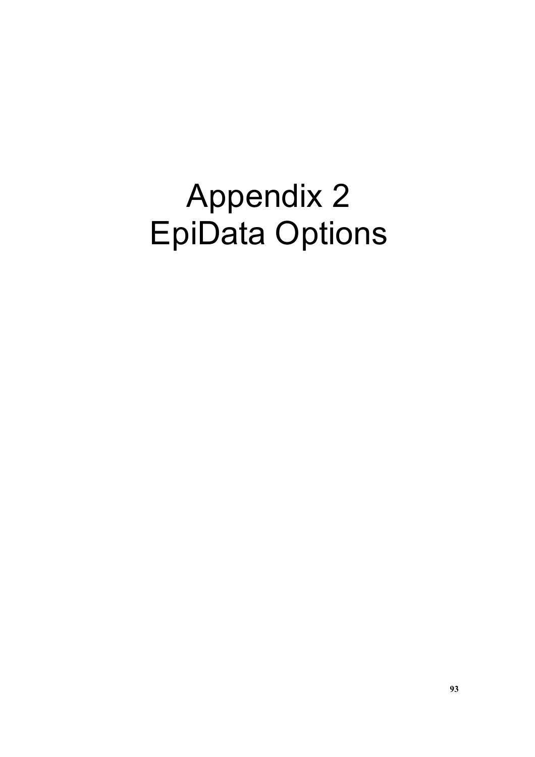# Appendix 2
# EpiData Options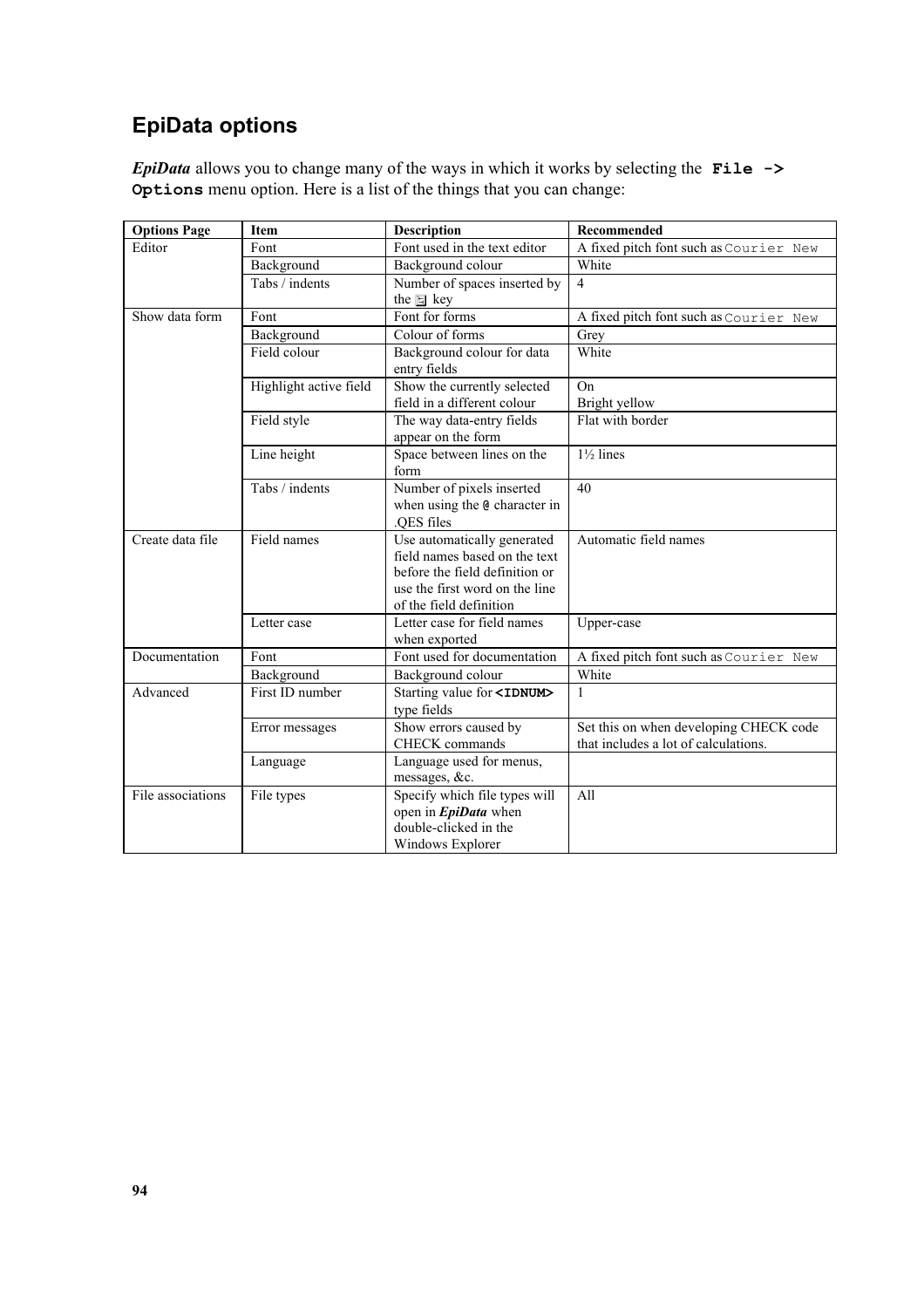## EpiData options

***EpiData*** allows you to change many of the ways in which it works by selecting the **`File -> Options`** menu option. Here is a list of the things that you can change:

| Options Page | Item | Description | Recommended |
|---|---|---|---|
| Editor | Font | Font used in the text editor | A fixed pitch font such as `Courier New` |
| | Background | Background colour | White |
| | Tabs / indents | Number of spaces inserted by the ⇥ key | 4 |
| Show data form | Font | Font for forms | A fixed pitch font such as `Courier New` |
| | Background | Colour of forms | Grey |
| | Field colour | Background colour for data entry fields | White |
| | Highlight active field | Show the currently selected field in a different colour | On<br>Bright yellow |
| | Field style | The way data-entry fields appear on the form | Flat with border |
| | Line height | Space between lines on the form | 1½ lines |
| | Tabs / indents | Number of pixels inserted when using the `@` character in .QES files | 40 |
| Create data file | Field names | Use automatically generated field names based on the text before the field definition or use the first word on the line of the field definition | Automatic field names |
| | Letter case | Letter case for field names when exported | Upper-case |
| Documentation | Font | Font used for documentation | A fixed pitch font such as `Courier New` |
| | Background | Background colour | White |
| Advanced | First ID number | Starting value for **`<IDNUM>`** type fields | 1 |
| | Error messages | Show errors caused by CHECK commands | Set this on when developing CHECK code that includes a lot of calculations. |
| | Language | Language used for menus, messages, &c. | |
| File associations | File types | Specify which file types will open in ***EpiData*** when double-clicked in the Windows Explorer | All |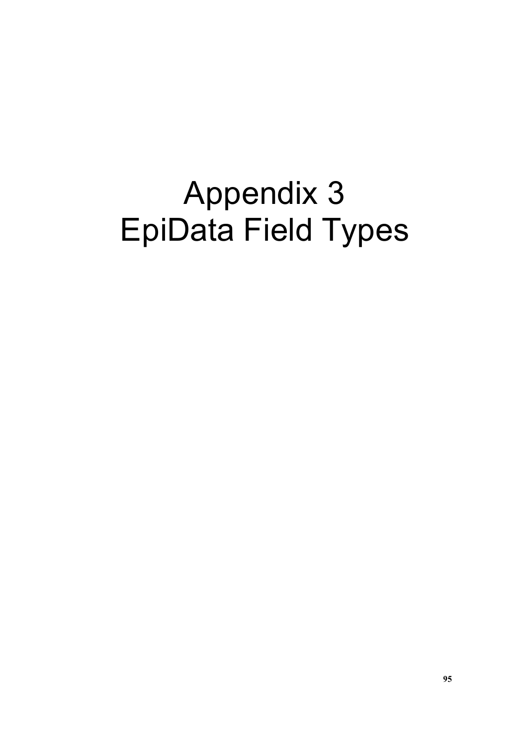# Appendix 3
# EpiData Field Types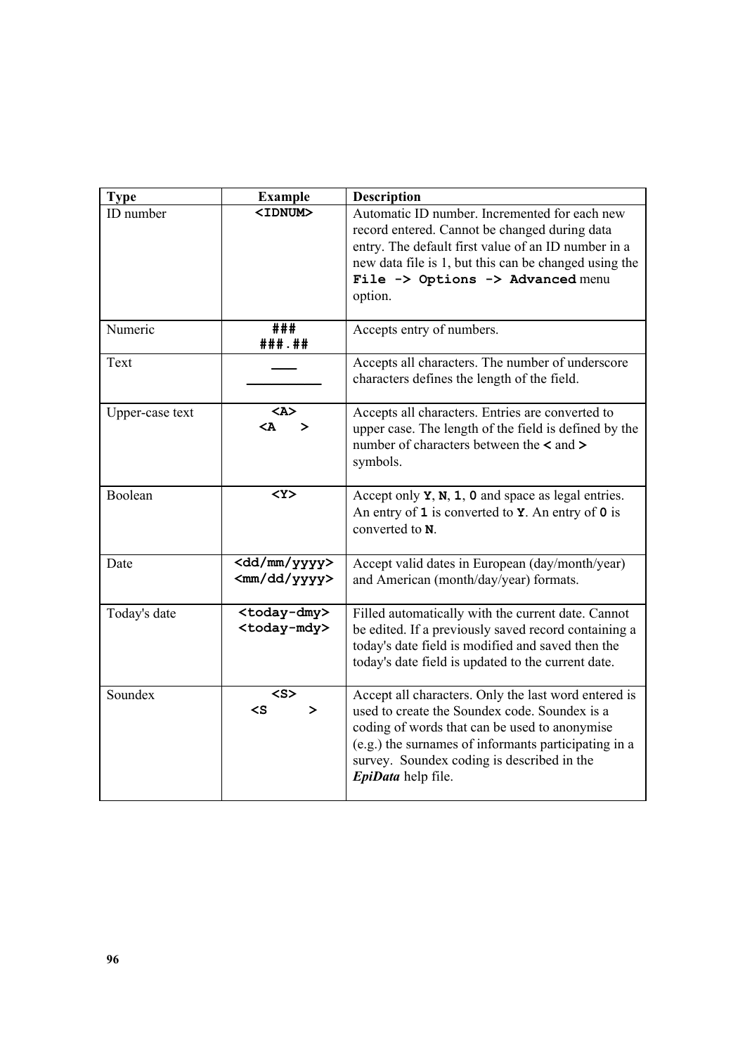| Type | Example | Description |
|---|---|---|
| ID number | **`<IDNUM>`** | Automatic ID number. Incremented for each new record entered. Cannot be changed during data entry. The default first value of an ID number in a new data file is 1, but this can be changed using the **`File -> Options -> Advanced`** menu option. |
| Numeric | **`###`**<br>**`###.##`** | Accepts entry of numbers. |
| Text | `___`<br>`__________` | Accepts all characters. The number of underscore characters defines the length of the field. |
| Upper-case text | **`<A>`**<br>**`<A    >`** | Accepts all characters. Entries are converted to upper case. The length of the field is defined by the number of characters between the **`<`** and **`>`** symbols. |
| Boolean | **`<Y>`** | Accept only **`Y`**, **`N`**, **`1`**, **`0`** and space as legal entries. An entry of **`1`** is converted to **`Y`**. An entry of **`0`** is converted to **`N`**. |
| Date | **`<dd/mm/yyyy>`**<br>**`<mm/dd/yyyy>`** | Accept valid dates in European (day/month/year) and American (month/day/year) formats. |
| Today's date | **`<today-dmy>`**<br>**`<today-mdy>`** | Filled automatically with the current date. Cannot be edited. If a previously saved record containing a today's date field is modified and saved then the today's date field is updated to the current date. |
| Soundex | **`<S>`**<br>**`<S      >`** | Accept all characters. Only the last word entered is used to create the Soundex code. Soundex is a coding of words that can be used to anonymise (e.g.) the surnames of informants participating in a survey. Soundex coding is described in the ***EpiData*** help file. |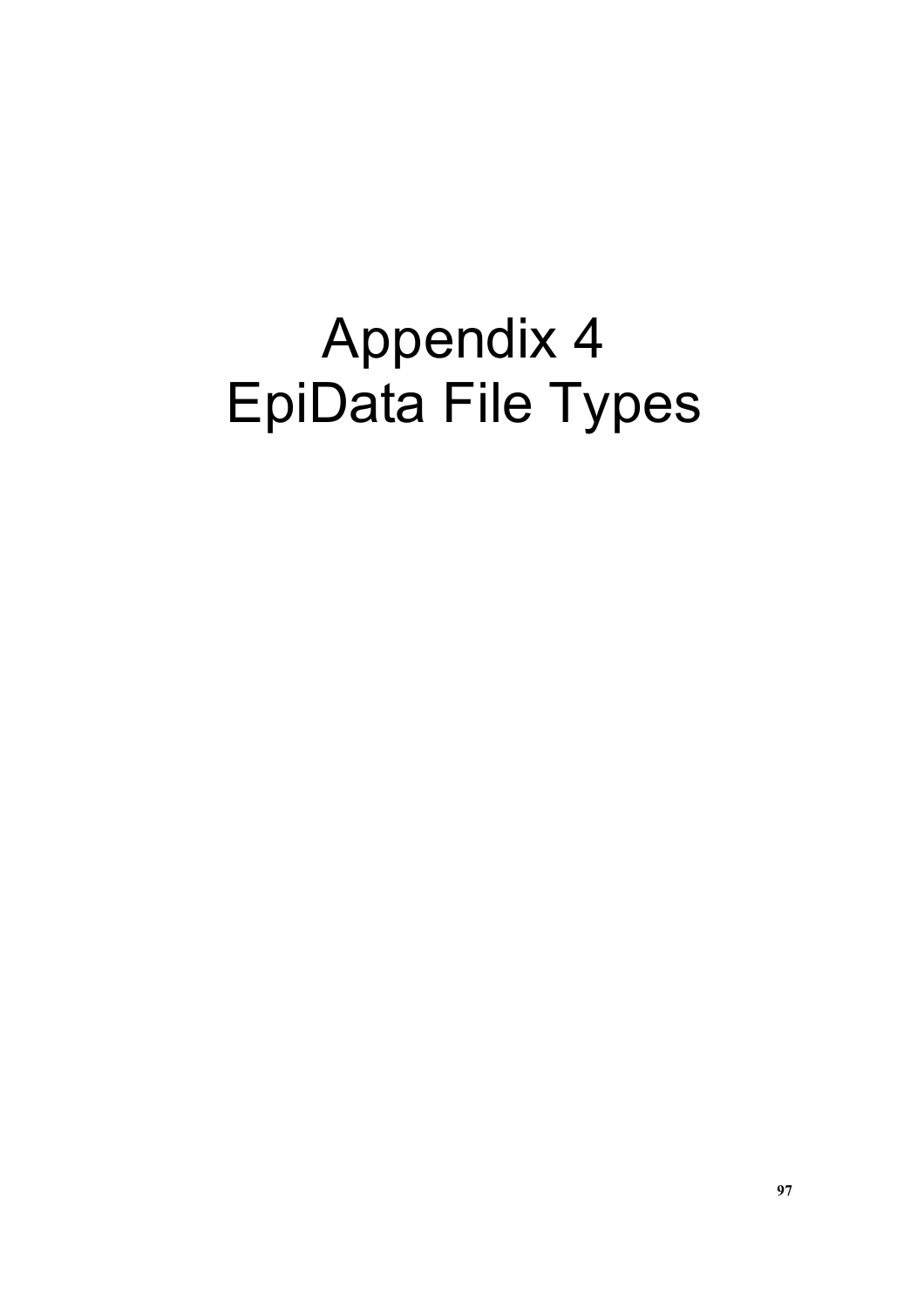# Appendix 4
# EpiData File Types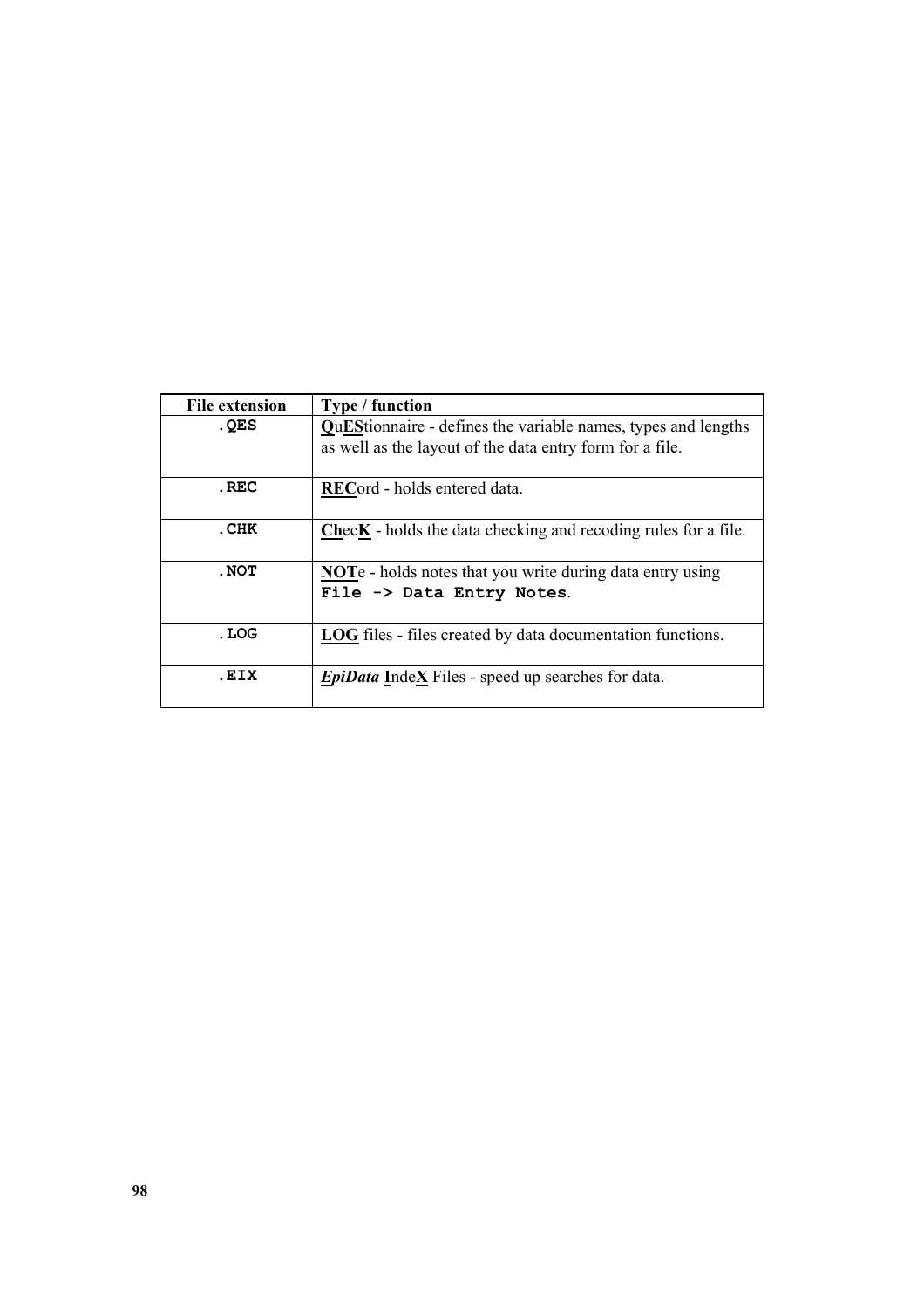| File extension | Type / function |
| --- | --- |
| `.QES` | **QuES**tionnaire - defines the variable names, types and lengths as well as the layout of the data entry form for a file. |
| `.REC` | **REC**ord - holds entered data. |
| `.CHK` | **Ch**ec**K** - holds the data checking and recoding rules for a file. |
| `.NOT` | **NOT**e - holds notes that you write during data entry using **`File -> Data Entry Notes`**. |
| `.LOG` | **LOG** files - files created by data documentation functions. |
| `.EIX` | ***EpiData*** **I**nde**X** Files - speed up searches for data. |